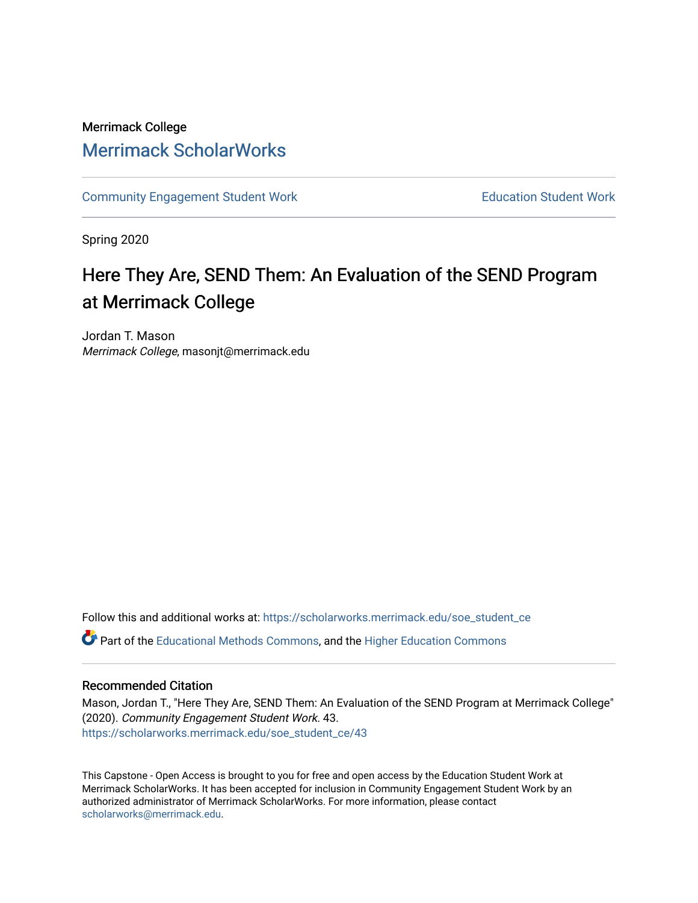Merrimack College

# Merrimack ScholarWorks

Community Engagement Student Work | Education Student Work

Spring 2020

## Here They Are, SEND Them: An Evaluation of the SEND Program at Merrimack College

Jordan T. Mason
*Merrimack College*, masonjt@merrimack.edu

Follow this and additional works at: https://scholarworks.merrimack.edu/soe_student_ce

Part of the Educational Methods Commons, and the Higher Education Commons

### Recommended Citation

Mason, Jordan T., "Here They Are, SEND Them: An Evaluation of the SEND Program at Merrimack College" (2020). *Community Engagement Student Work*. 43.
https://scholarworks.merrimack.edu/soe_student_ce/43

This Capstone - Open Access is brought to you for free and open access by the Education Student Work at Merrimack ScholarWorks. It has been accepted for inclusion in Community Engagement Student Work by an authorized administrator of Merrimack ScholarWorks. For more information, please contact scholarworks@merrimack.edu.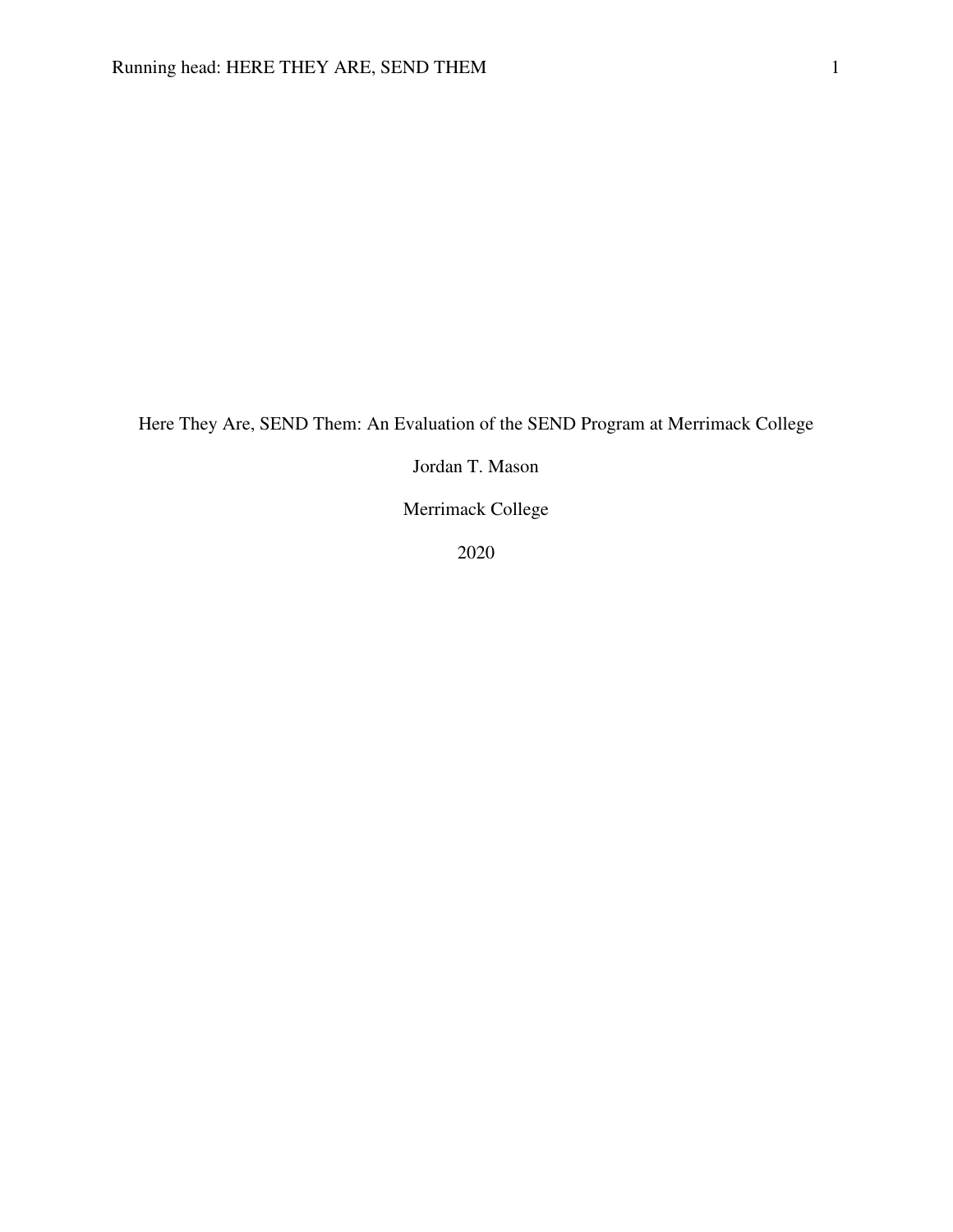# Here They Are, SEND Them: An Evaluation of the SEND Program at Merrimack College

Jordan T. Mason

Merrimack College

2020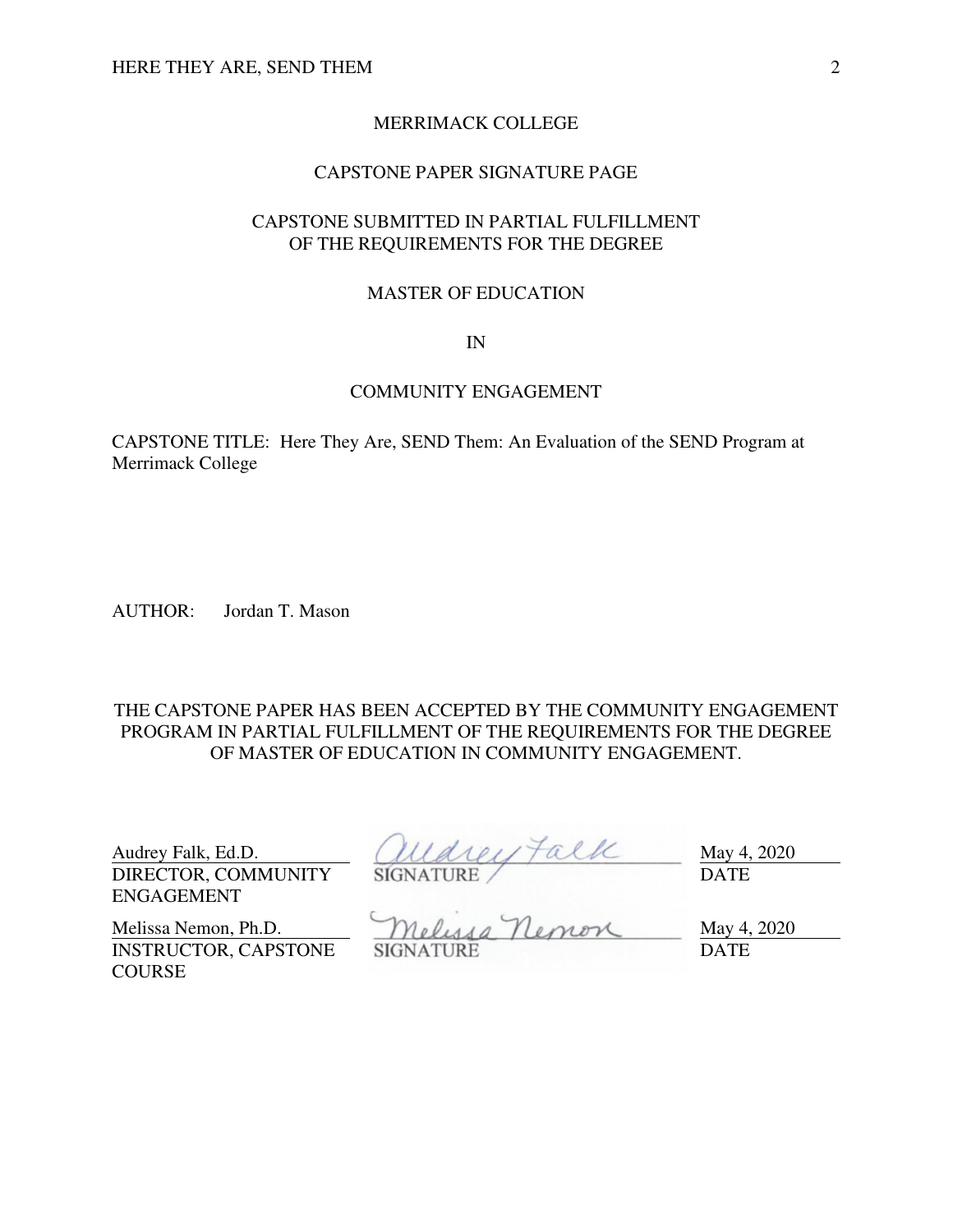MERRIMACK COLLEGE

CAPSTONE PAPER SIGNATURE PAGE

CAPSTONE SUBMITTED IN PARTIAL FULFILLMENT OF THE REQUIREMENTS FOR THE DEGREE

MASTER OF EDUCATION

IN

COMMUNITY ENGAGEMENT

CAPSTONE TITLE: Here They Are, SEND Them: An Evaluation of the SEND Program at Merrimack College

AUTHOR: Jordan T. Mason

THE CAPSTONE PAPER HAS BEEN ACCEPTED BY THE COMMUNITY ENGAGEMENT PROGRAM IN PARTIAL FULFILLMENT OF THE REQUIREMENTS FOR THE DEGREE OF MASTER OF EDUCATION IN COMMUNITY ENGAGEMENT.

| | | |
|---|---|---|
| Audrey Falk, Ed.D.<br>DIRECTOR, COMMUNITY ENGAGEMENT | Audrey Falk<br>SIGNATURE | May 4, 2020<br>DATE |
| Melissa Nemon, Ph.D.<br>INSTRUCTOR, CAPSTONE COURSE | Melissa Nemon<br>SIGNATURE | May 4, 2020<br>DATE |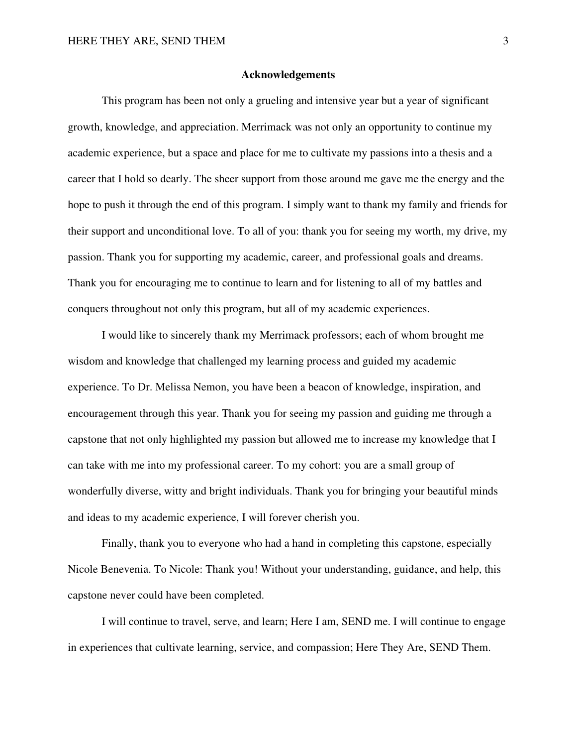## Acknowledgements

This program has been not only a grueling and intensive year but a year of significant growth, knowledge, and appreciation. Merrimack was not only an opportunity to continue my academic experience, but a space and place for me to cultivate my passions into a thesis and a career that I hold so dearly. The sheer support from those around me gave me the energy and the hope to push it through the end of this program. I simply want to thank my family and friends for their support and unconditional love. To all of you: thank you for seeing my worth, my drive, my passion. Thank you for supporting my academic, career, and professional goals and dreams. Thank you for encouraging me to continue to learn and for listening to all of my battles and conquers throughout not only this program, but all of my academic experiences.

I would like to sincerely thank my Merrimack professors; each of whom brought me wisdom and knowledge that challenged my learning process and guided my academic experience. To Dr. Melissa Nemon, you have been a beacon of knowledge, inspiration, and encouragement through this year. Thank you for seeing my passion and guiding me through a capstone that not only highlighted my passion but allowed me to increase my knowledge that I can take with me into my professional career. To my cohort: you are a small group of wonderfully diverse, witty and bright individuals. Thank you for bringing your beautiful minds and ideas to my academic experience, I will forever cherish you.

Finally, thank you to everyone who had a hand in completing this capstone, especially Nicole Benevenia. To Nicole: Thank you! Without your understanding, guidance, and help, this capstone never could have been completed.

I will continue to travel, serve, and learn; Here I am, SEND me. I will continue to engage in experiences that cultivate learning, service, and compassion; Here They Are, SEND Them.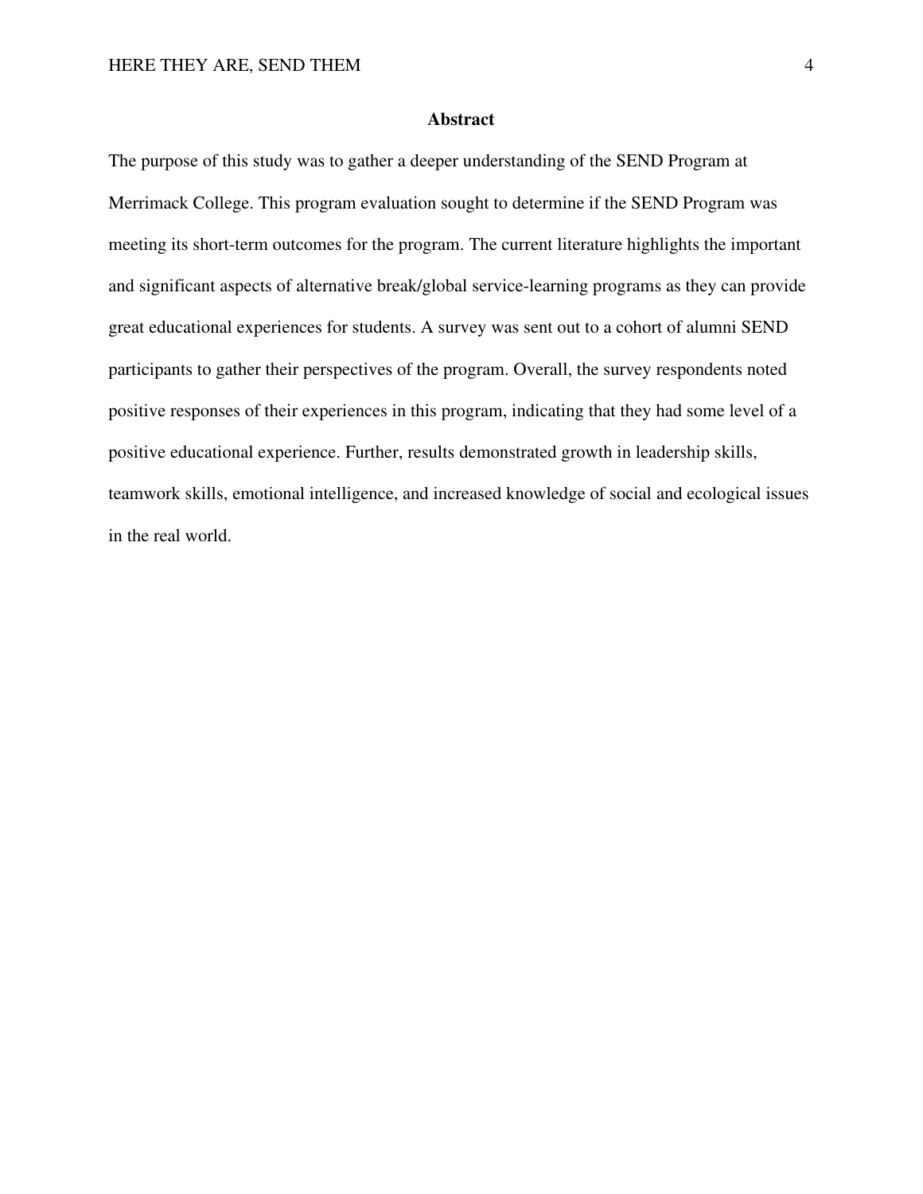## Abstract

The purpose of this study was to gather a deeper understanding of the SEND Program at Merrimack College. This program evaluation sought to determine if the SEND Program was meeting its short-term outcomes for the program. The current literature highlights the important and significant aspects of alternative break/global service-learning programs as they can provide great educational experiences for students. A survey was sent out to a cohort of alumni SEND participants to gather their perspectives of the program. Overall, the survey respondents noted positive responses of their experiences in this program, indicating that they had some level of a positive educational experience. Further, results demonstrated growth in leadership skills, teamwork skills, emotional intelligence, and increased knowledge of social and ecological issues in the real world.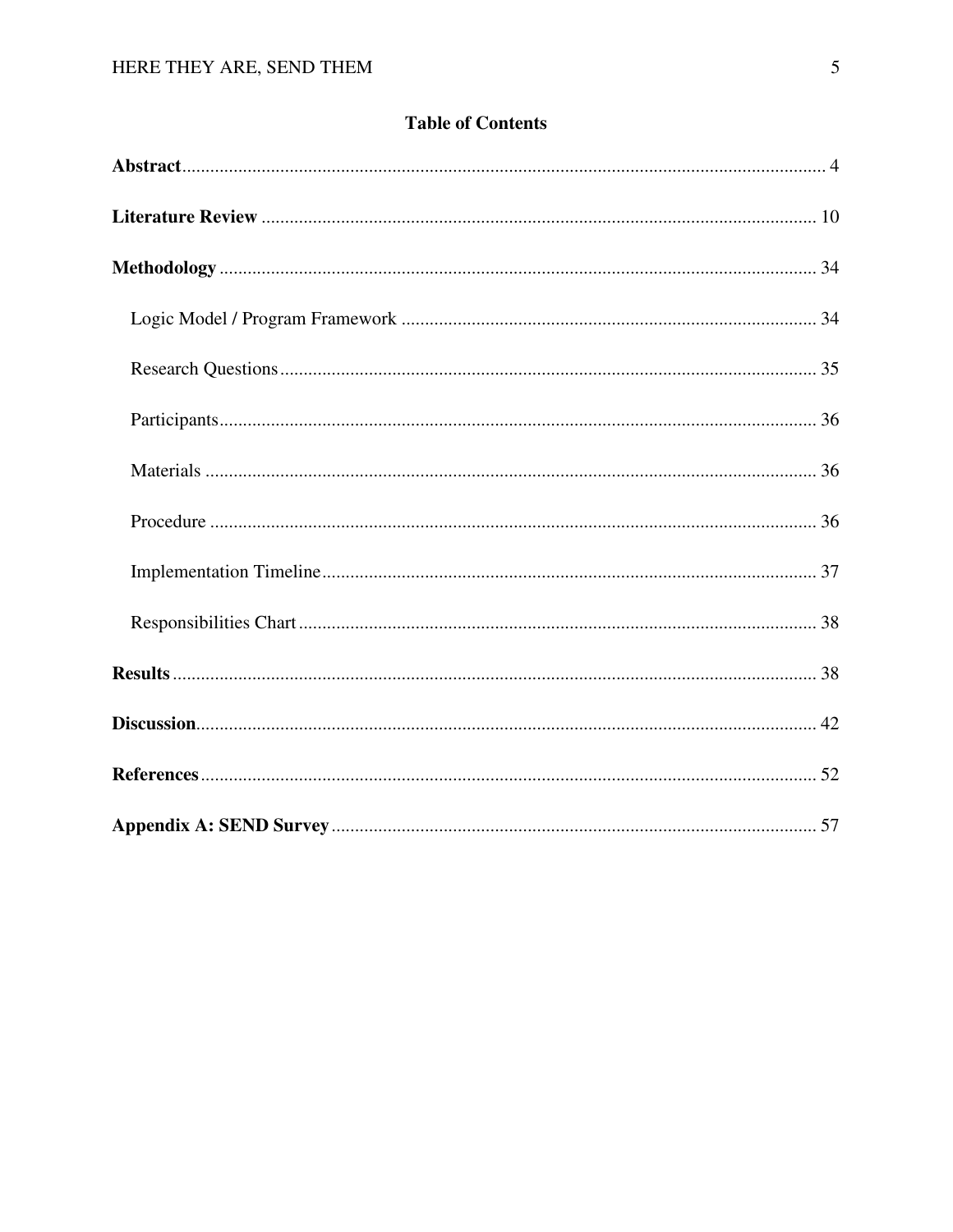## Table of Contents

**Abstract** .......... 4

**Literature Review** .......... 10

**Methodology** .......... 34

- Logic Model / Program Framework .......... 34
- Research Questions .......... 35
- Participants .......... 36
- Materials .......... 36
- Procedure .......... 36
- Implementation Timeline .......... 37
- Responsibilities Chart .......... 38

**Results** .......... 38

**Discussion** .......... 42

**References** .......... 52

**Appendix A: SEND Survey** .......... 57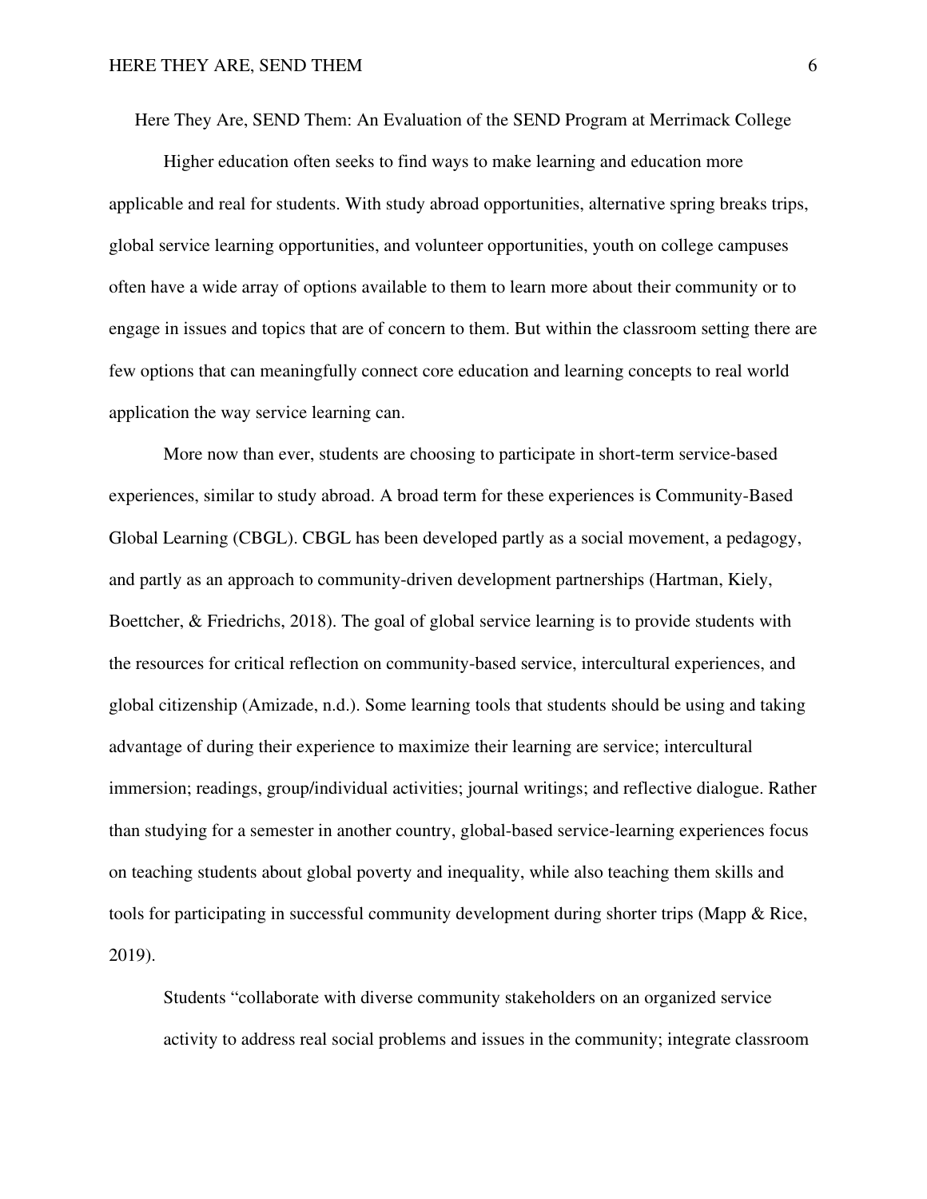# Here They Are, SEND Them: An Evaluation of the SEND Program at Merrimack College

Higher education often seeks to find ways to make learning and education more applicable and real for students. With study abroad opportunities, alternative spring breaks trips, global service learning opportunities, and volunteer opportunities, youth on college campuses often have a wide array of options available to them to learn more about their community or to engage in issues and topics that are of concern to them. But within the classroom setting there are few options that can meaningfully connect core education and learning concepts to real world application the way service learning can.

More now than ever, students are choosing to participate in short-term service-based experiences, similar to study abroad. A broad term for these experiences is Community-Based Global Learning (CBGL). CBGL has been developed partly as a social movement, a pedagogy, and partly as an approach to community-driven development partnerships (Hartman, Kiely, Boettcher, & Friedrichs, 2018). The goal of global service learning is to provide students with the resources for critical reflection on community-based service, intercultural experiences, and global citizenship (Amizade, n.d.). Some learning tools that students should be using and taking advantage of during their experience to maximize their learning are service; intercultural immersion; readings, group/individual activities; journal writings; and reflective dialogue. Rather than studying for a semester in another country, global-based service-learning experiences focus on teaching students about global poverty and inequality, while also teaching them skills and tools for participating in successful community development during shorter trips (Mapp & Rice, 2019).

> Students "collaborate with diverse community stakeholders on an organized service activity to address real social problems and issues in the community; integrate classroom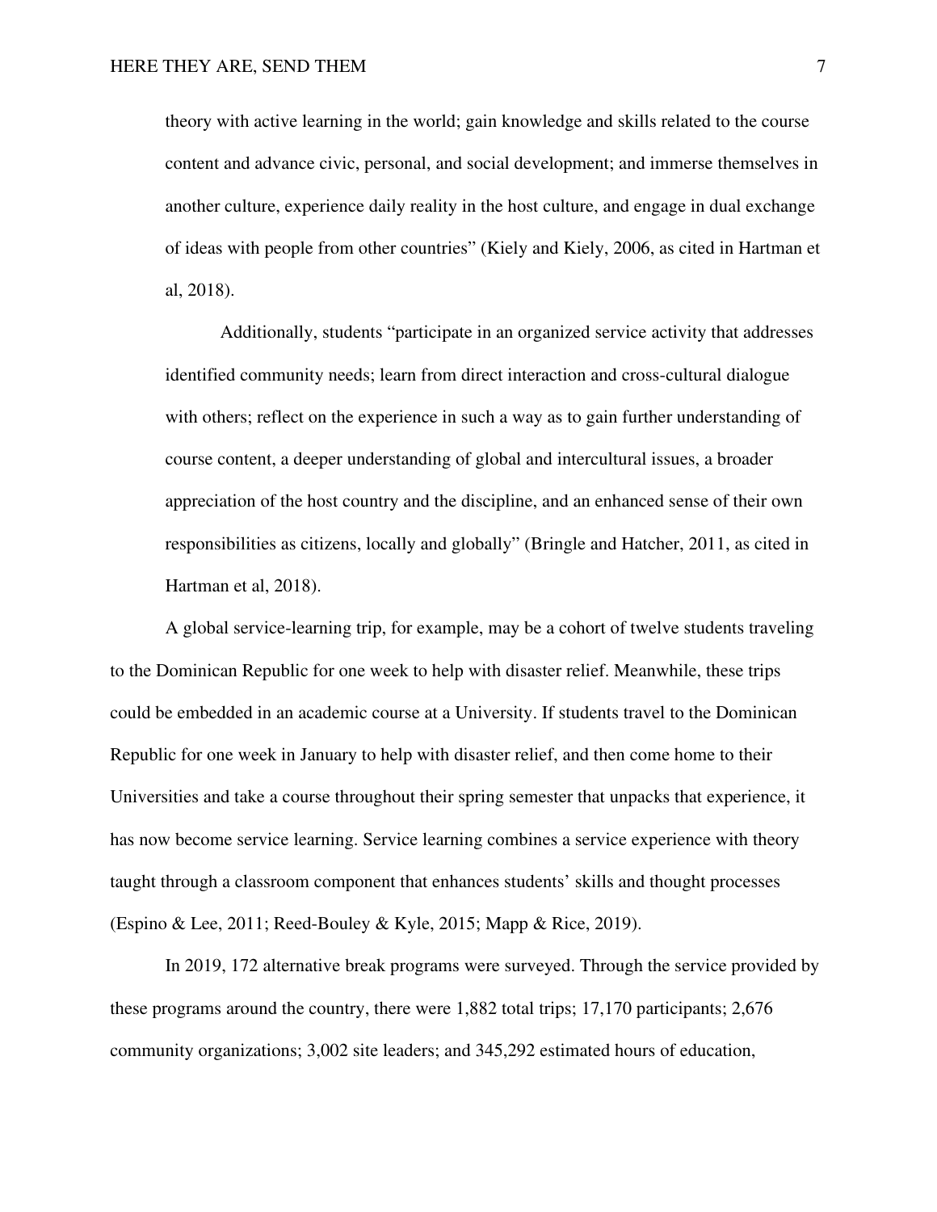> theory with active learning in the world; gain knowledge and skills related to the course content and advance civic, personal, and social development; and immerse themselves in another culture, experience daily reality in the host culture, and engage in dual exchange of ideas with people from other countries" (Kiely and Kiely, 2006, as cited in Hartman et al, 2018).
>
> Additionally, students "participate in an organized service activity that addresses identified community needs; learn from direct interaction and cross-cultural dialogue with others; reflect on the experience in such a way as to gain further understanding of course content, a deeper understanding of global and intercultural issues, a broader appreciation of the host country and the discipline, and an enhanced sense of their own responsibilities as citizens, locally and globally" (Bringle and Hatcher, 2011, as cited in Hartman et al, 2018).

A global service-learning trip, for example, may be a cohort of twelve students traveling to the Dominican Republic for one week to help with disaster relief. Meanwhile, these trips could be embedded in an academic course at a University. If students travel to the Dominican Republic for one week in January to help with disaster relief, and then come home to their Universities and take a course throughout their spring semester that unpacks that experience, it has now become service learning. Service learning combines a service experience with theory taught through a classroom component that enhances students' skills and thought processes (Espino & Lee, 2011; Reed-Bouley & Kyle, 2015; Mapp & Rice, 2019).

In 2019, 172 alternative break programs were surveyed. Through the service provided by these programs around the country, there were 1,882 total trips; 17,170 participants; 2,676 community organizations; 3,002 site leaders; and 345,292 estimated hours of education,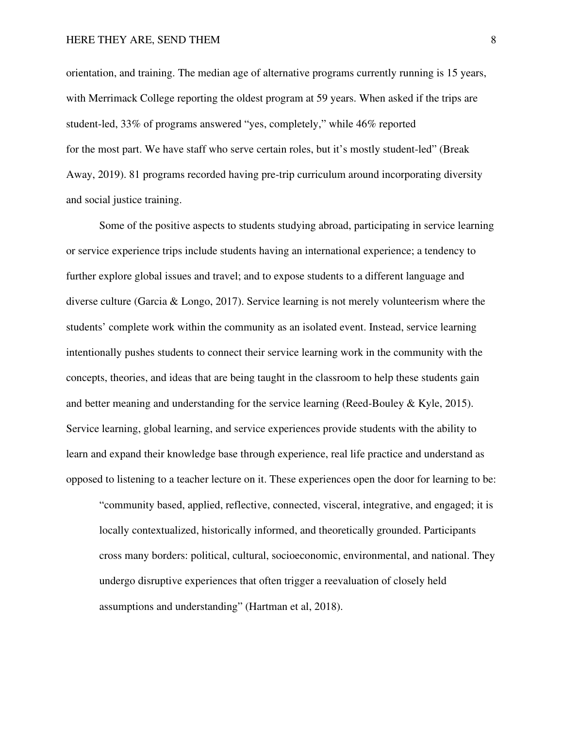orientation, and training. The median age of alternative programs currently running is 15 years, with Merrimack College reporting the oldest program at 59 years. When asked if the trips are student-led, 33% of programs answered "yes, completely," while 46% reported for the most part. We have staff who serve certain roles, but it's mostly student-led" (Break Away, 2019). 81 programs recorded having pre-trip curriculum around incorporating diversity and social justice training.

Some of the positive aspects to students studying abroad, participating in service learning or service experience trips include students having an international experience; a tendency to further explore global issues and travel; and to expose students to a different language and diverse culture (Garcia & Longo, 2017). Service learning is not merely volunteerism where the students' complete work within the community as an isolated event. Instead, service learning intentionally pushes students to connect their service learning work in the community with the concepts, theories, and ideas that are being taught in the classroom to help these students gain and better meaning and understanding for the service learning (Reed-Bouley & Kyle, 2015). Service learning, global learning, and service experiences provide students with the ability to learn and expand their knowledge base through experience, real life practice and understand as opposed to listening to a teacher lecture on it. These experiences open the door for learning to be:

> "community based, applied, reflective, connected, visceral, integrative, and engaged; it is locally contextualized, historically informed, and theoretically grounded. Participants cross many borders: political, cultural, socioeconomic, environmental, and national. They undergo disruptive experiences that often trigger a reevaluation of closely held assumptions and understanding" (Hartman et al, 2018).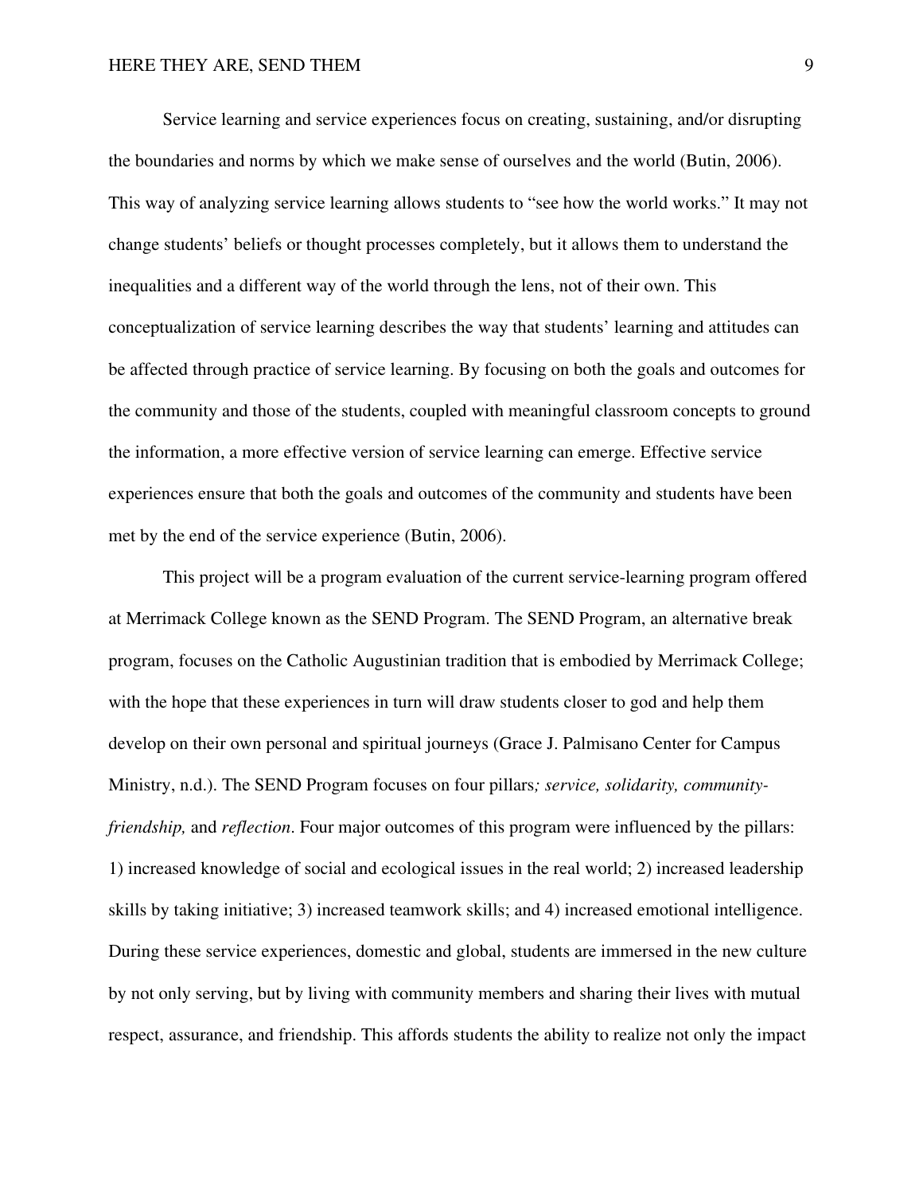Service learning and service experiences focus on creating, sustaining, and/or disrupting the boundaries and norms by which we make sense of ourselves and the world (Butin, 2006). This way of analyzing service learning allows students to "see how the world works." It may not change students' beliefs or thought processes completely, but it allows them to understand the inequalities and a different way of the world through the lens, not of their own. This conceptualization of service learning describes the way that students' learning and attitudes can be affected through practice of service learning. By focusing on both the goals and outcomes for the community and those of the students, coupled with meaningful classroom concepts to ground the information, a more effective version of service learning can emerge. Effective service experiences ensure that both the goals and outcomes of the community and students have been met by the end of the service experience (Butin, 2006).

This project will be a program evaluation of the current service-learning program offered at Merrimack College known as the SEND Program. The SEND Program, an alternative break program, focuses on the Catholic Augustinian tradition that is embodied by Merrimack College; with the hope that these experiences in turn will draw students closer to god and help them develop on their own personal and spiritual journeys (Grace J. Palmisano Center for Campus Ministry, n.d.). The SEND Program focuses on four pillars*; service, solidarity, community-friendship,* and *reflection*. Four major outcomes of this program were influenced by the pillars: 1) increased knowledge of social and ecological issues in the real world; 2) increased leadership skills by taking initiative; 3) increased teamwork skills; and 4) increased emotional intelligence. During these service experiences, domestic and global, students are immersed in the new culture by not only serving, but by living with community members and sharing their lives with mutual respect, assurance, and friendship. This affords students the ability to realize not only the impact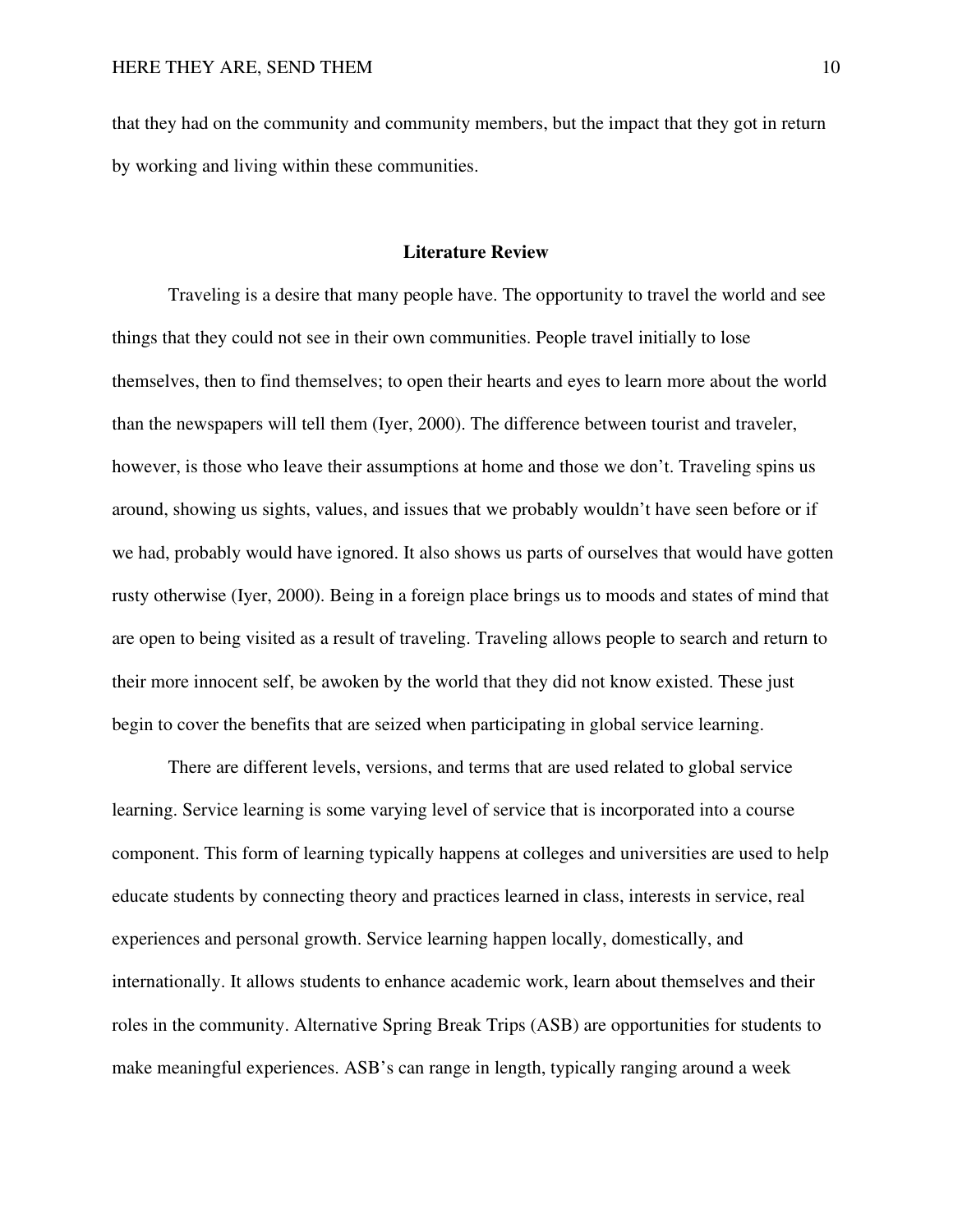that they had on the community and community members, but the impact that they got in return by working and living within these communities.

## Literature Review

Traveling is a desire that many people have. The opportunity to travel the world and see things that they could not see in their own communities. People travel initially to lose themselves, then to find themselves; to open their hearts and eyes to learn more about the world than the newspapers will tell them (Iyer, 2000). The difference between tourist and traveler, however, is those who leave their assumptions at home and those we don't. Traveling spins us around, showing us sights, values, and issues that we probably wouldn't have seen before or if we had, probably would have ignored. It also shows us parts of ourselves that would have gotten rusty otherwise (Iyer, 2000). Being in a foreign place brings us to moods and states of mind that are open to being visited as a result of traveling. Traveling allows people to search and return to their more innocent self, be awoken by the world that they did not know existed. These just begin to cover the benefits that are seized when participating in global service learning.

There are different levels, versions, and terms that are used related to global service learning. Service learning is some varying level of service that is incorporated into a course component. This form of learning typically happens at colleges and universities are used to help educate students by connecting theory and practices learned in class, interests in service, real experiences and personal growth. Service learning happen locally, domestically, and internationally. It allows students to enhance academic work, learn about themselves and their roles in the community. Alternative Spring Break Trips (ASB) are opportunities for students to make meaningful experiences. ASB's can range in length, typically ranging around a week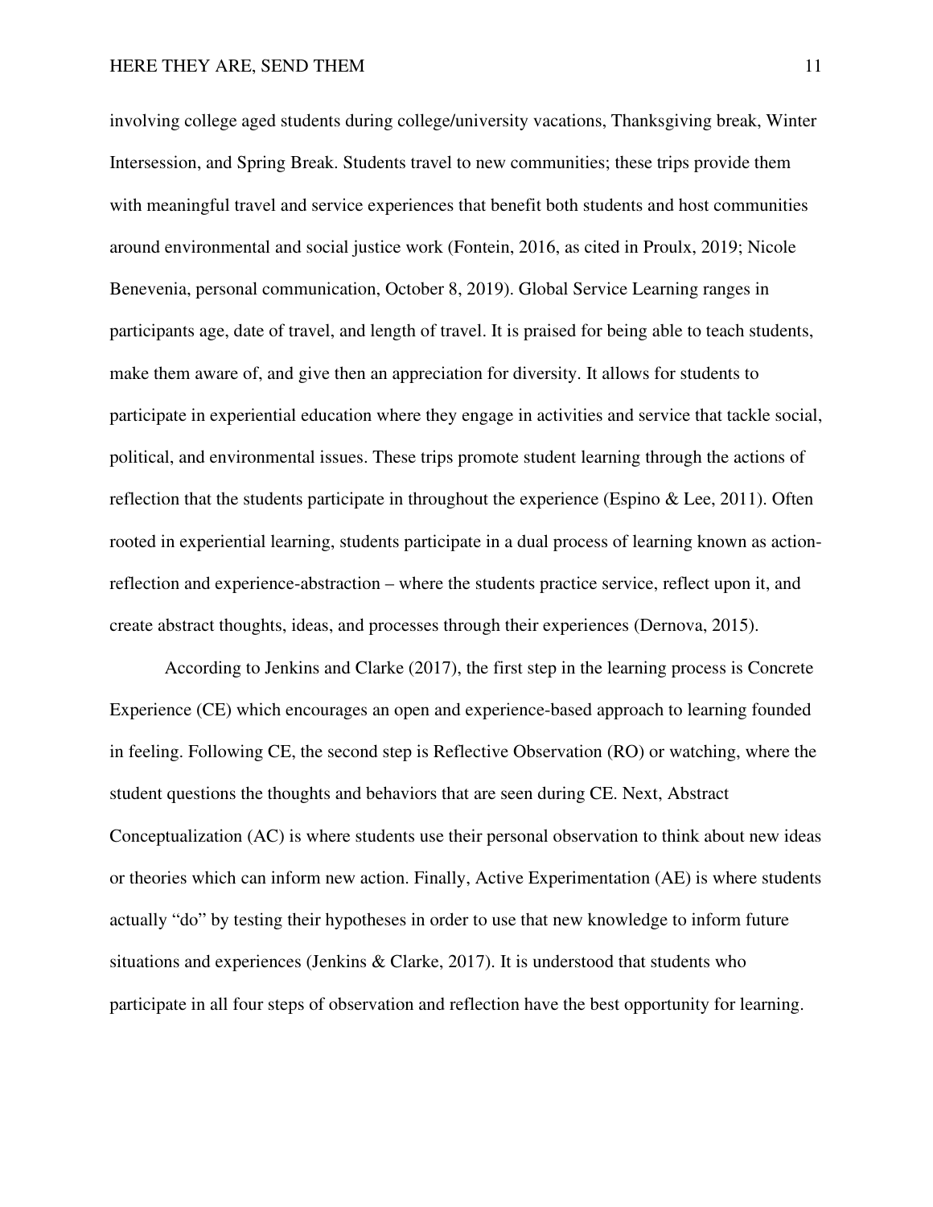involving college aged students during college/university vacations, Thanksgiving break, Winter Intersession, and Spring Break. Students travel to new communities; these trips provide them with meaningful travel and service experiences that benefit both students and host communities around environmental and social justice work (Fontein, 2016, as cited in Proulx, 2019; Nicole Benevenia, personal communication, October 8, 2019). Global Service Learning ranges in participants age, date of travel, and length of travel. It is praised for being able to teach students, make them aware of, and give then an appreciation for diversity. It allows for students to participate in experiential education where they engage in activities and service that tackle social, political, and environmental issues. These trips promote student learning through the actions of reflection that the students participate in throughout the experience (Espino & Lee, 2011). Often rooted in experiential learning, students participate in a dual process of learning known as action-reflection and experience-abstraction – where the students practice service, reflect upon it, and create abstract thoughts, ideas, and processes through their experiences (Dernova, 2015).

According to Jenkins and Clarke (2017), the first step in the learning process is Concrete Experience (CE) which encourages an open and experience-based approach to learning founded in feeling. Following CE, the second step is Reflective Observation (RO) or watching, where the student questions the thoughts and behaviors that are seen during CE. Next, Abstract Conceptualization (AC) is where students use their personal observation to think about new ideas or theories which can inform new action. Finally, Active Experimentation (AE) is where students actually "do" by testing their hypotheses in order to use that new knowledge to inform future situations and experiences (Jenkins & Clarke, 2017). It is understood that students who participate in all four steps of observation and reflection have the best opportunity for learning.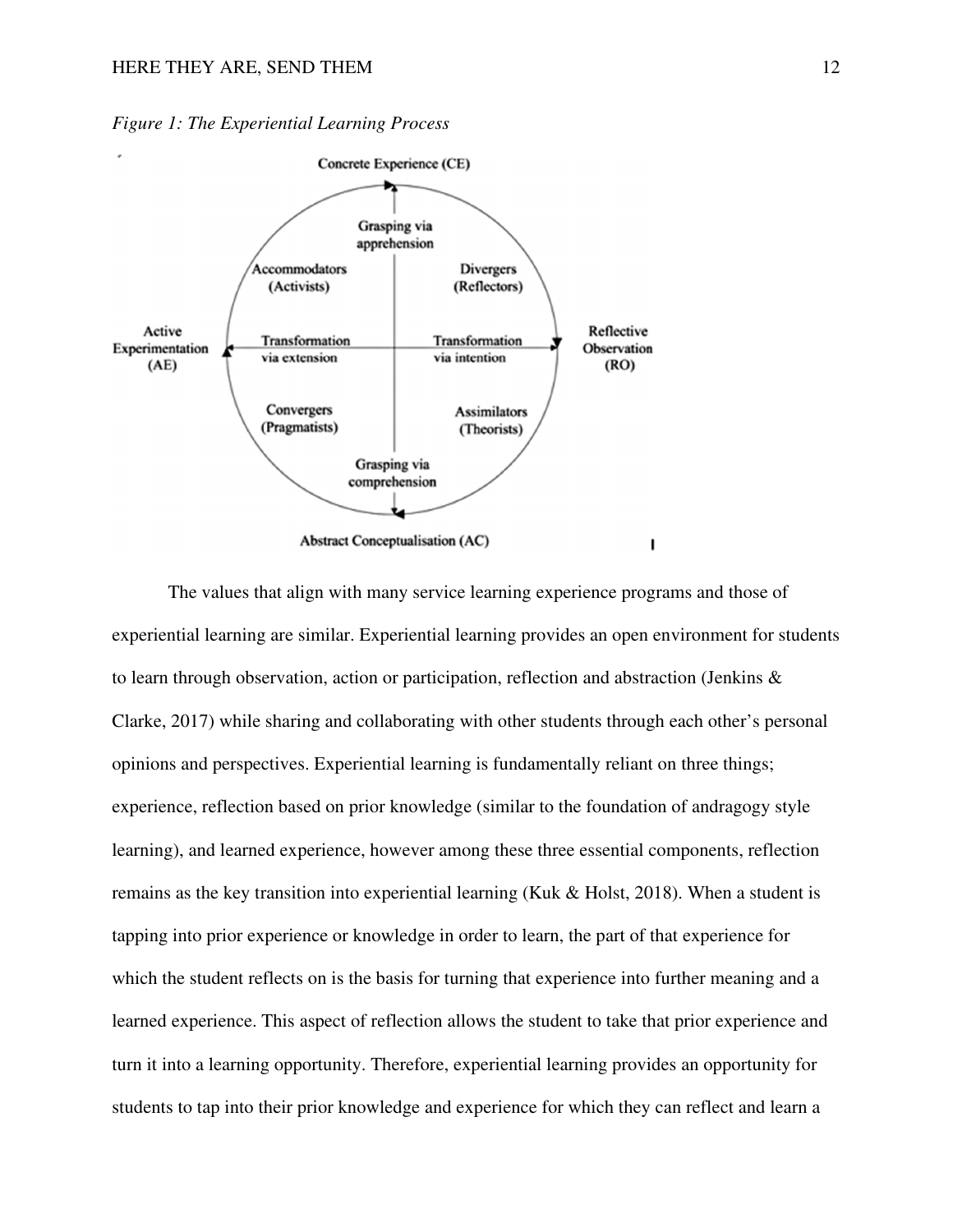*Figure 1: The Experiential Learning Process*

The values that align with many service learning experience programs and those of experiential learning are similar. Experiential learning provides an open environment for students to learn through observation, action or participation, reflection and abstraction (Jenkins & Clarke, 2017) while sharing and collaborating with other students through each other's personal opinions and perspectives. Experiential learning is fundamentally reliant on three things; experience, reflection based on prior knowledge (similar to the foundation of andragogy style learning), and learned experience, however among these three essential components, reflection remains as the key transition into experiential learning (Kuk & Holst, 2018). When a student is tapping into prior experience or knowledge in order to learn, the part of that experience for which the student reflects on is the basis for turning that experience into further meaning and a learned experience. This aspect of reflection allows the student to take that prior experience and turn it into a learning opportunity. Therefore, experiential learning provides an opportunity for students to tap into their prior knowledge and experience for which they can reflect and learn a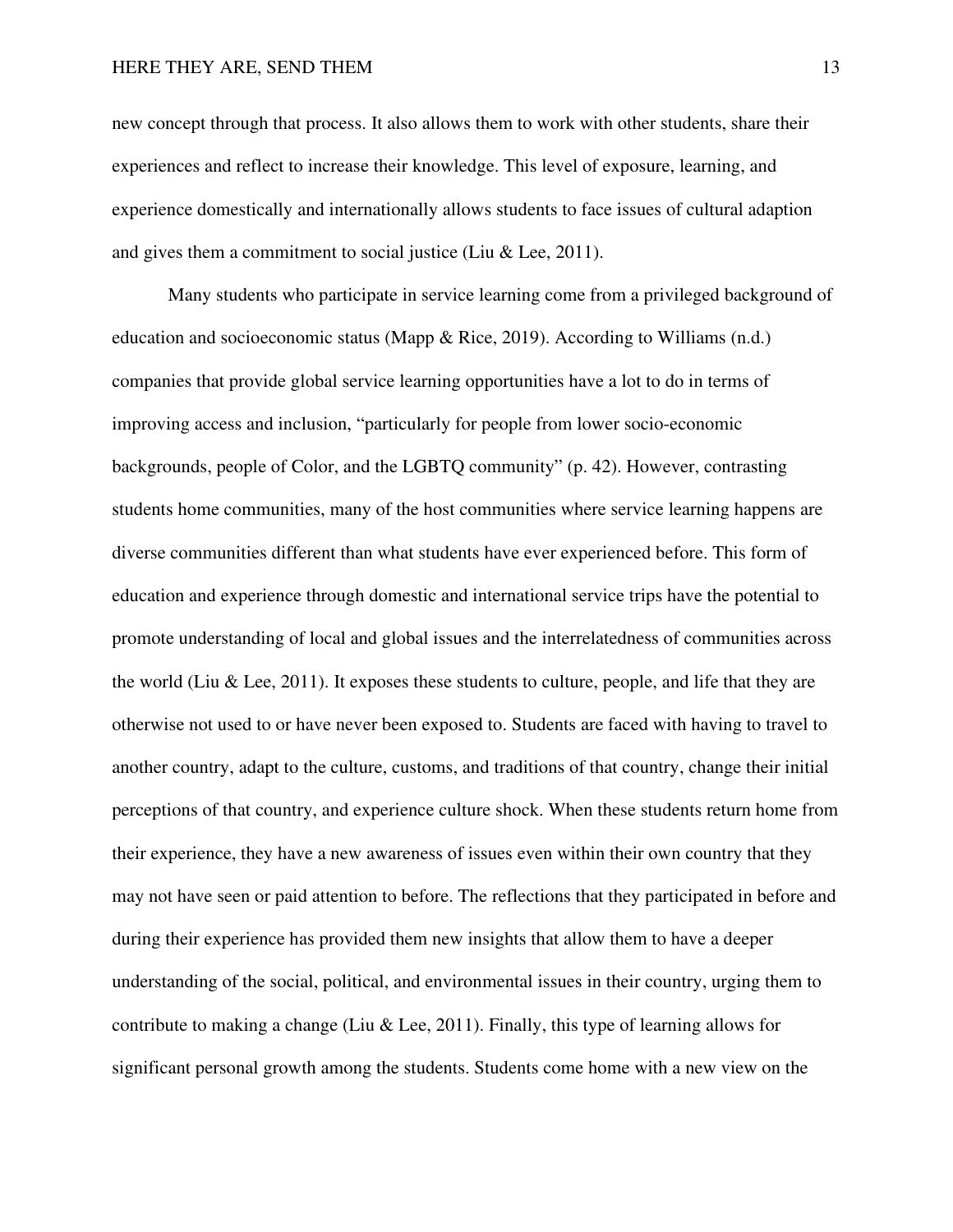new concept through that process. It also allows them to work with other students, share their experiences and reflect to increase their knowledge. This level of exposure, learning, and experience domestically and internationally allows students to face issues of cultural adaption and gives them a commitment to social justice (Liu & Lee, 2011).

Many students who participate in service learning come from a privileged background of education and socioeconomic status (Mapp & Rice, 2019). According to Williams (n.d.) companies that provide global service learning opportunities have a lot to do in terms of improving access and inclusion, "particularly for people from lower socio-economic backgrounds, people of Color, and the LGBTQ community" (p. 42). However, contrasting students home communities, many of the host communities where service learning happens are diverse communities different than what students have ever experienced before. This form of education and experience through domestic and international service trips have the potential to promote understanding of local and global issues and the interrelatedness of communities across the world (Liu & Lee, 2011). It exposes these students to culture, people, and life that they are otherwise not used to or have never been exposed to. Students are faced with having to travel to another country, adapt to the culture, customs, and traditions of that country, change their initial perceptions of that country, and experience culture shock. When these students return home from their experience, they have a new awareness of issues even within their own country that they may not have seen or paid attention to before. The reflections that they participated in before and during their experience has provided them new insights that allow them to have a deeper understanding of the social, political, and environmental issues in their country, urging them to contribute to making a change (Liu & Lee, 2011). Finally, this type of learning allows for significant personal growth among the students. Students come home with a new view on the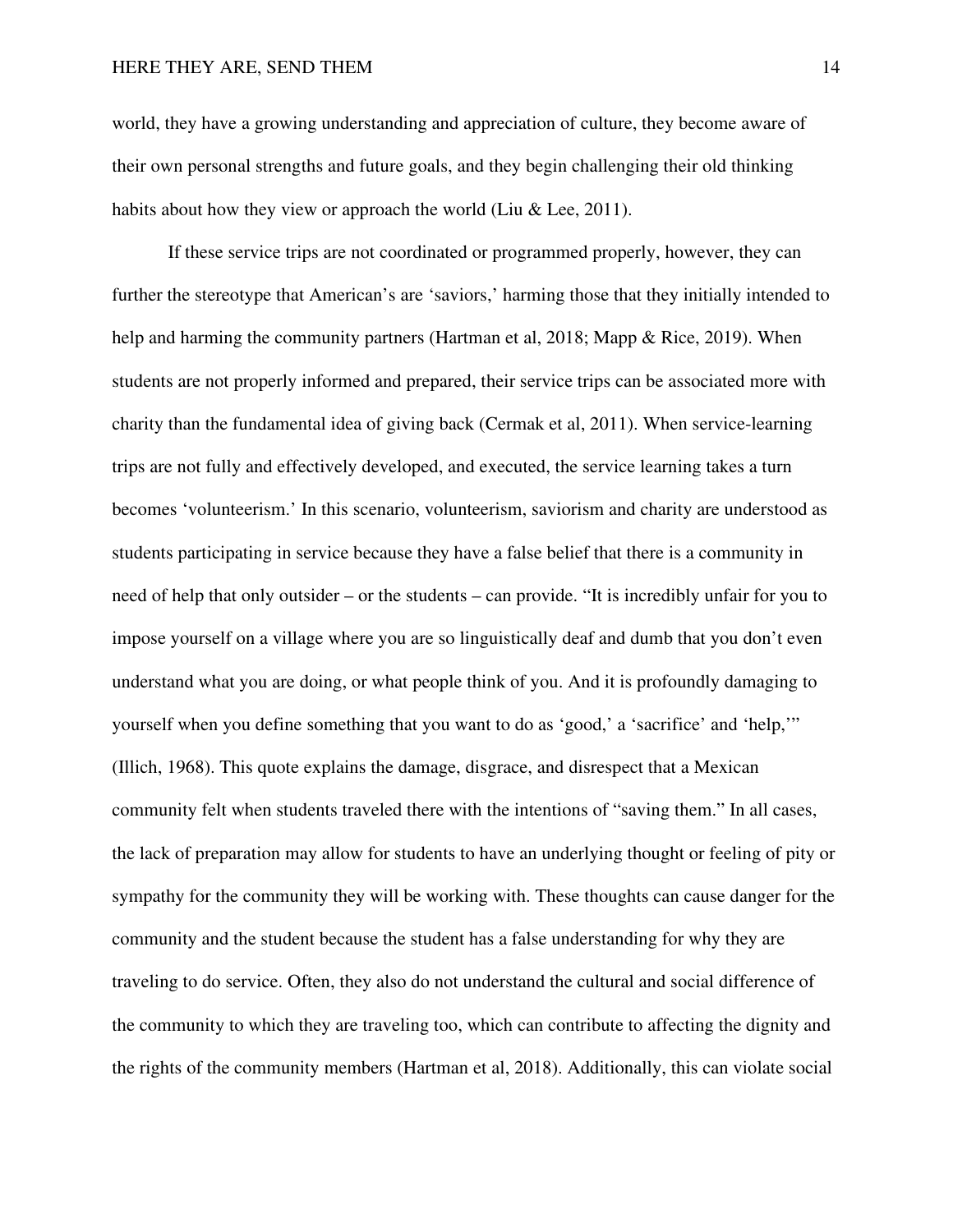world, they have a growing understanding and appreciation of culture, they become aware of their own personal strengths and future goals, and they begin challenging their old thinking habits about how they view or approach the world (Liu & Lee, 2011).

If these service trips are not coordinated or programmed properly, however, they can further the stereotype that American's are 'saviors,' harming those that they initially intended to help and harming the community partners (Hartman et al, 2018; Mapp & Rice, 2019). When students are not properly informed and prepared, their service trips can be associated more with charity than the fundamental idea of giving back (Cermak et al, 2011). When service-learning trips are not fully and effectively developed, and executed, the service learning takes a turn becomes 'volunteerism.' In this scenario, volunteerism, saviorism and charity are understood as students participating in service because they have a false belief that there is a community in need of help that only outsider – or the students – can provide. "It is incredibly unfair for you to impose yourself on a village where you are so linguistically deaf and dumb that you don't even understand what you are doing, or what people think of you. And it is profoundly damaging to yourself when you define something that you want to do as 'good,' a 'sacrifice' and 'help,'" (Illich, 1968). This quote explains the damage, disgrace, and disrespect that a Mexican community felt when students traveled there with the intentions of "saving them." In all cases, the lack of preparation may allow for students to have an underlying thought or feeling of pity or sympathy for the community they will be working with. These thoughts can cause danger for the community and the student because the student has a false understanding for why they are traveling to do service. Often, they also do not understand the cultural and social difference of the community to which they are traveling too, which can contribute to affecting the dignity and the rights of the community members (Hartman et al, 2018). Additionally, this can violate social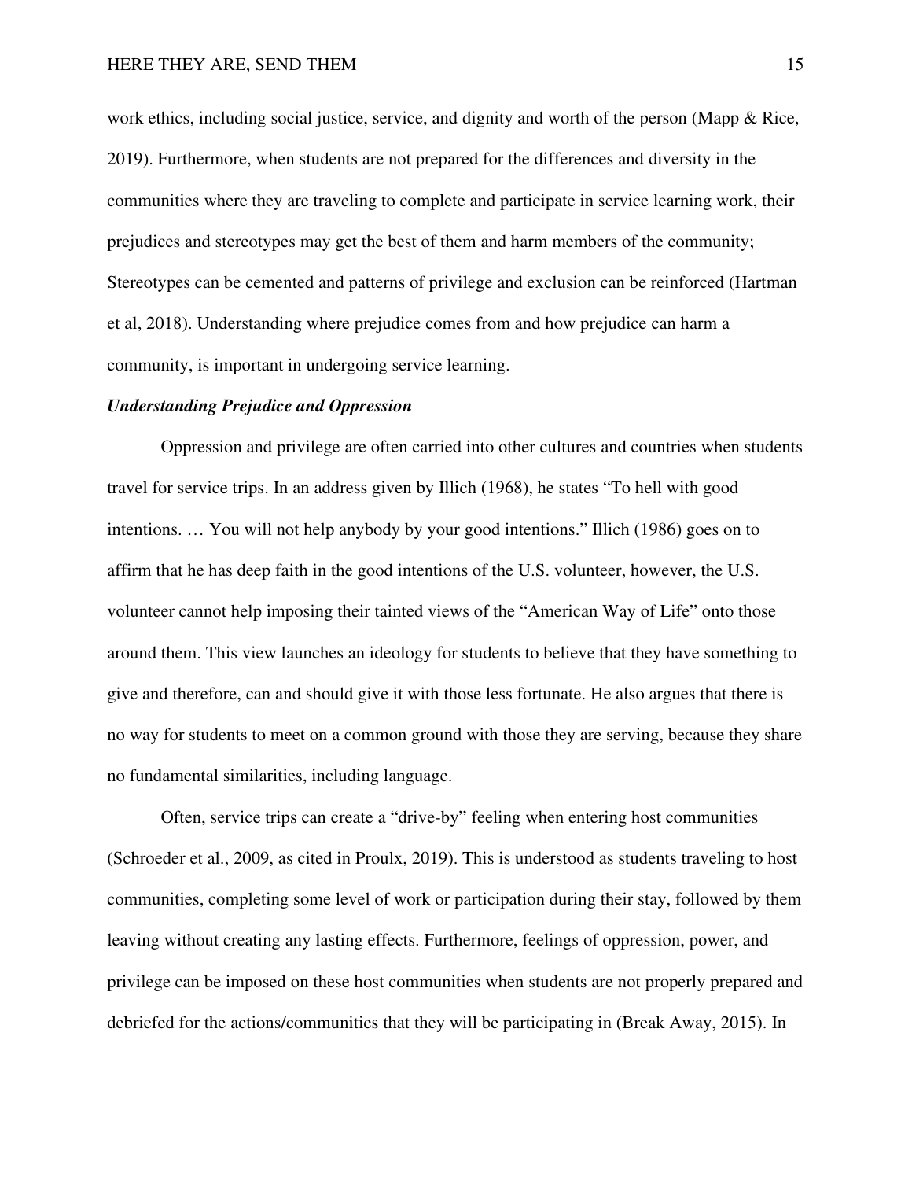work ethics, including social justice, service, and dignity and worth of the person (Mapp & Rice, 2019). Furthermore, when students are not prepared for the differences and diversity in the communities where they are traveling to complete and participate in service learning work, their prejudices and stereotypes may get the best of them and harm members of the community; Stereotypes can be cemented and patterns of privilege and exclusion can be reinforced (Hartman et al, 2018). Understanding where prejudice comes from and how prejudice can harm a community, is important in undergoing service learning.

### ***Understanding Prejudice and Oppression***

Oppression and privilege are often carried into other cultures and countries when students travel for service trips. In an address given by Illich (1968), he states "To hell with good intentions. … You will not help anybody by your good intentions." Illich (1986) goes on to affirm that he has deep faith in the good intentions of the U.S. volunteer, however, the U.S. volunteer cannot help imposing their tainted views of the "American Way of Life" onto those around them. This view launches an ideology for students to believe that they have something to give and therefore, can and should give it with those less fortunate. He also argues that there is no way for students to meet on a common ground with those they are serving, because they share no fundamental similarities, including language.

Often, service trips can create a "drive-by" feeling when entering host communities (Schroeder et al., 2009, as cited in Proulx, 2019). This is understood as students traveling to host communities, completing some level of work or participation during their stay, followed by them leaving without creating any lasting effects. Furthermore, feelings of oppression, power, and privilege can be imposed on these host communities when students are not properly prepared and debriefed for the actions/communities that they will be participating in (Break Away, 2015). In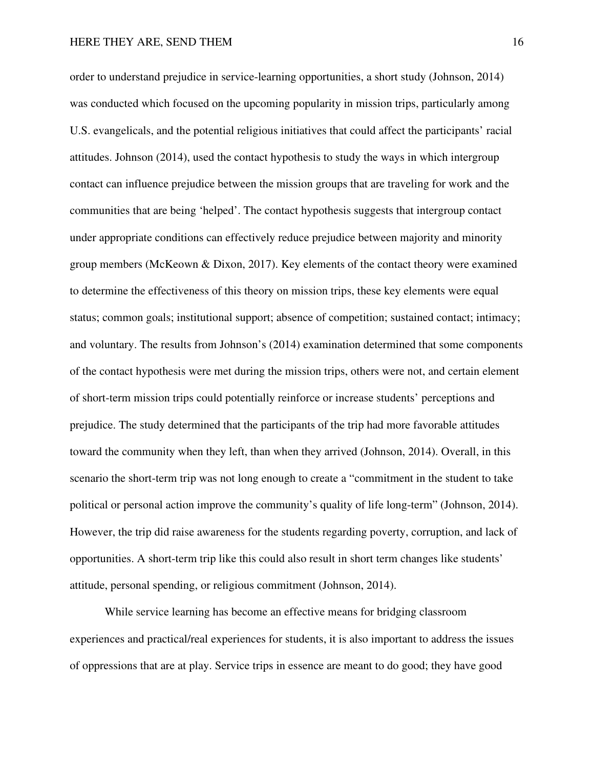order to understand prejudice in service-learning opportunities, a short study (Johnson, 2014) was conducted which focused on the upcoming popularity in mission trips, particularly among U.S. evangelicals, and the potential religious initiatives that could affect the participants' racial attitudes. Johnson (2014), used the contact hypothesis to study the ways in which intergroup contact can influence prejudice between the mission groups that are traveling for work and the communities that are being 'helped'. The contact hypothesis suggests that intergroup contact under appropriate conditions can effectively reduce prejudice between majority and minority group members (McKeown & Dixon, 2017). Key elements of the contact theory were examined to determine the effectiveness of this theory on mission trips, these key elements were equal status; common goals; institutional support; absence of competition; sustained contact; intimacy; and voluntary. The results from Johnson's (2014) examination determined that some components of the contact hypothesis were met during the mission trips, others were not, and certain element of short-term mission trips could potentially reinforce or increase students' perceptions and prejudice. The study determined that the participants of the trip had more favorable attitudes toward the community when they left, than when they arrived (Johnson, 2014). Overall, in this scenario the short-term trip was not long enough to create a "commitment in the student to take political or personal action improve the community's quality of life long-term" (Johnson, 2014). However, the trip did raise awareness for the students regarding poverty, corruption, and lack of opportunities. A short-term trip like this could also result in short term changes like students' attitude, personal spending, or religious commitment (Johnson, 2014).

While service learning has become an effective means for bridging classroom experiences and practical/real experiences for students, it is also important to address the issues of oppressions that are at play. Service trips in essence are meant to do good; they have good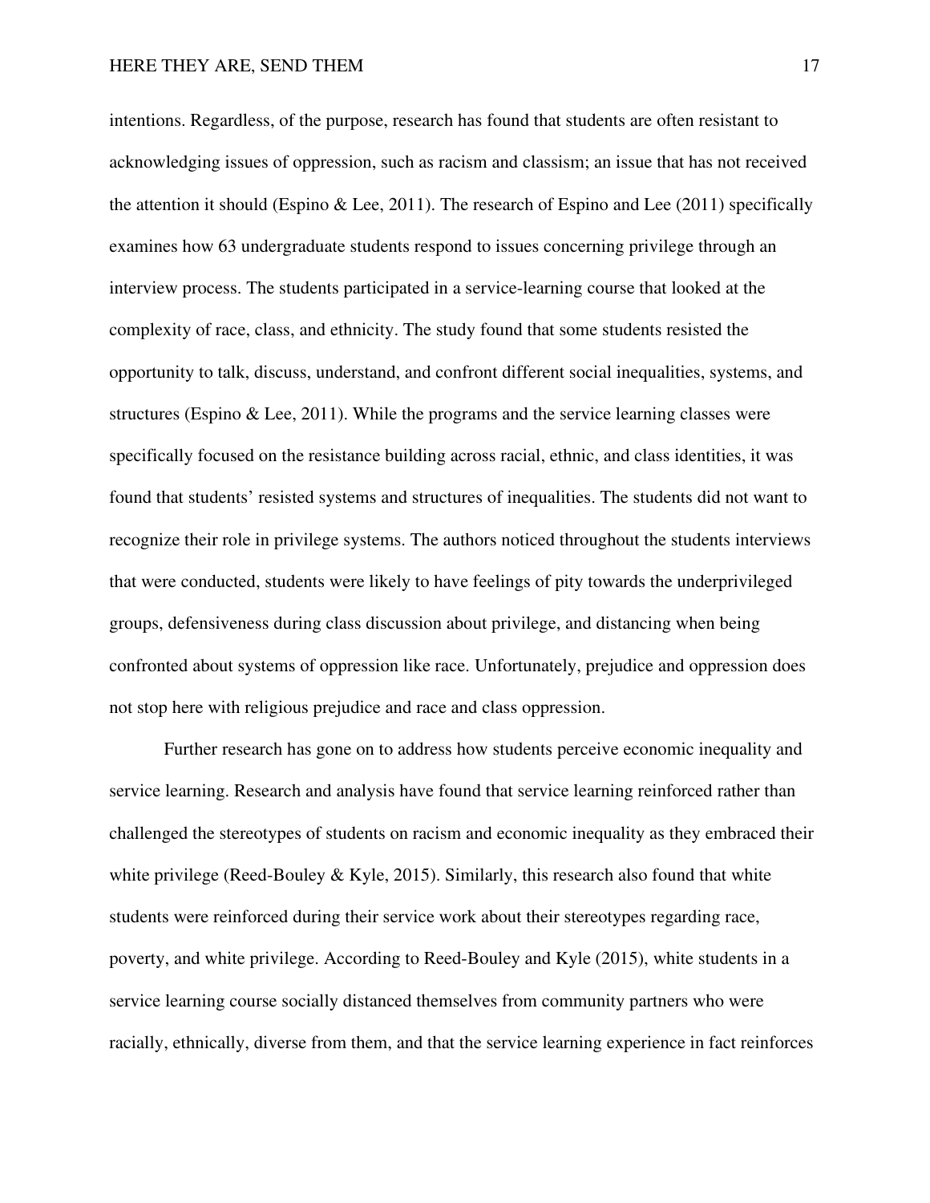intentions. Regardless, of the purpose, research has found that students are often resistant to acknowledging issues of oppression, such as racism and classism; an issue that has not received the attention it should (Espino & Lee, 2011). The research of Espino and Lee (2011) specifically examines how 63 undergraduate students respond to issues concerning privilege through an interview process. The students participated in a service-learning course that looked at the complexity of race, class, and ethnicity. The study found that some students resisted the opportunity to talk, discuss, understand, and confront different social inequalities, systems, and structures (Espino & Lee, 2011). While the programs and the service learning classes were specifically focused on the resistance building across racial, ethnic, and class identities, it was found that students' resisted systems and structures of inequalities. The students did not want to recognize their role in privilege systems. The authors noticed throughout the students interviews that were conducted, students were likely to have feelings of pity towards the underprivileged groups, defensiveness during class discussion about privilege, and distancing when being confronted about systems of oppression like race. Unfortunately, prejudice and oppression does not stop here with religious prejudice and race and class oppression.

Further research has gone on to address how students perceive economic inequality and service learning. Research and analysis have found that service learning reinforced rather than challenged the stereotypes of students on racism and economic inequality as they embraced their white privilege (Reed-Bouley & Kyle, 2015). Similarly, this research also found that white students were reinforced during their service work about their stereotypes regarding race, poverty, and white privilege. According to Reed-Bouley and Kyle (2015), white students in a service learning course socially distanced themselves from community partners who were racially, ethnically, diverse from them, and that the service learning experience in fact reinforces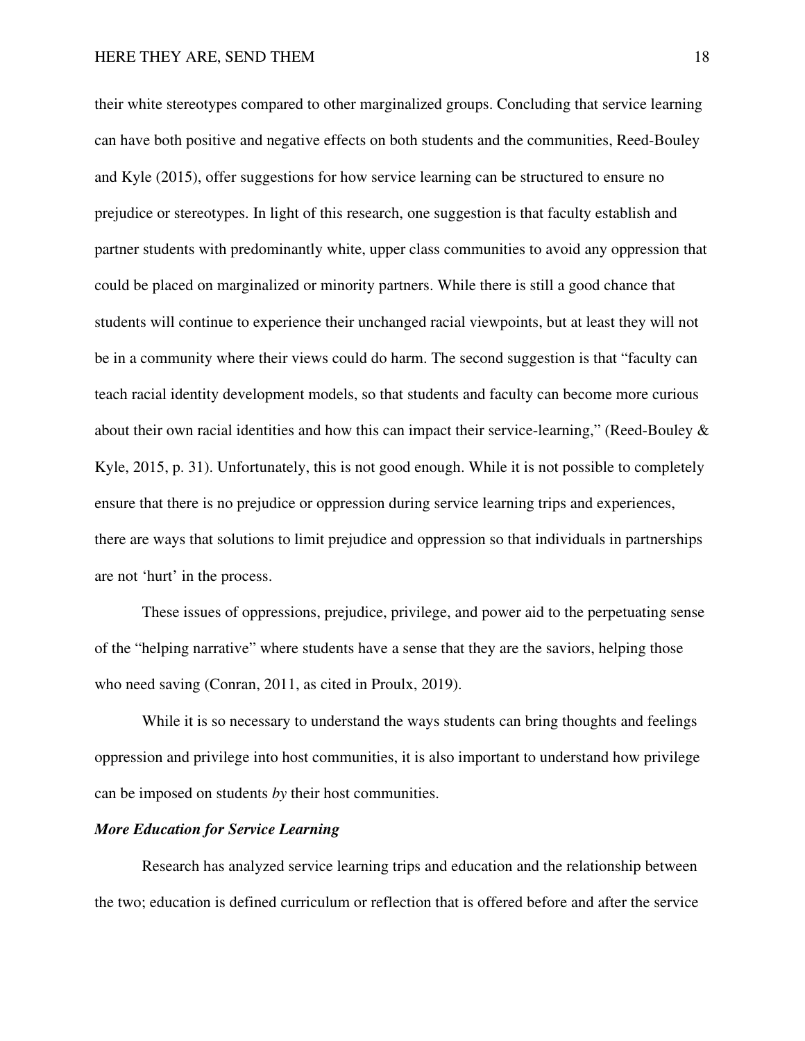their white stereotypes compared to other marginalized groups. Concluding that service learning can have both positive and negative effects on both students and the communities, Reed-Bouley and Kyle (2015), offer suggestions for how service learning can be structured to ensure no prejudice or stereotypes. In light of this research, one suggestion is that faculty establish and partner students with predominantly white, upper class communities to avoid any oppression that could be placed on marginalized or minority partners. While there is still a good chance that students will continue to experience their unchanged racial viewpoints, but at least they will not be in a community where their views could do harm. The second suggestion is that "faculty can teach racial identity development models, so that students and faculty can become more curious about their own racial identities and how this can impact their service-learning," (Reed-Bouley & Kyle, 2015, p. 31). Unfortunately, this is not good enough. While it is not possible to completely ensure that there is no prejudice or oppression during service learning trips and experiences, there are ways that solutions to limit prejudice and oppression so that individuals in partnerships are not 'hurt' in the process.

These issues of oppressions, prejudice, privilege, and power aid to the perpetuating sense of the "helping narrative" where students have a sense that they are the saviors, helping those who need saving (Conran, 2011, as cited in Proulx, 2019).

While it is so necessary to understand the ways students can bring thoughts and feelings oppression and privilege into host communities, it is also important to understand how privilege can be imposed on students *by* their host communities.

### *More Education for Service Learning*

Research has analyzed service learning trips and education and the relationship between the two; education is defined curriculum or reflection that is offered before and after the service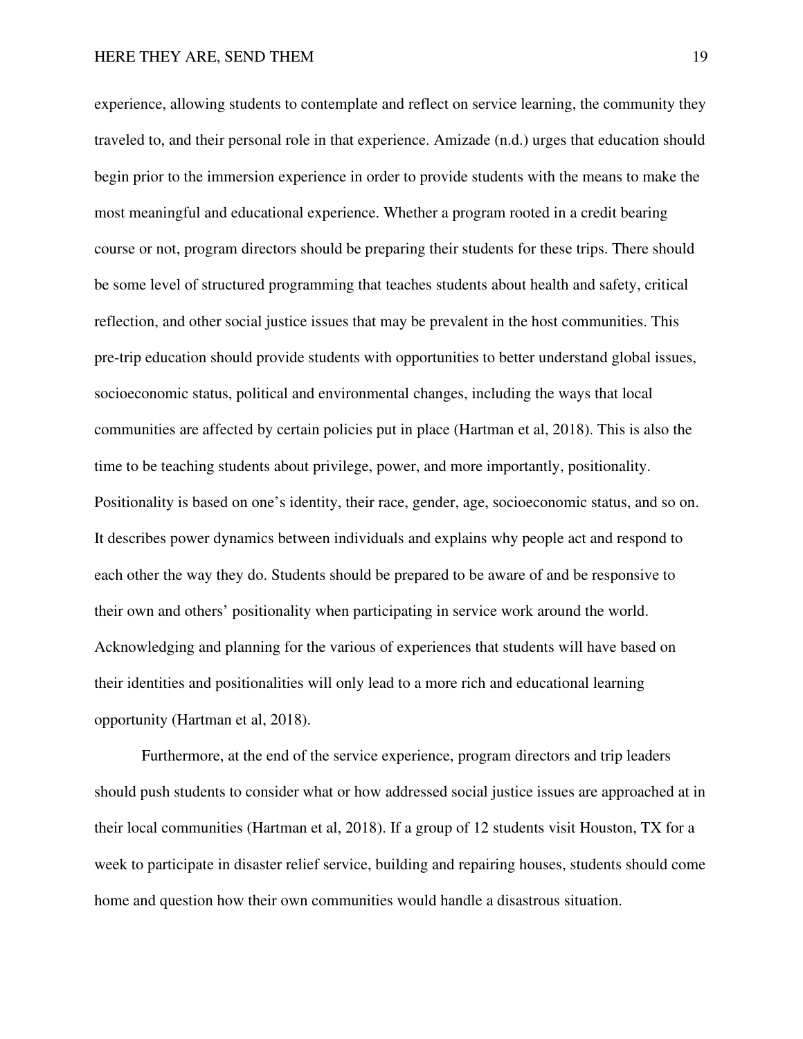experience, allowing students to contemplate and reflect on service learning, the community they traveled to, and their personal role in that experience. Amizade (n.d.) urges that education should begin prior to the immersion experience in order to provide students with the means to make the most meaningful and educational experience. Whether a program rooted in a credit bearing course or not, program directors should be preparing their students for these trips. There should be some level of structured programming that teaches students about health and safety, critical reflection, and other social justice issues that may be prevalent in the host communities. This pre-trip education should provide students with opportunities to better understand global issues, socioeconomic status, political and environmental changes, including the ways that local communities are affected by certain policies put in place (Hartman et al, 2018). This is also the time to be teaching students about privilege, power, and more importantly, positionality. Positionality is based on one's identity, their race, gender, age, socioeconomic status, and so on. It describes power dynamics between individuals and explains why people act and respond to each other the way they do. Students should be prepared to be aware of and be responsive to their own and others' positionality when participating in service work around the world. Acknowledging and planning for the various of experiences that students will have based on their identities and positionalities will only lead to a more rich and educational learning opportunity (Hartman et al, 2018).

Furthermore, at the end of the service experience, program directors and trip leaders should push students to consider what or how addressed social justice issues are approached at in their local communities (Hartman et al, 2018). If a group of 12 students visit Houston, TX for a week to participate in disaster relief service, building and repairing houses, students should come home and question how their own communities would handle a disastrous situation.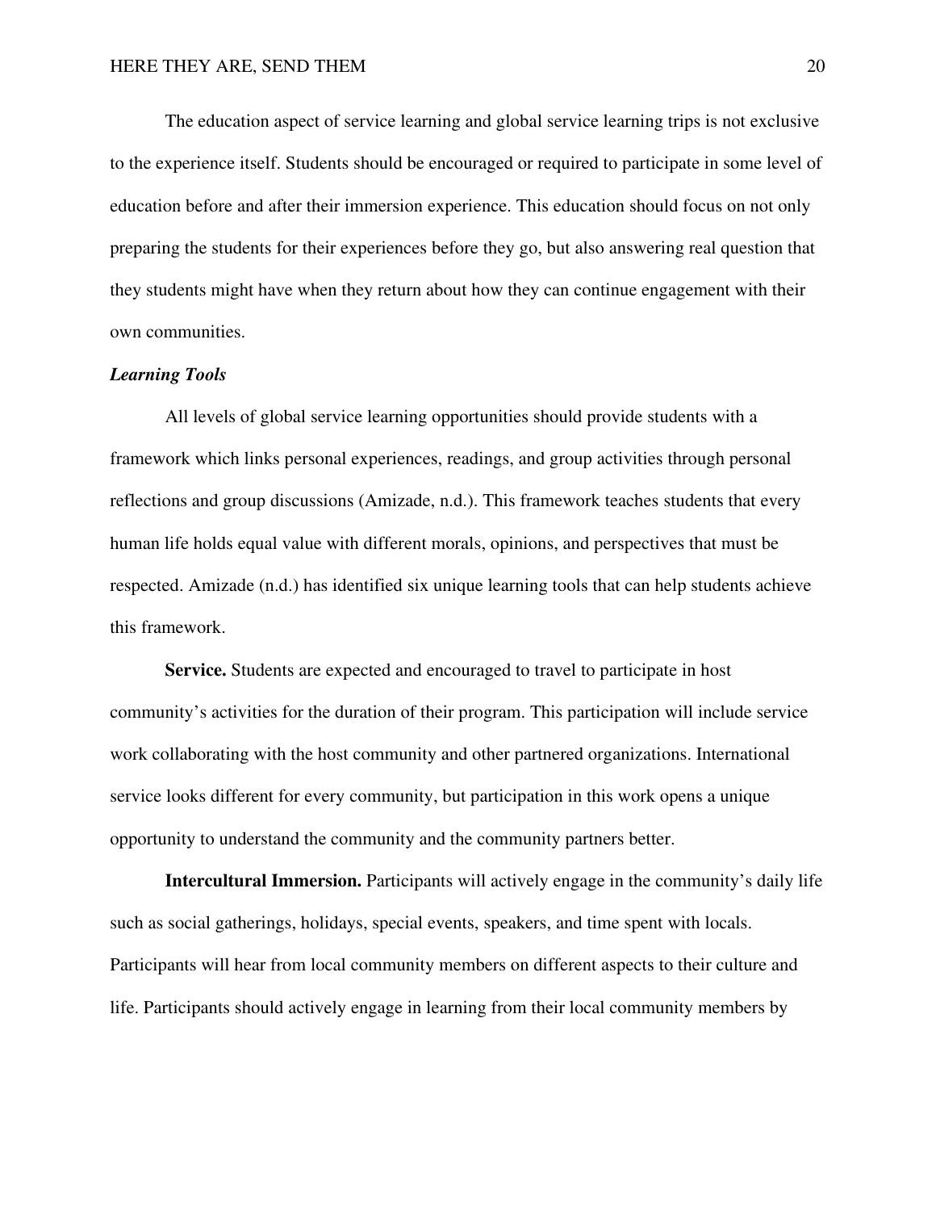The education aspect of service learning and global service learning trips is not exclusive to the experience itself. Students should be encouraged or required to participate in some level of education before and after their immersion experience. This education should focus on not only preparing the students for their experiences before they go, but also answering real question that they students might have when they return about how they can continue engagement with their own communities.

### *Learning Tools*

All levels of global service learning opportunities should provide students with a framework which links personal experiences, readings, and group activities through personal reflections and group discussions (Amizade, n.d.). This framework teaches students that every human life holds equal value with different morals, opinions, and perspectives that must be respected. Amizade (n.d.) has identified six unique learning tools that can help students achieve this framework.

**Service.** Students are expected and encouraged to travel to participate in host community's activities for the duration of their program. This participation will include service work collaborating with the host community and other partnered organizations. International service looks different for every community, but participation in this work opens a unique opportunity to understand the community and the community partners better.

**Intercultural Immersion.** Participants will actively engage in the community's daily life such as social gatherings, holidays, special events, speakers, and time spent with locals. Participants will hear from local community members on different aspects to their culture and life. Participants should actively engage in learning from their local community members by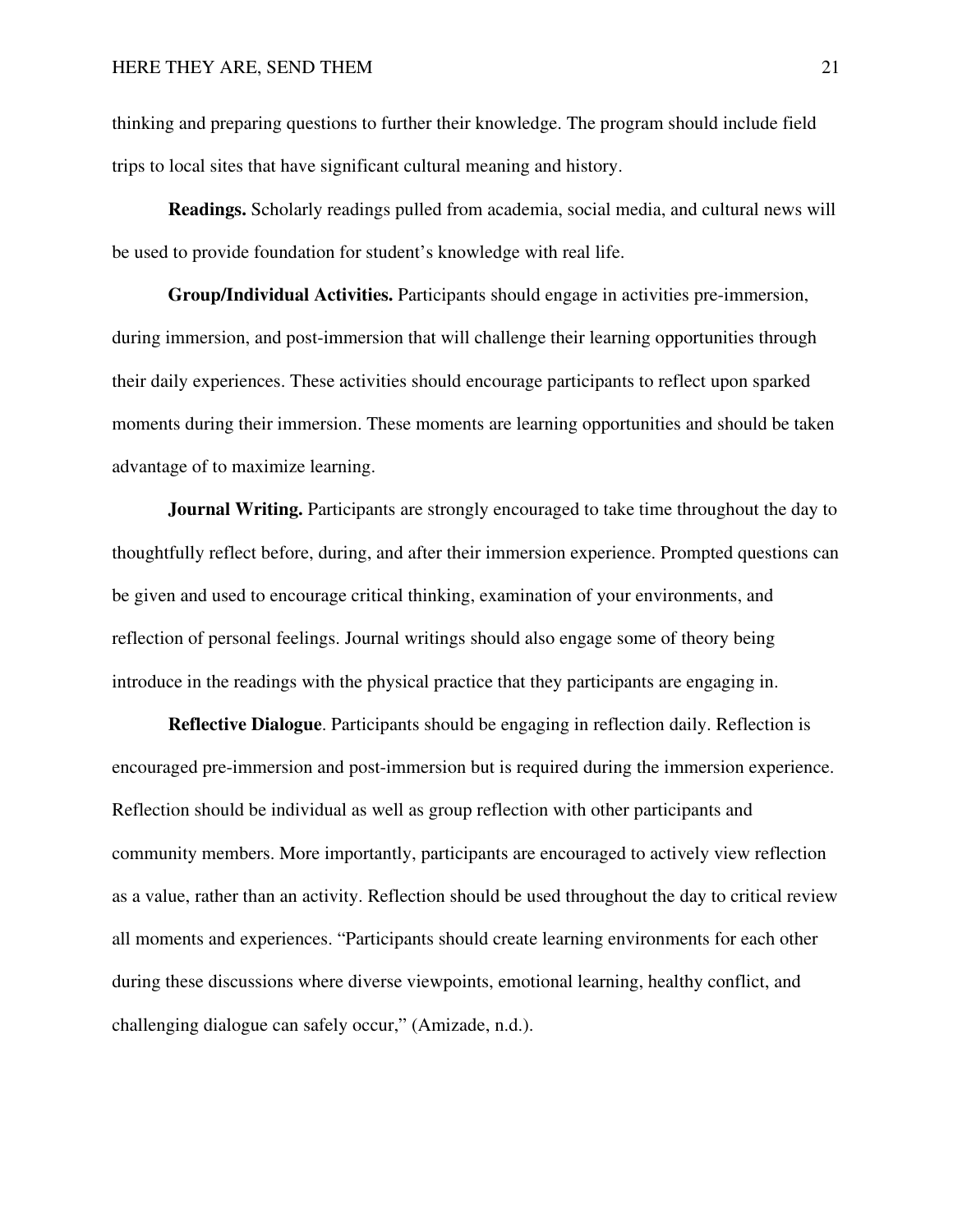thinking and preparing questions to further their knowledge. The program should include field trips to local sites that have significant cultural meaning and history.

**Readings.** Scholarly readings pulled from academia, social media, and cultural news will be used to provide foundation for student's knowledge with real life.

**Group/Individual Activities.** Participants should engage in activities pre-immersion, during immersion, and post-immersion that will challenge their learning opportunities through their daily experiences. These activities should encourage participants to reflect upon sparked moments during their immersion. These moments are learning opportunities and should be taken advantage of to maximize learning.

**Journal Writing.** Participants are strongly encouraged to take time throughout the day to thoughtfully reflect before, during, and after their immersion experience. Prompted questions can be given and used to encourage critical thinking, examination of your environments, and reflection of personal feelings. Journal writings should also engage some of theory being introduce in the readings with the physical practice that they participants are engaging in.

**Reflective Dialogue**. Participants should be engaging in reflection daily. Reflection is encouraged pre-immersion and post-immersion but is required during the immersion experience. Reflection should be individual as well as group reflection with other participants and community members. More importantly, participants are encouraged to actively view reflection as a value, rather than an activity. Reflection should be used throughout the day to critical review all moments and experiences. "Participants should create learning environments for each other during these discussions where diverse viewpoints, emotional learning, healthy conflict, and challenging dialogue can safely occur," (Amizade, n.d.).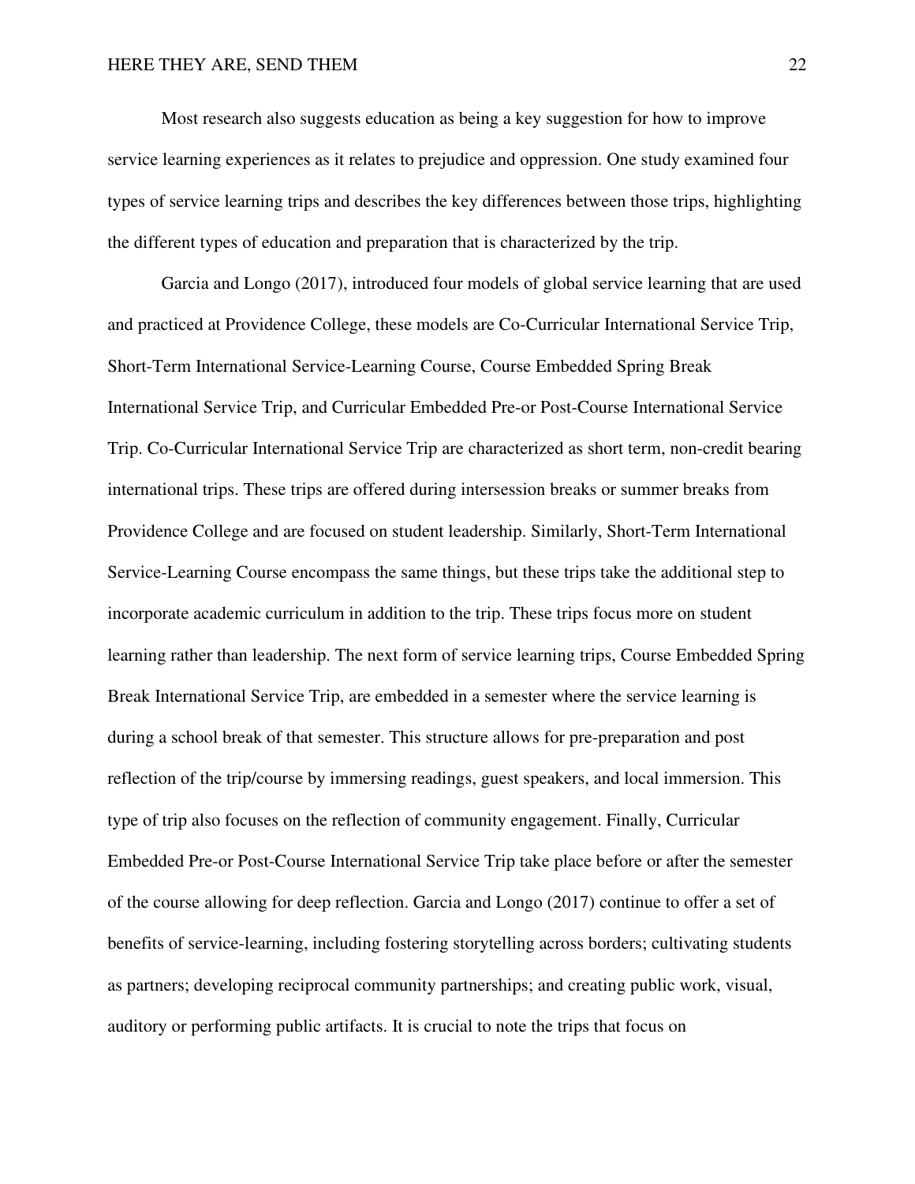Most research also suggests education as being a key suggestion for how to improve service learning experiences as it relates to prejudice and oppression. One study examined four types of service learning trips and describes the key differences between those trips, highlighting the different types of education and preparation that is characterized by the trip.

Garcia and Longo (2017), introduced four models of global service learning that are used and practiced at Providence College, these models are Co-Curricular International Service Trip, Short-Term International Service-Learning Course, Course Embedded Spring Break International Service Trip, and Curricular Embedded Pre-or Post-Course International Service Trip. Co-Curricular International Service Trip are characterized as short term, non-credit bearing international trips. These trips are offered during intersession breaks or summer breaks from Providence College and are focused on student leadership. Similarly, Short-Term International Service-Learning Course encompass the same things, but these trips take the additional step to incorporate academic curriculum in addition to the trip. These trips focus more on student learning rather than leadership. The next form of service learning trips, Course Embedded Spring Break International Service Trip, are embedded in a semester where the service learning is during a school break of that semester. This structure allows for pre-preparation and post reflection of the trip/course by immersing readings, guest speakers, and local immersion. This type of trip also focuses on the reflection of community engagement. Finally, Curricular Embedded Pre-or Post-Course International Service Trip take place before or after the semester of the course allowing for deep reflection. Garcia and Longo (2017) continue to offer a set of benefits of service-learning, including fostering storytelling across borders; cultivating students as partners; developing reciprocal community partnerships; and creating public work, visual, auditory or performing public artifacts. It is crucial to note the trips that focus on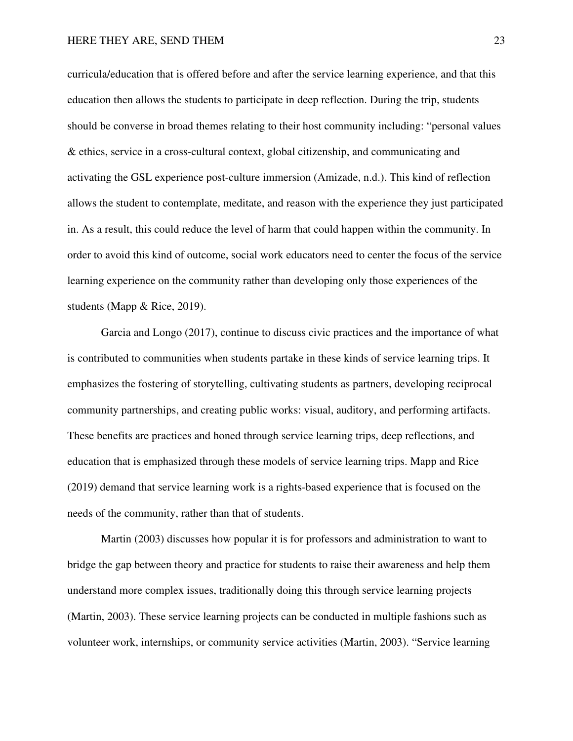curricula/education that is offered before and after the service learning experience, and that this education then allows the students to participate in deep reflection. During the trip, students should be converse in broad themes relating to their host community including: "personal values & ethics, service in a cross-cultural context, global citizenship, and communicating and activating the GSL experience post-culture immersion (Amizade, n.d.). This kind of reflection allows the student to contemplate, meditate, and reason with the experience they just participated in. As a result, this could reduce the level of harm that could happen within the community. In order to avoid this kind of outcome, social work educators need to center the focus of the service learning experience on the community rather than developing only those experiences of the students (Mapp & Rice, 2019).

Garcia and Longo (2017), continue to discuss civic practices and the importance of what is contributed to communities when students partake in these kinds of service learning trips. It emphasizes the fostering of storytelling, cultivating students as partners, developing reciprocal community partnerships, and creating public works: visual, auditory, and performing artifacts. These benefits are practices and honed through service learning trips, deep reflections, and education that is emphasized through these models of service learning trips. Mapp and Rice (2019) demand that service learning work is a rights-based experience that is focused on the needs of the community, rather than that of students.

Martin (2003) discusses how popular it is for professors and administration to want to bridge the gap between theory and practice for students to raise their awareness and help them understand more complex issues, traditionally doing this through service learning projects (Martin, 2003). These service learning projects can be conducted in multiple fashions such as volunteer work, internships, or community service activities (Martin, 2003). "Service learning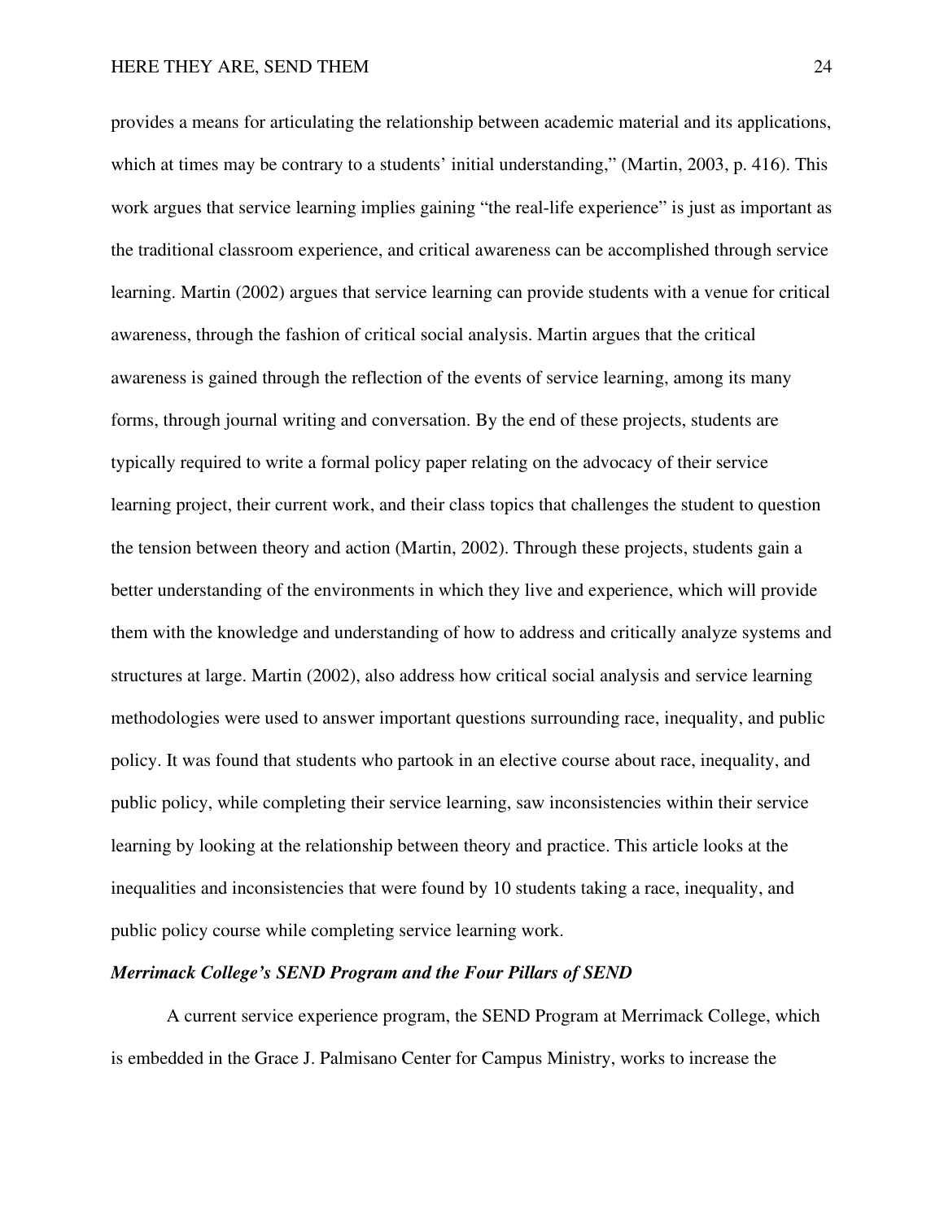provides a means for articulating the relationship between academic material and its applications, which at times may be contrary to a students' initial understanding," (Martin, 2003, p. 416). This work argues that service learning implies gaining "the real-life experience" is just as important as the traditional classroom experience, and critical awareness can be accomplished through service learning. Martin (2002) argues that service learning can provide students with a venue for critical awareness, through the fashion of critical social analysis. Martin argues that the critical awareness is gained through the reflection of the events of service learning, among its many forms, through journal writing and conversation. By the end of these projects, students are typically required to write a formal policy paper relating on the advocacy of their service learning project, their current work, and their class topics that challenges the student to question the tension between theory and action (Martin, 2002). Through these projects, students gain a better understanding of the environments in which they live and experience, which will provide them with the knowledge and understanding of how to address and critically analyze systems and structures at large. Martin (2002), also address how critical social analysis and service learning methodologies were used to answer important questions surrounding race, inequality, and public policy. It was found that students who partook in an elective course about race, inequality, and public policy, while completing their service learning, saw inconsistencies within their service learning by looking at the relationship between theory and practice. This article looks at the inequalities and inconsistencies that were found by 10 students taking a race, inequality, and public policy course while completing service learning work.

### *Merrimack College's SEND Program and the Four Pillars of SEND*

A current service experience program, the SEND Program at Merrimack College, which is embedded in the Grace J. Palmisano Center for Campus Ministry, works to increase the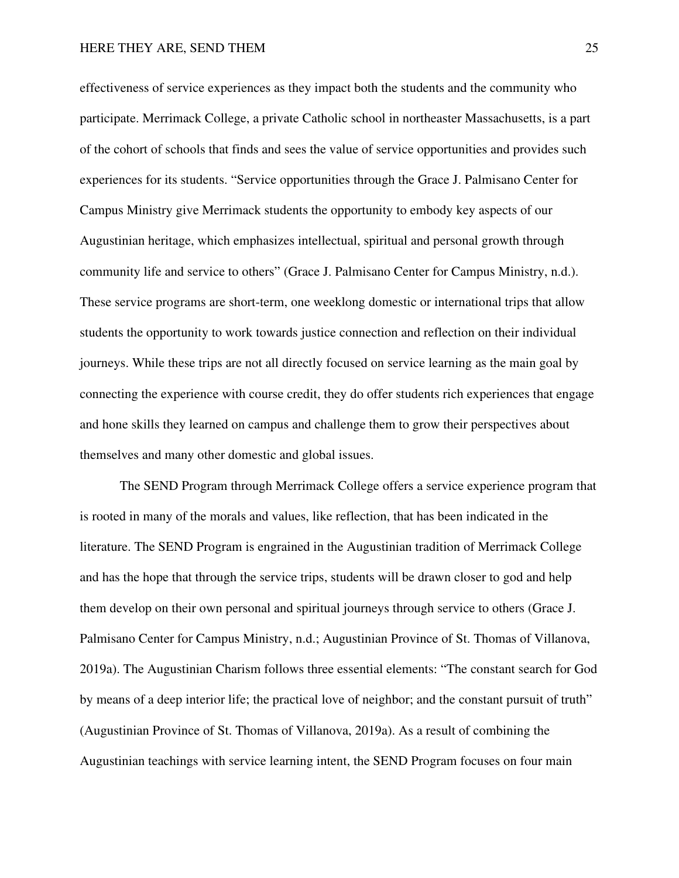effectiveness of service experiences as they impact both the students and the community who participate. Merrimack College, a private Catholic school in northeaster Massachusetts, is a part of the cohort of schools that finds and sees the value of service opportunities and provides such experiences for its students. "Service opportunities through the Grace J. Palmisano Center for Campus Ministry give Merrimack students the opportunity to embody key aspects of our Augustinian heritage, which emphasizes intellectual, spiritual and personal growth through community life and service to others" (Grace J. Palmisano Center for Campus Ministry, n.d.). These service programs are short-term, one weeklong domestic or international trips that allow students the opportunity to work towards justice connection and reflection on their individual journeys. While these trips are not all directly focused on service learning as the main goal by connecting the experience with course credit, they do offer students rich experiences that engage and hone skills they learned on campus and challenge them to grow their perspectives about themselves and many other domestic and global issues.

The SEND Program through Merrimack College offers a service experience program that is rooted in many of the morals and values, like reflection, that has been indicated in the literature. The SEND Program is engrained in the Augustinian tradition of Merrimack College and has the hope that through the service trips, students will be drawn closer to god and help them develop on their own personal and spiritual journeys through service to others (Grace J. Palmisano Center for Campus Ministry, n.d.; Augustinian Province of St. Thomas of Villanova, 2019a). The Augustinian Charism follows three essential elements: "The constant search for God by means of a deep interior life; the practical love of neighbor; and the constant pursuit of truth" (Augustinian Province of St. Thomas of Villanova, 2019a). As a result of combining the Augustinian teachings with service learning intent, the SEND Program focuses on four main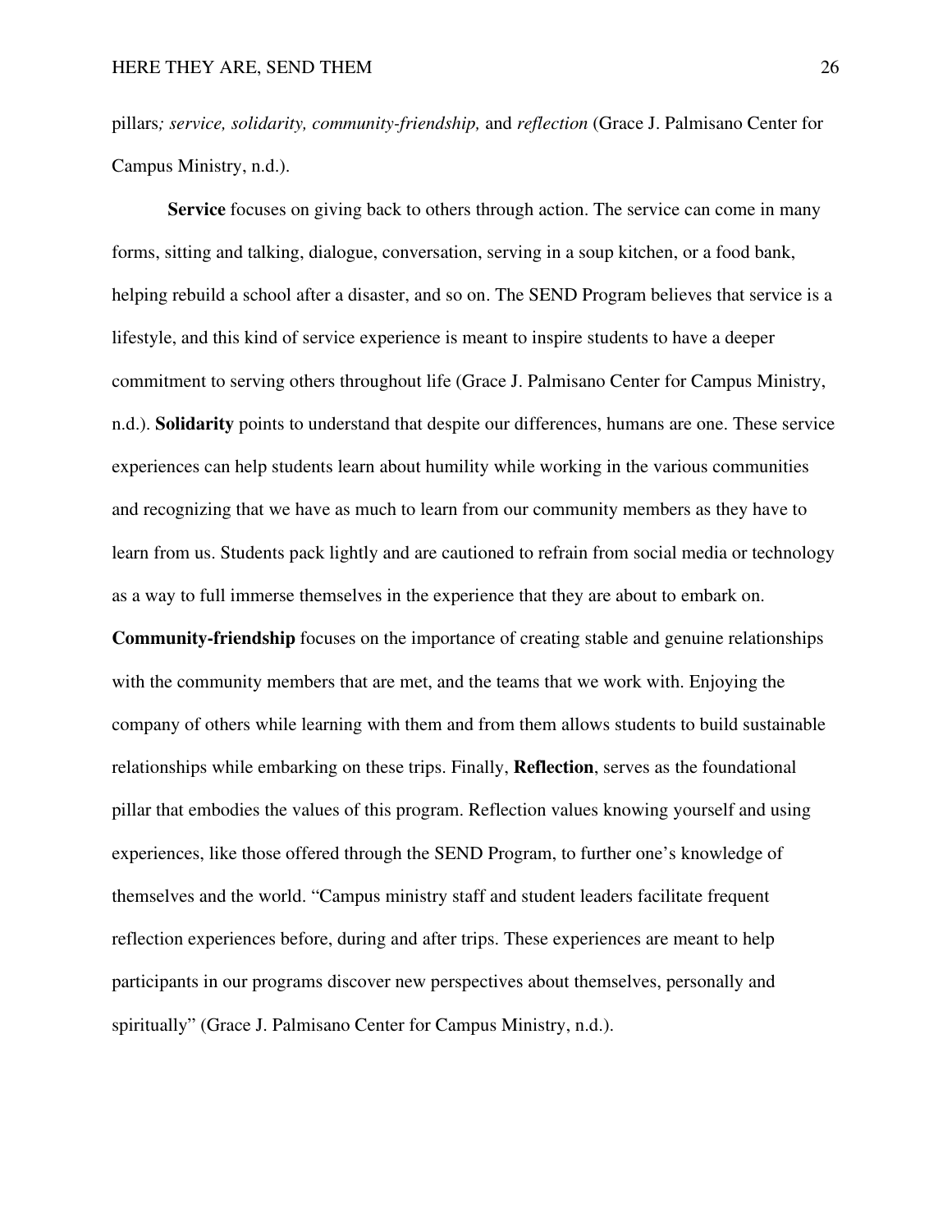pillars*; service, solidarity, community-friendship,* and *reflection* (Grace J. Palmisano Center for Campus Ministry, n.d.).

**Service** focuses on giving back to others through action. The service can come in many forms, sitting and talking, dialogue, conversation, serving in a soup kitchen, or a food bank, helping rebuild a school after a disaster, and so on. The SEND Program believes that service is a lifestyle, and this kind of service experience is meant to inspire students to have a deeper commitment to serving others throughout life (Grace J. Palmisano Center for Campus Ministry, n.d.). **Solidarity** points to understand that despite our differences, humans are one. These service experiences can help students learn about humility while working in the various communities and recognizing that we have as much to learn from our community members as they have to learn from us. Students pack lightly and are cautioned to refrain from social media or technology as a way to full immerse themselves in the experience that they are about to embark on. **Community-friendship** focuses on the importance of creating stable and genuine relationships with the community members that are met, and the teams that we work with. Enjoying the company of others while learning with them and from them allows students to build sustainable relationships while embarking on these trips. Finally, **Reflection**, serves as the foundational pillar that embodies the values of this program. Reflection values knowing yourself and using experiences, like those offered through the SEND Program, to further one's knowledge of themselves and the world. "Campus ministry staff and student leaders facilitate frequent reflection experiences before, during and after trips. These experiences are meant to help participants in our programs discover new perspectives about themselves, personally and spiritually" (Grace J. Palmisano Center for Campus Ministry, n.d.).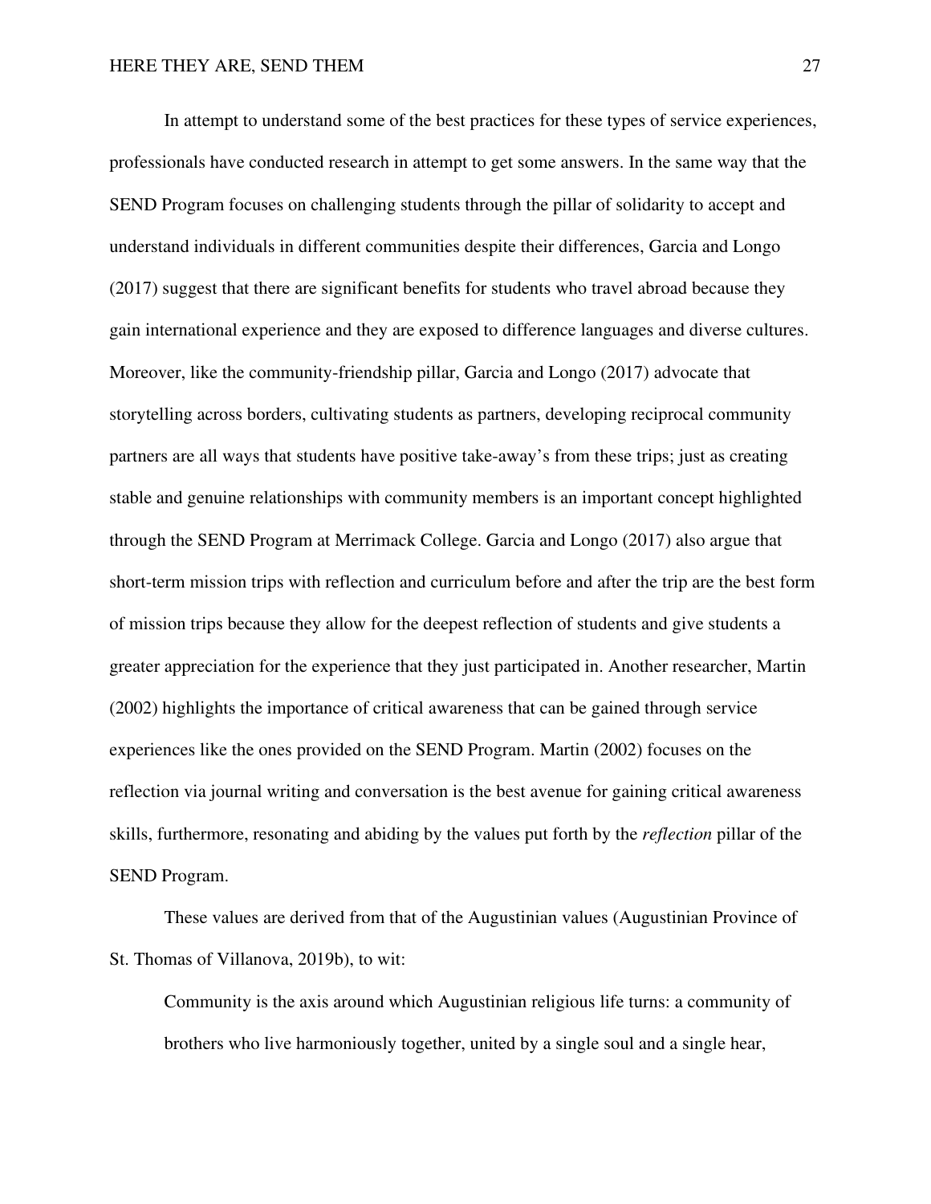In attempt to understand some of the best practices for these types of service experiences, professionals have conducted research in attempt to get some answers. In the same way that the SEND Program focuses on challenging students through the pillar of solidarity to accept and understand individuals in different communities despite their differences, Garcia and Longo (2017) suggest that there are significant benefits for students who travel abroad because they gain international experience and they are exposed to difference languages and diverse cultures. Moreover, like the community-friendship pillar, Garcia and Longo (2017) advocate that storytelling across borders, cultivating students as partners, developing reciprocal community partners are all ways that students have positive take-away's from these trips; just as creating stable and genuine relationships with community members is an important concept highlighted through the SEND Program at Merrimack College. Garcia and Longo (2017) also argue that short-term mission trips with reflection and curriculum before and after the trip are the best form of mission trips because they allow for the deepest reflection of students and give students a greater appreciation for the experience that they just participated in. Another researcher, Martin (2002) highlights the importance of critical awareness that can be gained through service experiences like the ones provided on the SEND Program. Martin (2002) focuses on the reflection via journal writing and conversation is the best avenue for gaining critical awareness skills, furthermore, resonating and abiding by the values put forth by the *reflection* pillar of the SEND Program.

These values are derived from that of the Augustinian values (Augustinian Province of St. Thomas of Villanova, 2019b), to wit:

> Community is the axis around which Augustinian religious life turns: a community of brothers who live harmoniously together, united by a single soul and a single hear,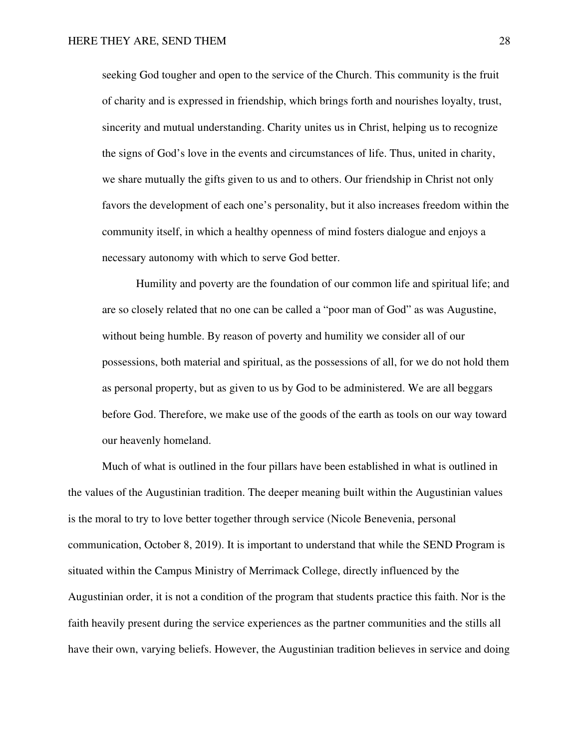> seeking God tougher and open to the service of the Church. This community is the fruit of charity and is expressed in friendship, which brings forth and nourishes loyalty, trust, sincerity and mutual understanding. Charity unites us in Christ, helping us to recognize the signs of God's love in the events and circumstances of life. Thus, united in charity, we share mutually the gifts given to us and to others. Our friendship in Christ not only favors the development of each one's personality, but it also increases freedom within the community itself, in which a healthy openness of mind fosters dialogue and enjoys a necessary autonomy with which to serve God better.
>
> Humility and poverty are the foundation of our common life and spiritual life; and are so closely related that no one can be called a "poor man of God" as was Augustine, without being humble. By reason of poverty and humility we consider all of our possessions, both material and spiritual, as the possessions of all, for we do not hold them as personal property, but as given to us by God to be administered. We are all beggars before God. Therefore, we make use of the goods of the earth as tools on our way toward our heavenly homeland.

Much of what is outlined in the four pillars have been established in what is outlined in the values of the Augustinian tradition. The deeper meaning built within the Augustinian values is the moral to try to love better together through service (Nicole Benevenia, personal communication, October 8, 2019). It is important to understand that while the SEND Program is situated within the Campus Ministry of Merrimack College, directly influenced by the Augustinian order, it is not a condition of the program that students practice this faith. Nor is the faith heavily present during the service experiences as the partner communities and the stills all have their own, varying beliefs. However, the Augustinian tradition believes in service and doing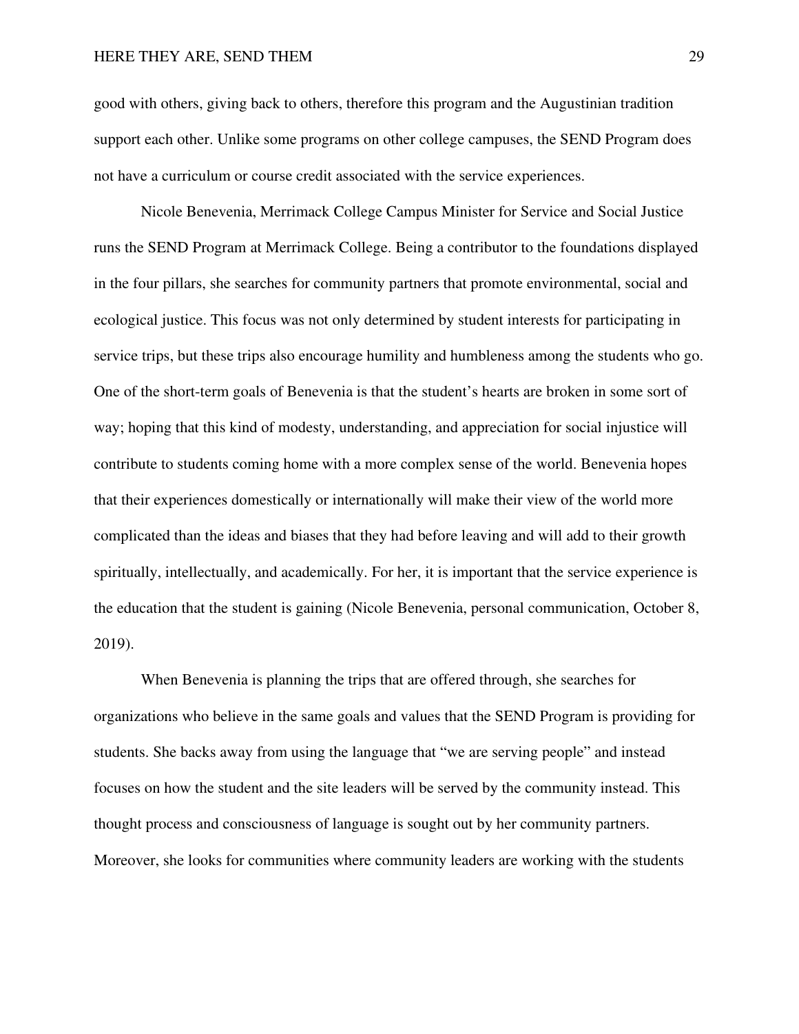good with others, giving back to others, therefore this program and the Augustinian tradition support each other. Unlike some programs on other college campuses, the SEND Program does not have a curriculum or course credit associated with the service experiences.

Nicole Benevenia, Merrimack College Campus Minister for Service and Social Justice runs the SEND Program at Merrimack College. Being a contributor to the foundations displayed in the four pillars, she searches for community partners that promote environmental, social and ecological justice. This focus was not only determined by student interests for participating in service trips, but these trips also encourage humility and humbleness among the students who go. One of the short-term goals of Benevenia is that the student's hearts are broken in some sort of way; hoping that this kind of modesty, understanding, and appreciation for social injustice will contribute to students coming home with a more complex sense of the world. Benevenia hopes that their experiences domestically or internationally will make their view of the world more complicated than the ideas and biases that they had before leaving and will add to their growth spiritually, intellectually, and academically. For her, it is important that the service experience is the education that the student is gaining (Nicole Benevenia, personal communication, October 8, 2019).

When Benevenia is planning the trips that are offered through, she searches for organizations who believe in the same goals and values that the SEND Program is providing for students. She backs away from using the language that "we are serving people" and instead focuses on how the student and the site leaders will be served by the community instead. This thought process and consciousness of language is sought out by her community partners. Moreover, she looks for communities where community leaders are working with the students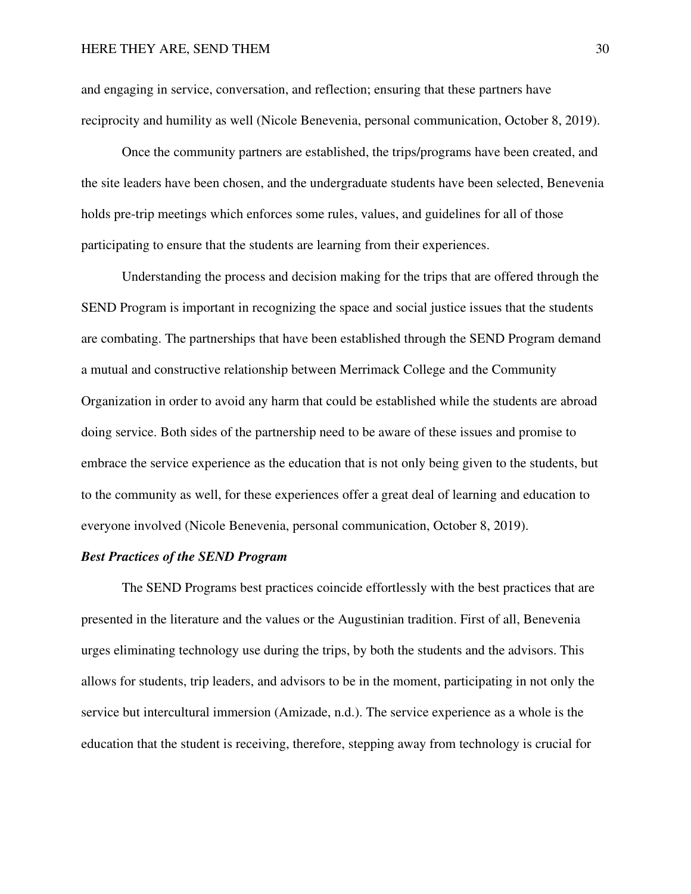and engaging in service, conversation, and reflection; ensuring that these partners have reciprocity and humility as well (Nicole Benevenia, personal communication, October 8, 2019).

Once the community partners are established, the trips/programs have been created, and the site leaders have been chosen, and the undergraduate students have been selected, Benevenia holds pre-trip meetings which enforces some rules, values, and guidelines for all of those participating to ensure that the students are learning from their experiences.

Understanding the process and decision making for the trips that are offered through the SEND Program is important in recognizing the space and social justice issues that the students are combating. The partnerships that have been established through the SEND Program demand a mutual and constructive relationship between Merrimack College and the Community Organization in order to avoid any harm that could be established while the students are abroad doing service. Both sides of the partnership need to be aware of these issues and promise to embrace the service experience as the education that is not only being given to the students, but to the community as well, for these experiences offer a great deal of learning and education to everyone involved (Nicole Benevenia, personal communication, October 8, 2019).

***Best Practices of the SEND Program***

The SEND Programs best practices coincide effortlessly with the best practices that are presented in the literature and the values or the Augustinian tradition. First of all, Benevenia urges eliminating technology use during the trips, by both the students and the advisors. This allows for students, trip leaders, and advisors to be in the moment, participating in not only the service but intercultural immersion (Amizade, n.d.). The service experience as a whole is the education that the student is receiving, therefore, stepping away from technology is crucial for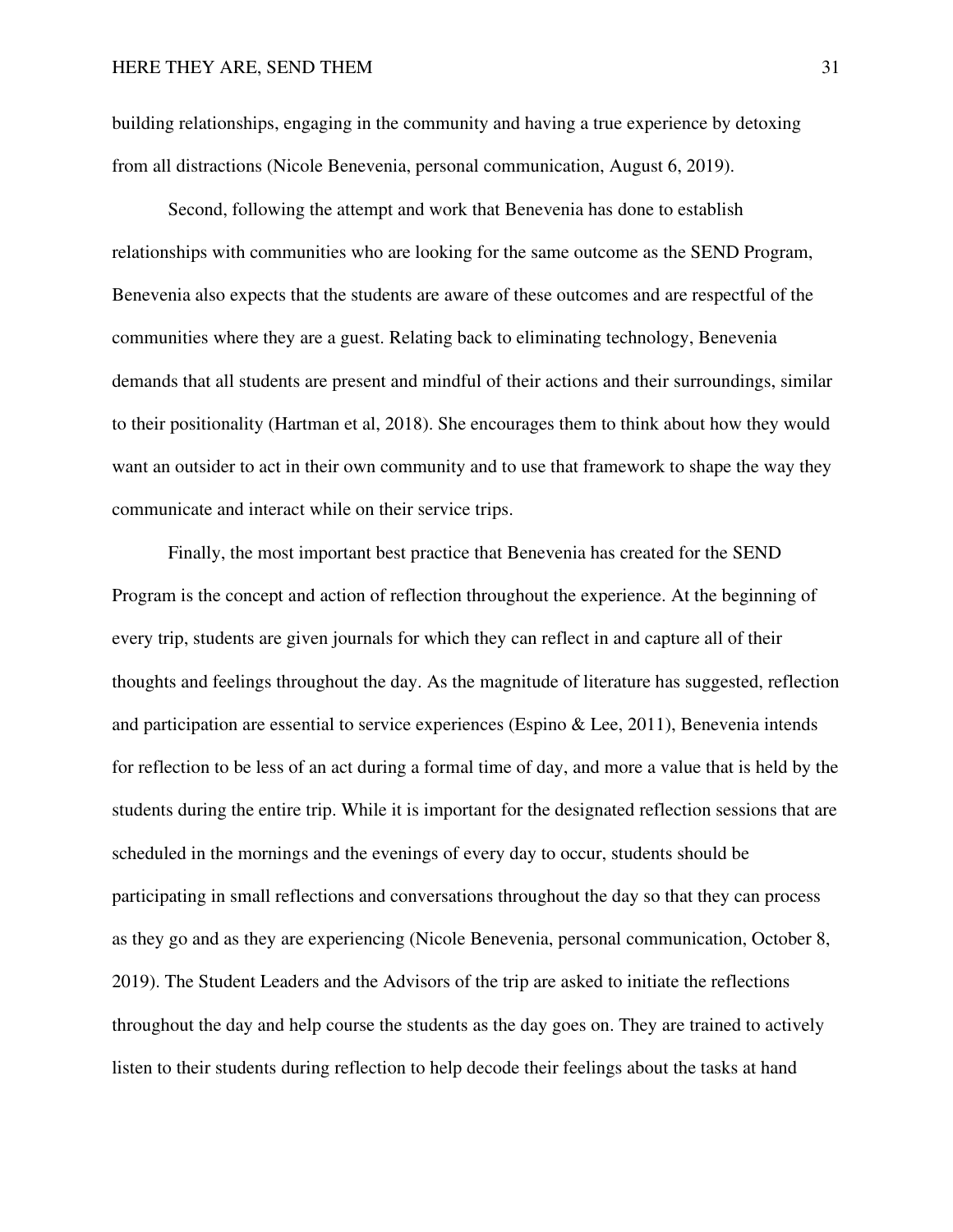building relationships, engaging in the community and having a true experience by detoxing from all distractions (Nicole Benevenia, personal communication, August 6, 2019).

Second, following the attempt and work that Benevenia has done to establish relationships with communities who are looking for the same outcome as the SEND Program, Benevenia also expects that the students are aware of these outcomes and are respectful of the communities where they are a guest. Relating back to eliminating technology, Benevenia demands that all students are present and mindful of their actions and their surroundings, similar to their positionality (Hartman et al, 2018). She encourages them to think about how they would want an outsider to act in their own community and to use that framework to shape the way they communicate and interact while on their service trips.

Finally, the most important best practice that Benevenia has created for the SEND Program is the concept and action of reflection throughout the experience. At the beginning of every trip, students are given journals for which they can reflect in and capture all of their thoughts and feelings throughout the day. As the magnitude of literature has suggested, reflection and participation are essential to service experiences (Espino & Lee, 2011), Benevenia intends for reflection to be less of an act during a formal time of day, and more a value that is held by the students during the entire trip. While it is important for the designated reflection sessions that are scheduled in the mornings and the evenings of every day to occur, students should be participating in small reflections and conversations throughout the day so that they can process as they go and as they are experiencing (Nicole Benevenia, personal communication, October 8, 2019). The Student Leaders and the Advisors of the trip are asked to initiate the reflections throughout the day and help course the students as the day goes on. They are trained to actively listen to their students during reflection to help decode their feelings about the tasks at hand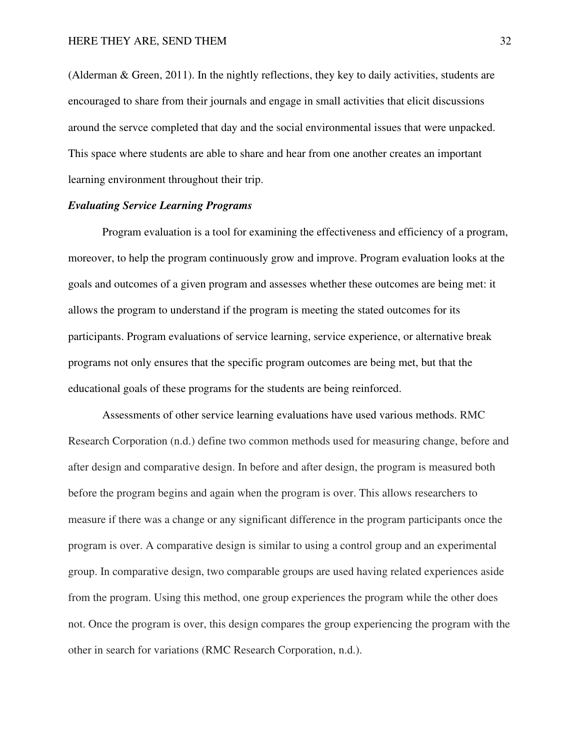(Alderman & Green, 2011). In the nightly reflections, they key to daily activities, students are encouraged to share from their journals and engage in small activities that elicit discussions around the servce completed that day and the social environmental issues that were unpacked. This space where students are able to share and hear from one another creates an important learning environment throughout their trip.

### *Evaluating Service Learning Programs*

Program evaluation is a tool for examining the effectiveness and efficiency of a program, moreover, to help the program continuously grow and improve. Program evaluation looks at the goals and outcomes of a given program and assesses whether these outcomes are being met: it allows the program to understand if the program is meeting the stated outcomes for its participants. Program evaluations of service learning, service experience, or alternative break programs not only ensures that the specific program outcomes are being met, but that the educational goals of these programs for the students are being reinforced.

Assessments of other service learning evaluations have used various methods. RMC Research Corporation (n.d.) define two common methods used for measuring change, before and after design and comparative design. In before and after design, the program is measured both before the program begins and again when the program is over. This allows researchers to measure if there was a change or any significant difference in the program participants once the program is over. A comparative design is similar to using a control group and an experimental group. In comparative design, two comparable groups are used having related experiences aside from the program. Using this method, one group experiences the program while the other does not. Once the program is over, this design compares the group experiencing the program with the other in search for variations (RMC Research Corporation, n.d.).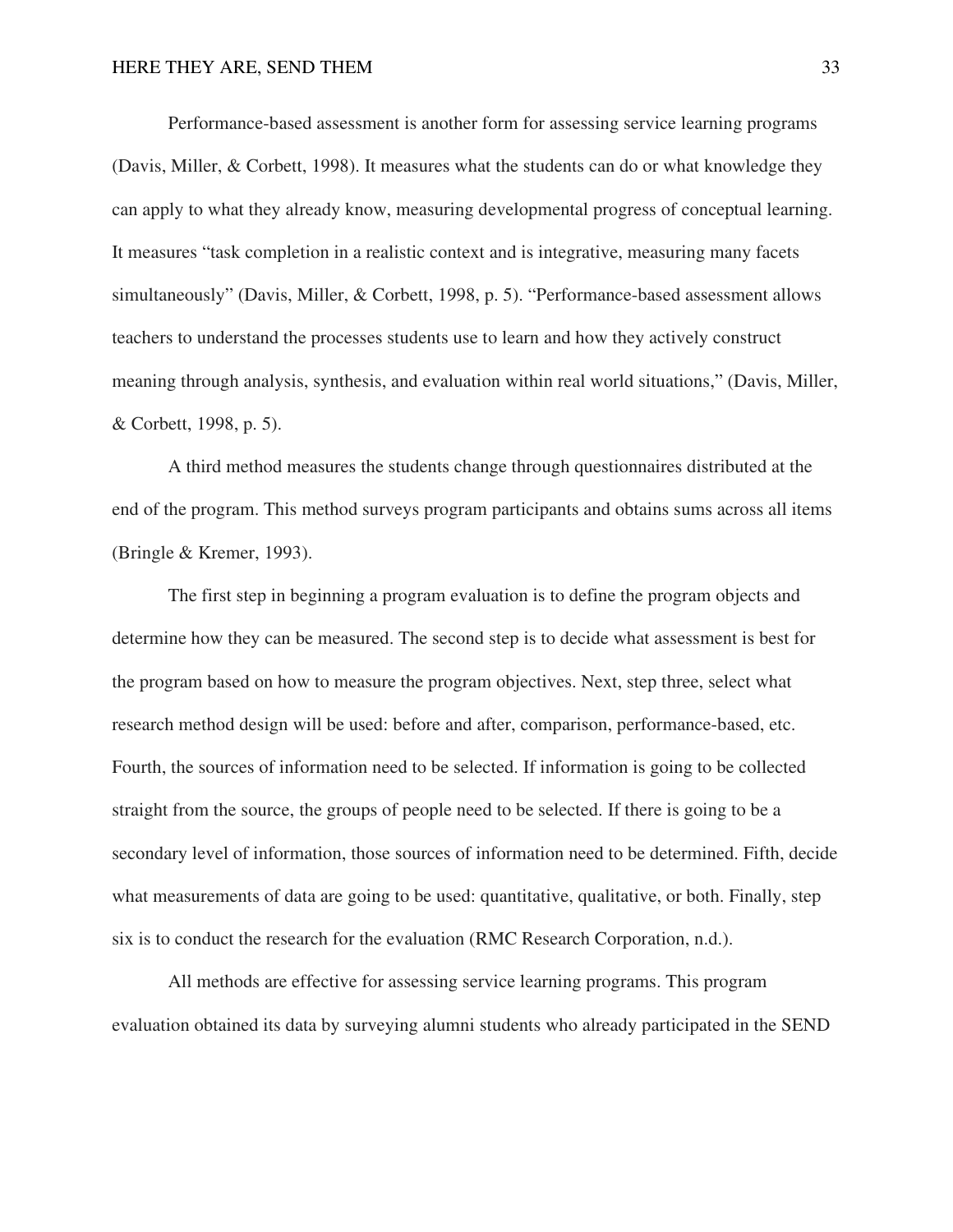Performance-based assessment is another form for assessing service learning programs (Davis, Miller, & Corbett, 1998). It measures what the students can do or what knowledge they can apply to what they already know, measuring developmental progress of conceptual learning. It measures "task completion in a realistic context and is integrative, measuring many facets simultaneously" (Davis, Miller, & Corbett, 1998, p. 5). "Performance-based assessment allows teachers to understand the processes students use to learn and how they actively construct meaning through analysis, synthesis, and evaluation within real world situations," (Davis, Miller, & Corbett, 1998, p. 5).

A third method measures the students change through questionnaires distributed at the end of the program. This method surveys program participants and obtains sums across all items (Bringle & Kremer, 1993).

The first step in beginning a program evaluation is to define the program objects and determine how they can be measured. The second step is to decide what assessment is best for the program based on how to measure the program objectives. Next, step three, select what research method design will be used: before and after, comparison, performance-based, etc. Fourth, the sources of information need to be selected. If information is going to be collected straight from the source, the groups of people need to be selected. If there is going to be a secondary level of information, those sources of information need to be determined. Fifth, decide what measurements of data are going to be used: quantitative, qualitative, or both. Finally, step six is to conduct the research for the evaluation (RMC Research Corporation, n.d.).

All methods are effective for assessing service learning programs. This program evaluation obtained its data by surveying alumni students who already participated in the SEND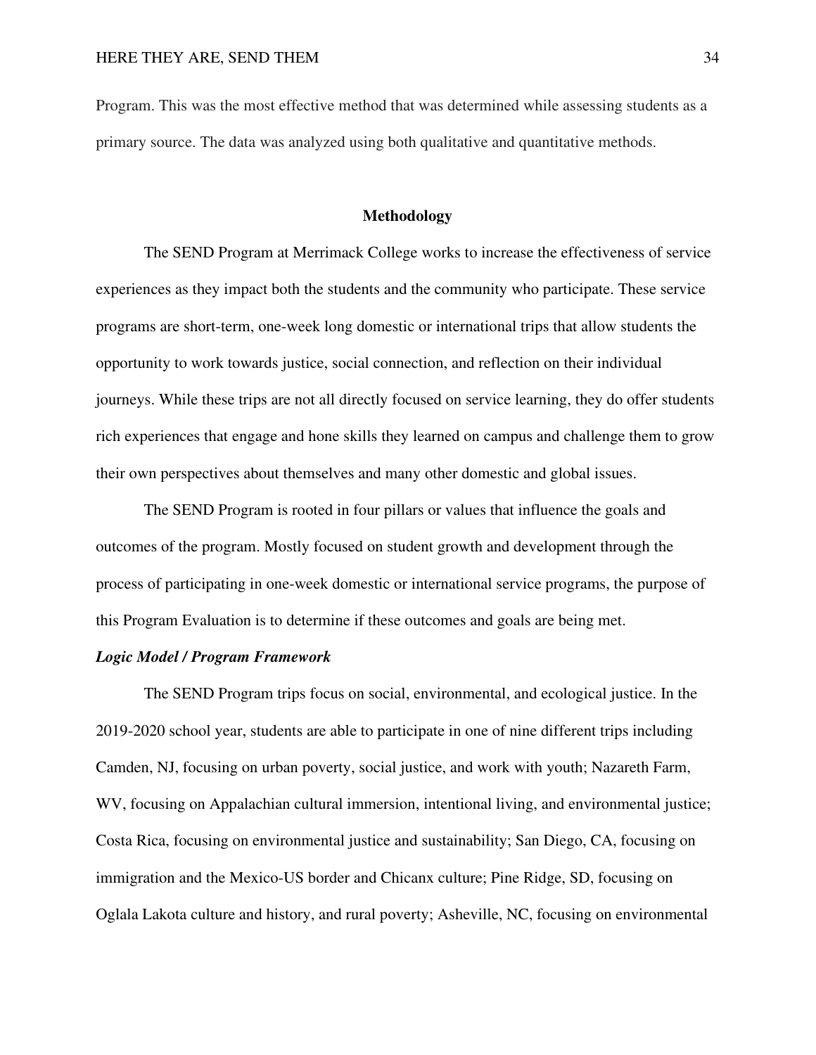Program. This was the most effective method that was determined while assessing students as a primary source. The data was analyzed using both qualitative and quantitative methods.

## Methodology

The SEND Program at Merrimack College works to increase the effectiveness of service experiences as they impact both the students and the community who participate. These service programs are short-term, one-week long domestic or international trips that allow students the opportunity to work towards justice, social connection, and reflection on their individual journeys. While these trips are not all directly focused on service learning, they do offer students rich experiences that engage and hone skills they learned on campus and challenge them to grow their own perspectives about themselves and many other domestic and global issues.

The SEND Program is rooted in four pillars or values that influence the goals and outcomes of the program. Mostly focused on student growth and development through the process of participating in one-week domestic or international service programs, the purpose of this Program Evaluation is to determine if these outcomes and goals are being met.

### *Logic Model / Program Framework*

The SEND Program trips focus on social, environmental, and ecological justice. In the 2019-2020 school year, students are able to participate in one of nine different trips including Camden, NJ, focusing on urban poverty, social justice, and work with youth; Nazareth Farm, WV, focusing on Appalachian cultural immersion, intentional living, and environmental justice; Costa Rica, focusing on environmental justice and sustainability; San Diego, CA, focusing on immigration and the Mexico-US border and Chicanx culture; Pine Ridge, SD, focusing on Oglala Lakota culture and history, and rural poverty; Asheville, NC, focusing on environmental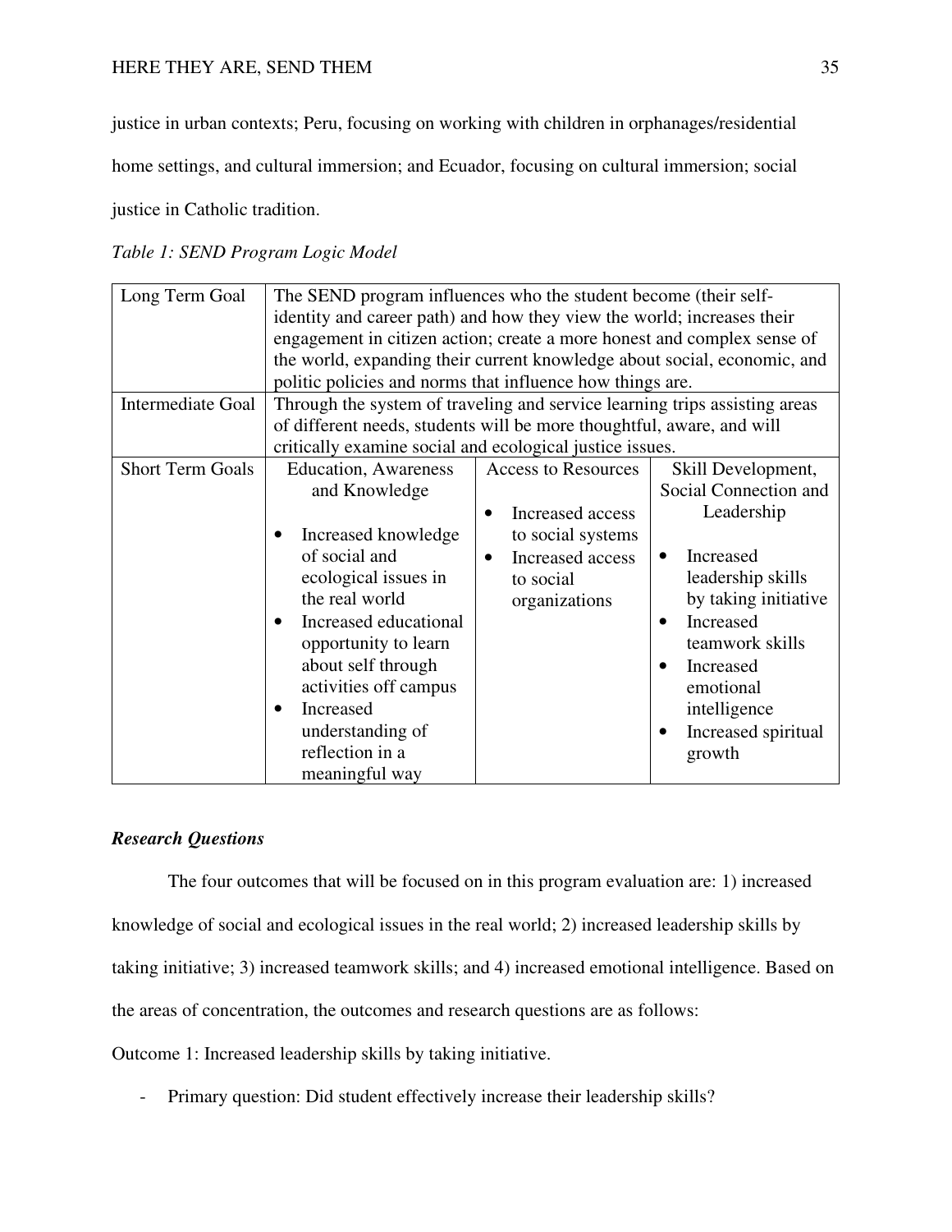justice in urban contexts; Peru, focusing on working with children in orphanages/residential home settings, and cultural immersion; and Ecuador, focusing on cultural immersion; social justice in Catholic tradition.

*Table 1: SEND Program Logic Model*

| | | | |
|---|---|---|---|
| Long Term Goal | The SEND program influences who the student become (their self-identity and career path) and how they view the world; increases their engagement in citizen action; create a more honest and complex sense of the world, expanding their current knowledge about social, economic, and politic policies and norms that influence how things are. | | |
| Intermediate Goal | Through the system of traveling and service learning trips assisting areas of different needs, students will be more thoughtful, aware, and will critically examine social and ecological justice issues. | | |
| Short Term Goals | Education, Awareness and Knowledge<br><br>• Increased knowledge of social and ecological issues in the real world<br>• Increased educational opportunity to learn about self through activities off campus<br>• Increased understanding of reflection in a meaningful way | Access to Resources<br><br>• Increased access to social systems<br>• Increased access to social organizations | Skill Development, Social Connection and Leadership<br><br>• Increased leadership skills by taking initiative<br>• Increased teamwork skills<br>• Increased emotional intelligence<br>• Increased spiritual growth |

### *Research Questions*

The four outcomes that will be focused on in this program evaluation are: 1) increased knowledge of social and ecological issues in the real world; 2) increased leadership skills by taking initiative; 3) increased teamwork skills; and 4) increased emotional intelligence. Based on the areas of concentration, the outcomes and research questions are as follows:

Outcome 1: Increased leadership skills by taking initiative.

- Primary question: Did student effectively increase their leadership skills?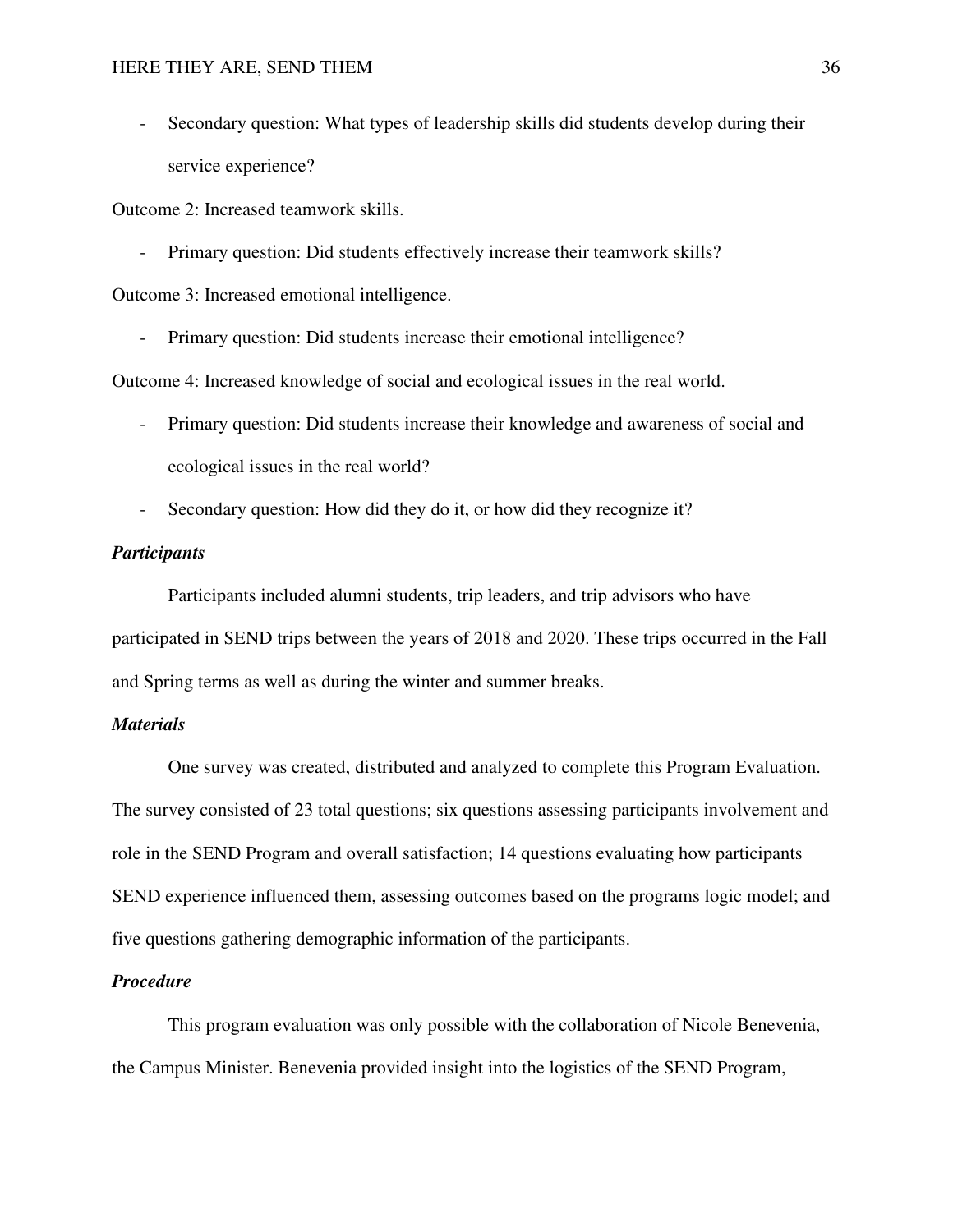- Secondary question: What types of leadership skills did students develop during their service experience?

Outcome 2: Increased teamwork skills.

- Primary question: Did students effectively increase their teamwork skills?

Outcome 3: Increased emotional intelligence.

- Primary question: Did students increase their emotional intelligence?

Outcome 4: Increased knowledge of social and ecological issues in the real world.

- Primary question: Did students increase their knowledge and awareness of social and ecological issues in the real world?
- Secondary question: How did they do it, or how did they recognize it?

### *Participants*

Participants included alumni students, trip leaders, and trip advisors who have participated in SEND trips between the years of 2018 and 2020. These trips occurred in the Fall and Spring terms as well as during the winter and summer breaks.

### *Materials*

One survey was created, distributed and analyzed to complete this Program Evaluation. The survey consisted of 23 total questions; six questions assessing participants involvement and role in the SEND Program and overall satisfaction; 14 questions evaluating how participants SEND experience influenced them, assessing outcomes based on the programs logic model; and five questions gathering demographic information of the participants.

### *Procedure*

This program evaluation was only possible with the collaboration of Nicole Benevenia, the Campus Minister. Benevenia provided insight into the logistics of the SEND Program,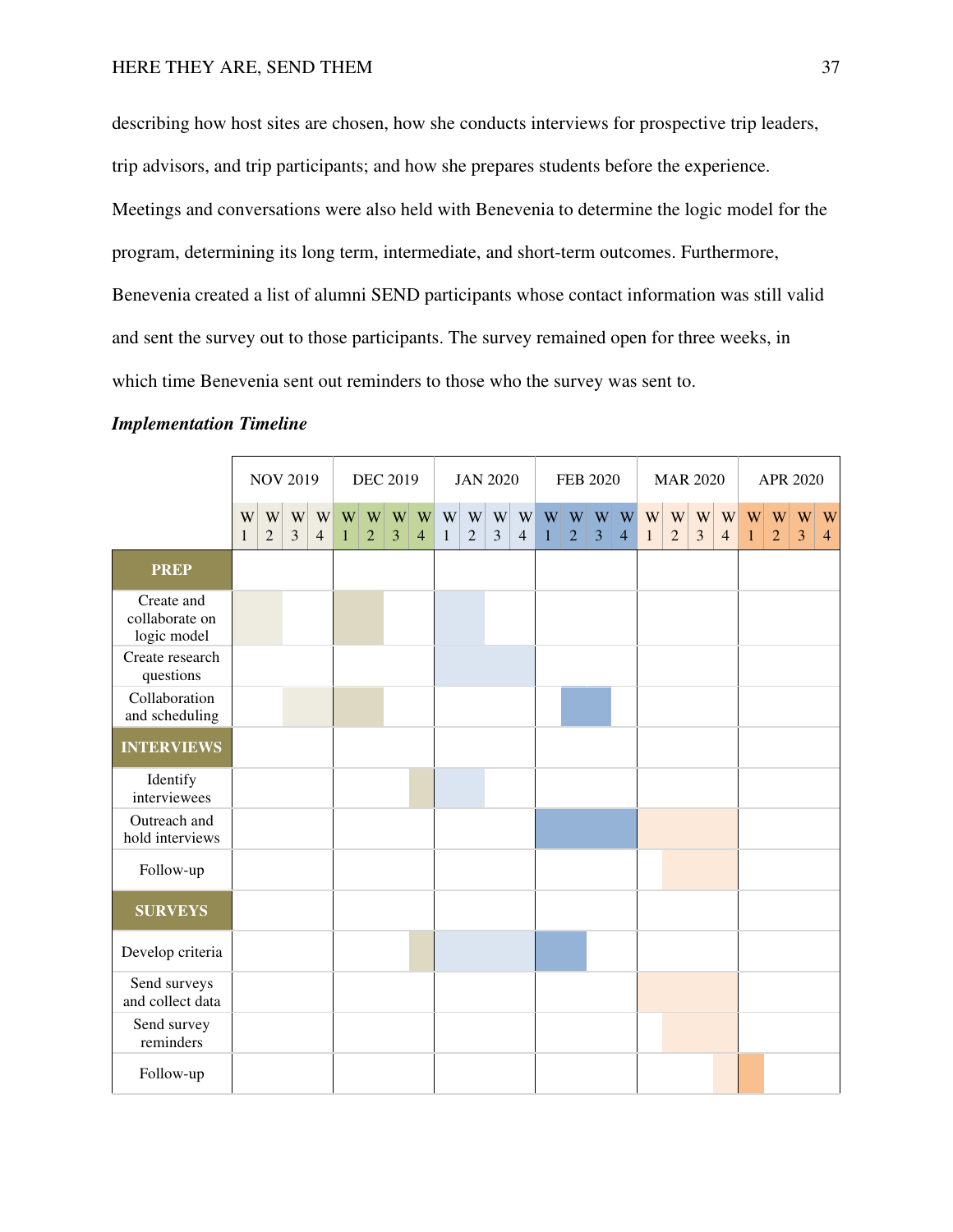describing how host sites are chosen, how she conducts interviews for prospective trip leaders, trip advisors, and trip participants; and how she prepares students before the experience. Meetings and conversations were also held with Benevenia to determine the logic model for the program, determining its long term, intermediate, and short-term outcomes. Furthermore, Benevenia created a list of alumni SEND participants whose contact information was still valid and sent the survey out to those participants. The survey remained open for three weeks, in which time Benevenia sent out reminders to those who the survey was sent to.

***Implementation Timeline***

|  | NOV 2019 | | | | DEC 2019 | | | | JAN 2020 | | | | FEB 2020 | | | | MAR 2020 | | | | APR 2020 | | | |
|---|---|---|---|---|---|---|---|---|---|---|---|---|---|---|---|---|---|---|---|---|---|---|---|---|
|  | W 1 | W 2 | W 3 | W 4 | W 1 | W 2 | W 3 | W 4 | W 1 | W 2 | W 3 | W 4 | W 1 | W 2 | W 3 | W 4 | W 1 | W 2 | W 3 | W 4 | W 1 | W 2 | W 3 | W 4 |
| **PREP** | | | | | | | | | | | | | | | | | | | | | | | | |
| Create and collaborate on logic model | X | X | | | X | X | | | X | X | | | | | | | | | | | | | | |
| Create research questions | | | | | | | | | X | X | X | X | | | | | | | | | | | | |
| Collaboration and scheduling | | | X | X | X | X | | | | | | | | X | X | | | | | | | | | |
| **INTERVIEWS** | | | | | | | | | | | | | | | | | | | | | | | | |
| Identify interviewees | | | | | | | | X | X | X | | | | | | | | | | | | | | |
| Outreach and hold interviews | | | | | | | | | | | | | X | X | X | X | X | X | X | X | | | | |
| Follow-up | | | | | | | | | | | | | | | | | | X | X | X | | | | |
| **SURVEYS** | | | | | | | | | | | | | | | | | | | | | | | | |
| Develop criteria | | | | | | | | X | X | X | X | X | X | X | | | | | | | | | | |
| Send surveys and collect data | | | | | | | | | | | | | | | | | X | X | X | X | | | | |
| Send survey reminders | | | | | | | | | | | | | | | | | | X | X | X | | | | |
| Follow-up | | | | | | | | | | | | | | | | | | | | X | X | | | |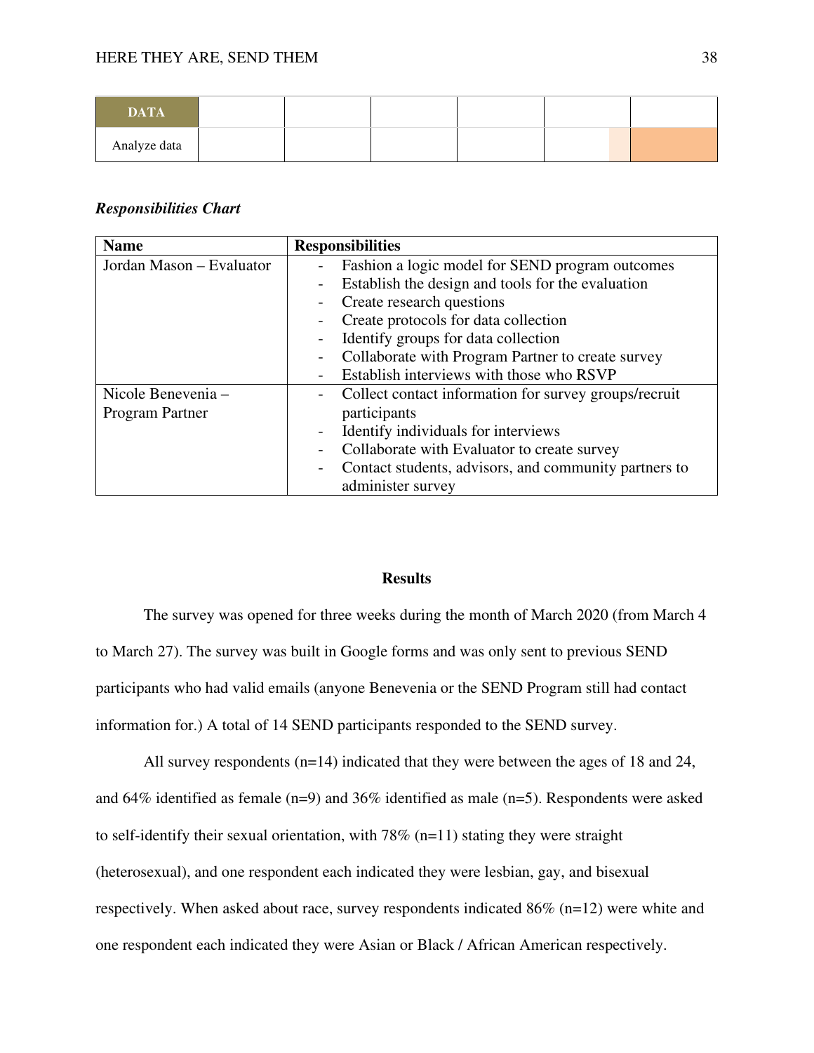| DATA | | | | | | |
|---|---|---|---|---|---|---|
| Analyze data | | | | | | |

***Responsibilities Chart***

| Name | Responsibilities |
|---|---|
| Jordan Mason – Evaluator | - Fashion a logic model for SEND program outcomes<br>- Establish the design and tools for the evaluation<br>- Create research questions<br>- Create protocols for data collection<br>- Identify groups for data collection<br>- Collaborate with Program Partner to create survey<br>- Establish interviews with those who RSVP |
| Nicole Benevenia – Program Partner | - Collect contact information for survey groups/recruit participants<br>- Identify individuals for interviews<br>- Collaborate with Evaluator to create survey<br>- Contact students, advisors, and community partners to administer survey |

## Results

The survey was opened for three weeks during the month of March 2020 (from March 4 to March 27). The survey was built in Google forms and was only sent to previous SEND participants who had valid emails (anyone Benevenia or the SEND Program still had contact information for.) A total of 14 SEND participants responded to the SEND survey.

All survey respondents (n=14) indicated that they were between the ages of 18 and 24, and 64% identified as female (n=9) and 36% identified as male (n=5). Respondents were asked to self-identify their sexual orientation, with 78% (n=11) stating they were straight (heterosexual), and one respondent each indicated they were lesbian, gay, and bisexual respectively. When asked about race, survey respondents indicated 86% (n=12) were white and one respondent each indicated they were Asian or Black / African American respectively.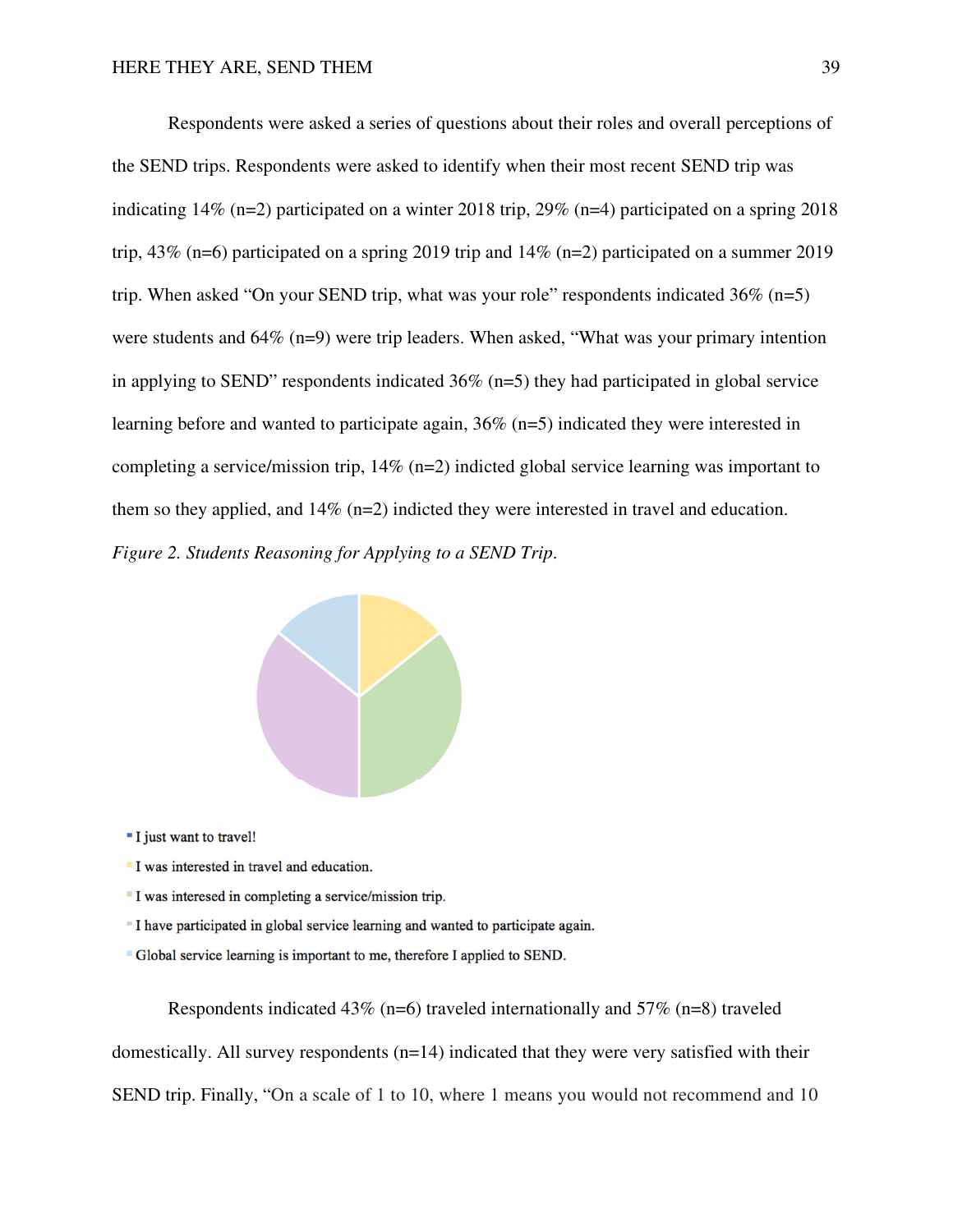Respondents were asked a series of questions about their roles and overall perceptions of the SEND trips. Respondents were asked to identify when their most recent SEND trip was indicating 14% (n=2) participated on a winter 2018 trip, 29% (n=4) participated on a spring 2018 trip, 43% (n=6) participated on a spring 2019 trip and 14% (n=2) participated on a summer 2019 trip. When asked "On your SEND trip, what was your role" respondents indicated 36% (n=5) were students and 64% (n=9) were trip leaders. When asked, "What was your primary intention in applying to SEND" respondents indicated 36% (n=5) they had participated in global service learning before and wanted to participate again, 36% (n=5) indicated they were interested in completing a service/mission trip, 14% (n=2) indicted global service learning was important to them so they applied, and 14% (n=2) indicted they were interested in travel and education.

*Figure 2. Students Reasoning for Applying to a SEND Trip.*

- I just want to travel!
- I was interested in travel and education.
- I was interesed in completing a service/mission trip.
- I have participated in global service learning and wanted to participate again.
- Global service learning is important to me, therefore I applied to SEND.

Respondents indicated 43% (n=6) traveled internationally and 57% (n=8) traveled domestically. All survey respondents (n=14) indicated that they were very satisfied with their SEND trip. Finally, "On a scale of 1 to 10, where 1 means you would not recommend and 10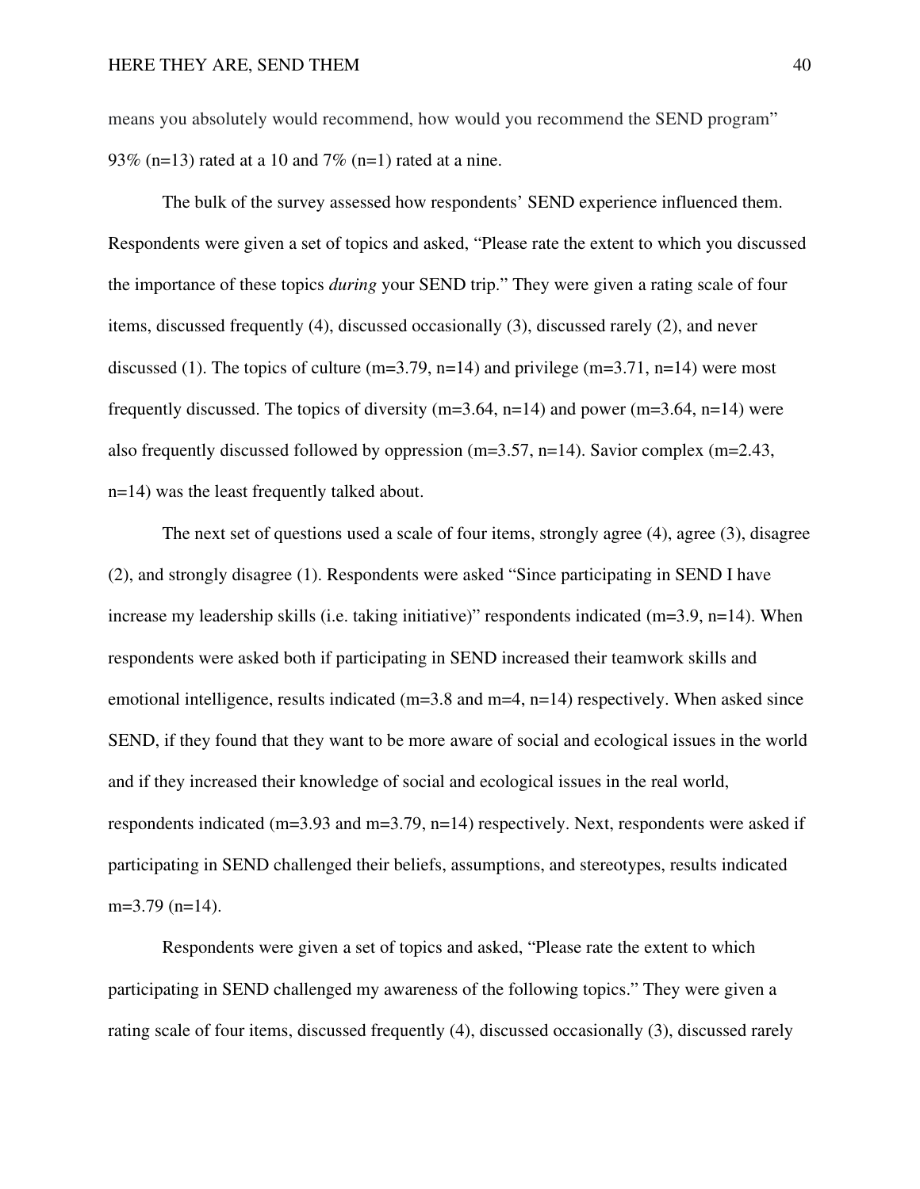means you absolutely would recommend, how would you recommend the SEND program" 93% (n=13) rated at a 10 and 7% (n=1) rated at a nine.

The bulk of the survey assessed how respondents' SEND experience influenced them. Respondents were given a set of topics and asked, "Please rate the extent to which you discussed the importance of these topics *during* your SEND trip." They were given a rating scale of four items, discussed frequently (4), discussed occasionally (3), discussed rarely (2), and never discussed (1). The topics of culture (m=3.79, n=14) and privilege (m=3.71, n=14) were most frequently discussed. The topics of diversity (m=3.64, n=14) and power (m=3.64, n=14) were also frequently discussed followed by oppression (m=3.57, n=14). Savior complex (m=2.43, n=14) was the least frequently talked about.

The next set of questions used a scale of four items, strongly agree (4), agree (3), disagree (2), and strongly disagree (1). Respondents were asked "Since participating in SEND I have increase my leadership skills (i.e. taking initiative)" respondents indicated (m=3.9, n=14). When respondents were asked both if participating in SEND increased their teamwork skills and emotional intelligence, results indicated (m=3.8 and m=4, n=14) respectively. When asked since SEND, if they found that they want to be more aware of social and ecological issues in the world and if they increased their knowledge of social and ecological issues in the real world, respondents indicated (m=3.93 and m=3.79, n=14) respectively. Next, respondents were asked if participating in SEND challenged their beliefs, assumptions, and stereotypes, results indicated m=3.79 (n=14).

Respondents were given a set of topics and asked, "Please rate the extent to which participating in SEND challenged my awareness of the following topics." They were given a rating scale of four items, discussed frequently (4), discussed occasionally (3), discussed rarely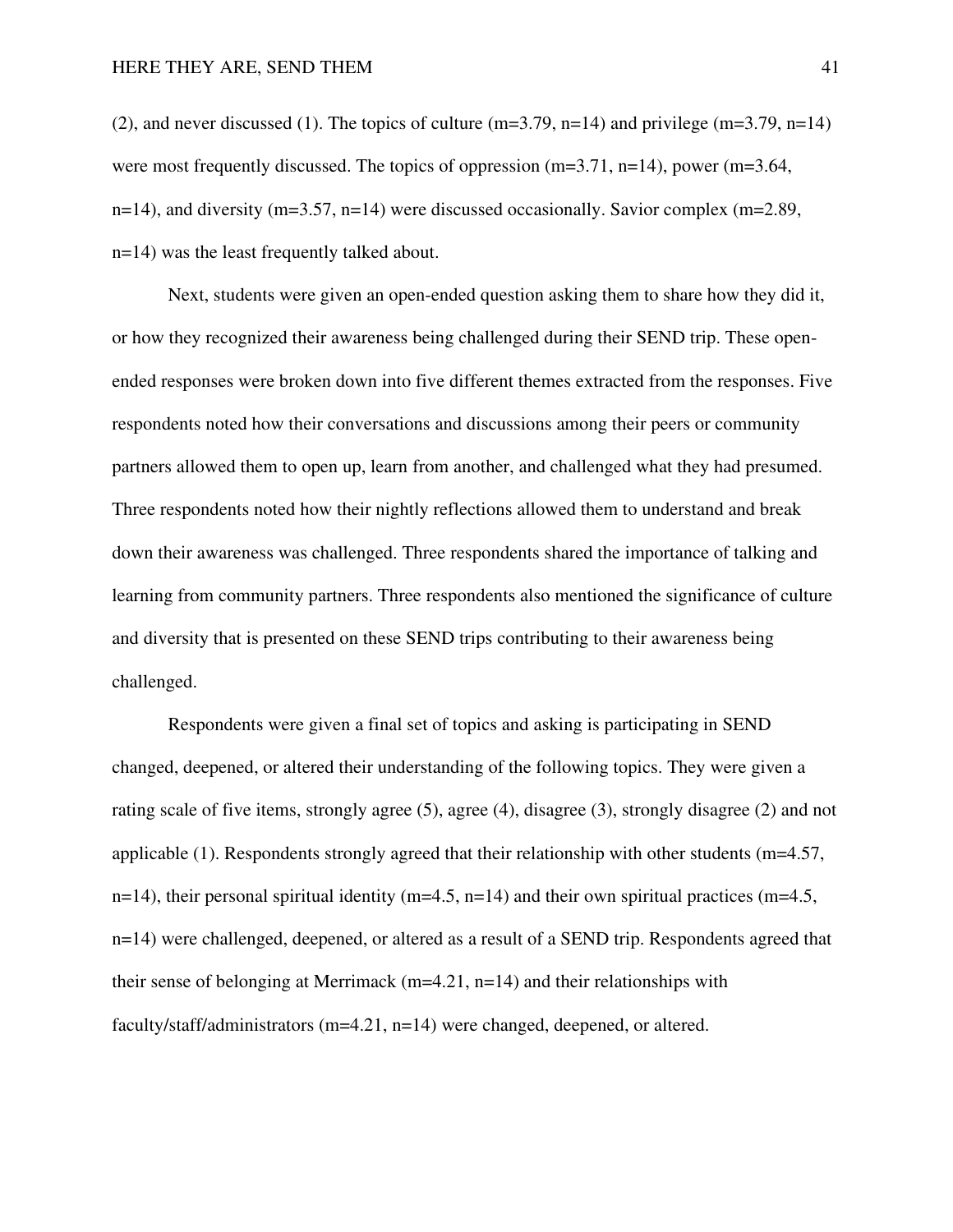(2), and never discussed (1). The topics of culture (m=3.79, n=14) and privilege (m=3.79, n=14) were most frequently discussed. The topics of oppression (m=3.71, n=14), power (m=3.64, n=14), and diversity (m=3.57, n=14) were discussed occasionally. Savior complex (m=2.89, n=14) was the least frequently talked about.

Next, students were given an open-ended question asking them to share how they did it, or how they recognized their awareness being challenged during their SEND trip. These open-ended responses were broken down into five different themes extracted from the responses. Five respondents noted how their conversations and discussions among their peers or community partners allowed them to open up, learn from another, and challenged what they had presumed. Three respondents noted how their nightly reflections allowed them to understand and break down their awareness was challenged. Three respondents shared the importance of talking and learning from community partners. Three respondents also mentioned the significance of culture and diversity that is presented on these SEND trips contributing to their awareness being challenged.

Respondents were given a final set of topics and asking is participating in SEND changed, deepened, or altered their understanding of the following topics. They were given a rating scale of five items, strongly agree (5), agree (4), disagree (3), strongly disagree (2) and not applicable (1). Respondents strongly agreed that their relationship with other students (m=4.57, n=14), their personal spiritual identity (m=4.5, n=14) and their own spiritual practices (m=4.5, n=14) were challenged, deepened, or altered as a result of a SEND trip. Respondents agreed that their sense of belonging at Merrimack (m=4.21, n=14) and their relationships with faculty/staff/administrators (m=4.21, n=14) were changed, deepened, or altered.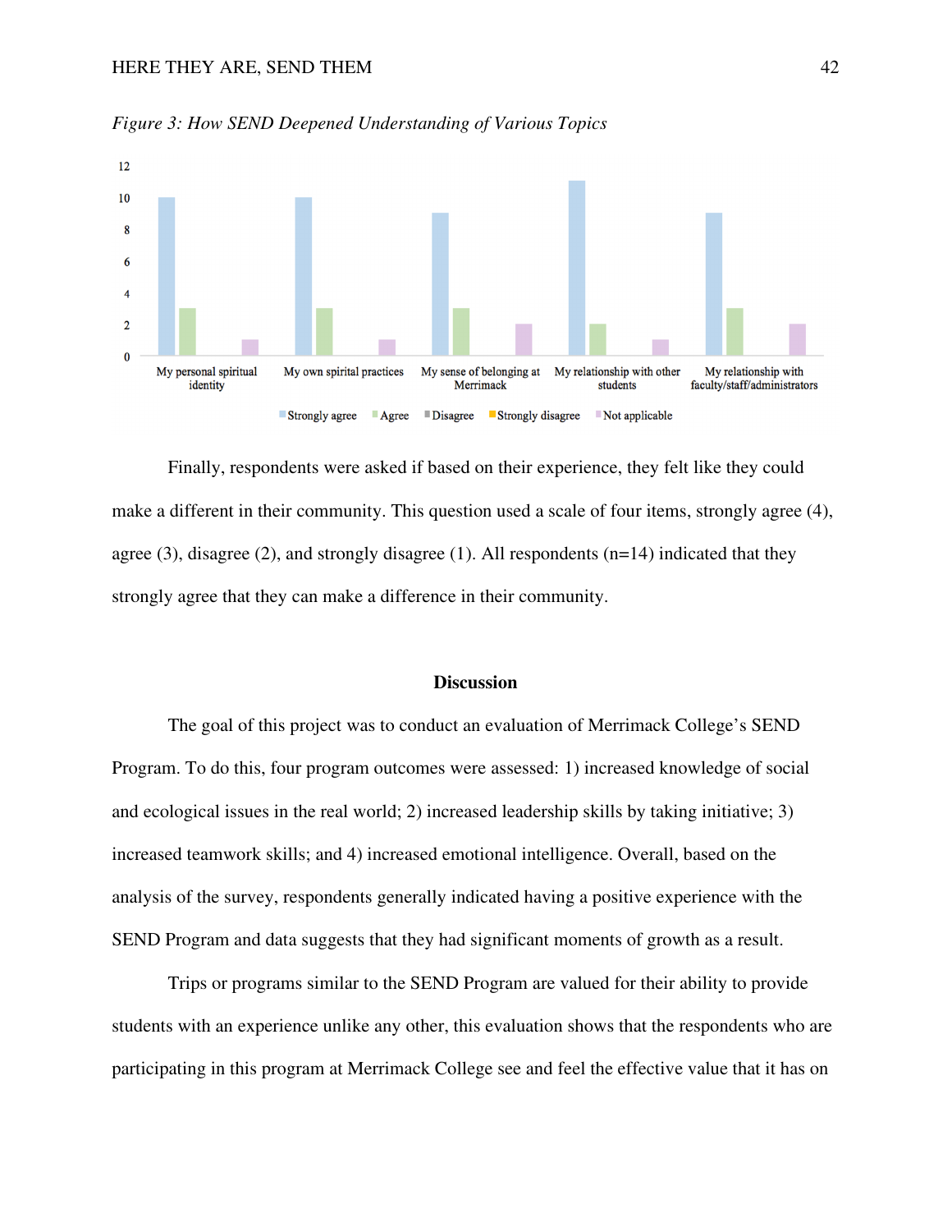*Figure 3: How SEND Deepened Understanding of Various Topics*

Finally, respondents were asked if based on their experience, they felt like they could make a different in their community. This question used a scale of four items, strongly agree (4), agree (3), disagree (2), and strongly disagree (1). All respondents (n=14) indicated that they strongly agree that they can make a difference in their community.

## Discussion

The goal of this project was to conduct an evaluation of Merrimack College's SEND Program. To do this, four program outcomes were assessed: 1) increased knowledge of social and ecological issues in the real world; 2) increased leadership skills by taking initiative; 3) increased teamwork skills; and 4) increased emotional intelligence. Overall, based on the analysis of the survey, respondents generally indicated having a positive experience with the SEND Program and data suggests that they had significant moments of growth as a result.

Trips or programs similar to the SEND Program are valued for their ability to provide students with an experience unlike any other, this evaluation shows that the respondents who are participating in this program at Merrimack College see and feel the effective value that it has on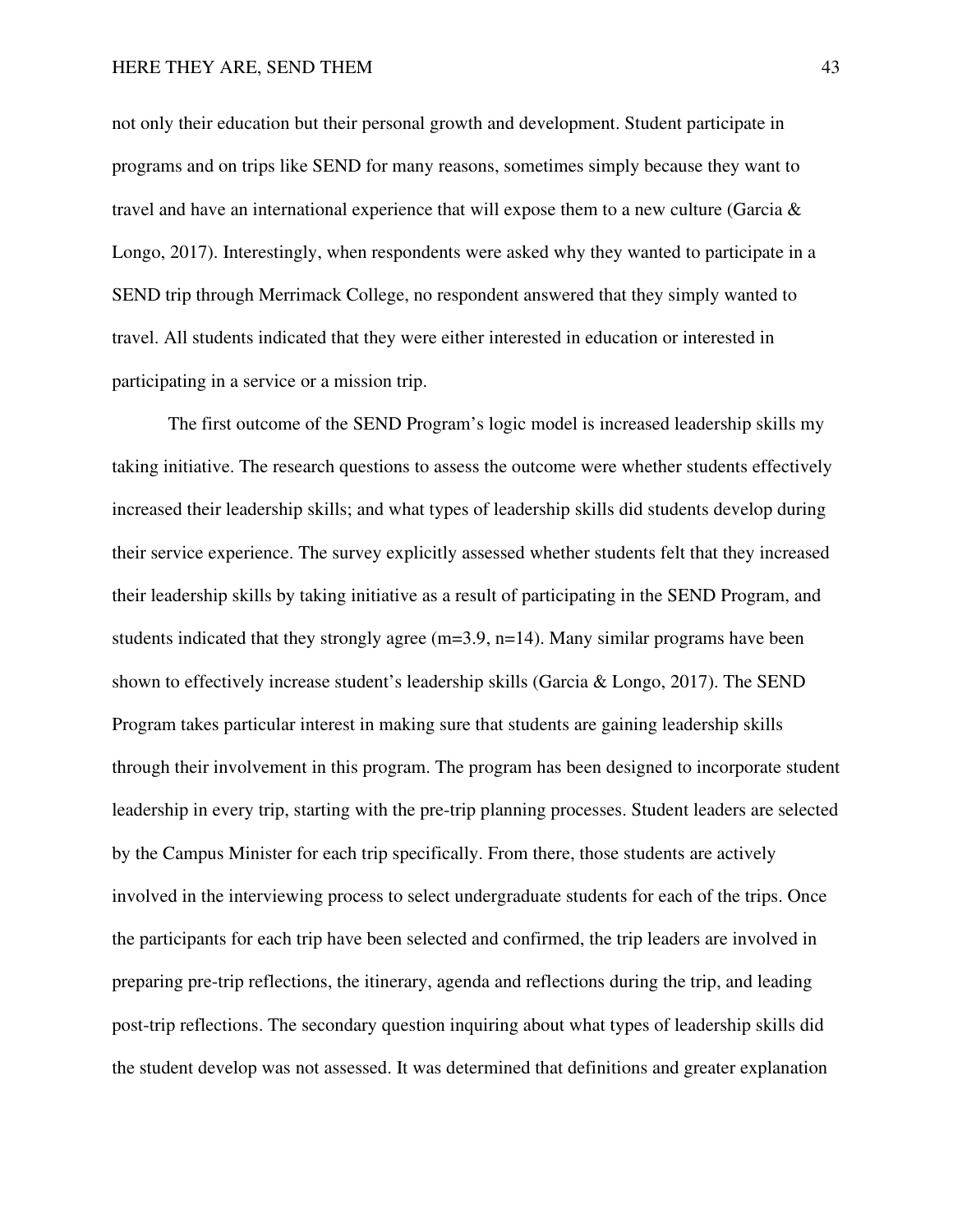not only their education but their personal growth and development. Student participate in programs and on trips like SEND for many reasons, sometimes simply because they want to travel and have an international experience that will expose them to a new culture (Garcia & Longo, 2017). Interestingly, when respondents were asked why they wanted to participate in a SEND trip through Merrimack College, no respondent answered that they simply wanted to travel. All students indicated that they were either interested in education or interested in participating in a service or a mission trip.

The first outcome of the SEND Program's logic model is increased leadership skills my taking initiative. The research questions to assess the outcome were whether students effectively increased their leadership skills; and what types of leadership skills did students develop during their service experience. The survey explicitly assessed whether students felt that they increased their leadership skills by taking initiative as a result of participating in the SEND Program, and students indicated that they strongly agree ($m=3.9$, $n=14$). Many similar programs have been shown to effectively increase student's leadership skills (Garcia & Longo, 2017). The SEND Program takes particular interest in making sure that students are gaining leadership skills through their involvement in this program. The program has been designed to incorporate student leadership in every trip, starting with the pre-trip planning processes. Student leaders are selected by the Campus Minister for each trip specifically. From there, those students are actively involved in the interviewing process to select undergraduate students for each of the trips. Once the participants for each trip have been selected and confirmed, the trip leaders are involved in preparing pre-trip reflections, the itinerary, agenda and reflections during the trip, and leading post-trip reflections. The secondary question inquiring about what types of leadership skills did the student develop was not assessed. It was determined that definitions and greater explanation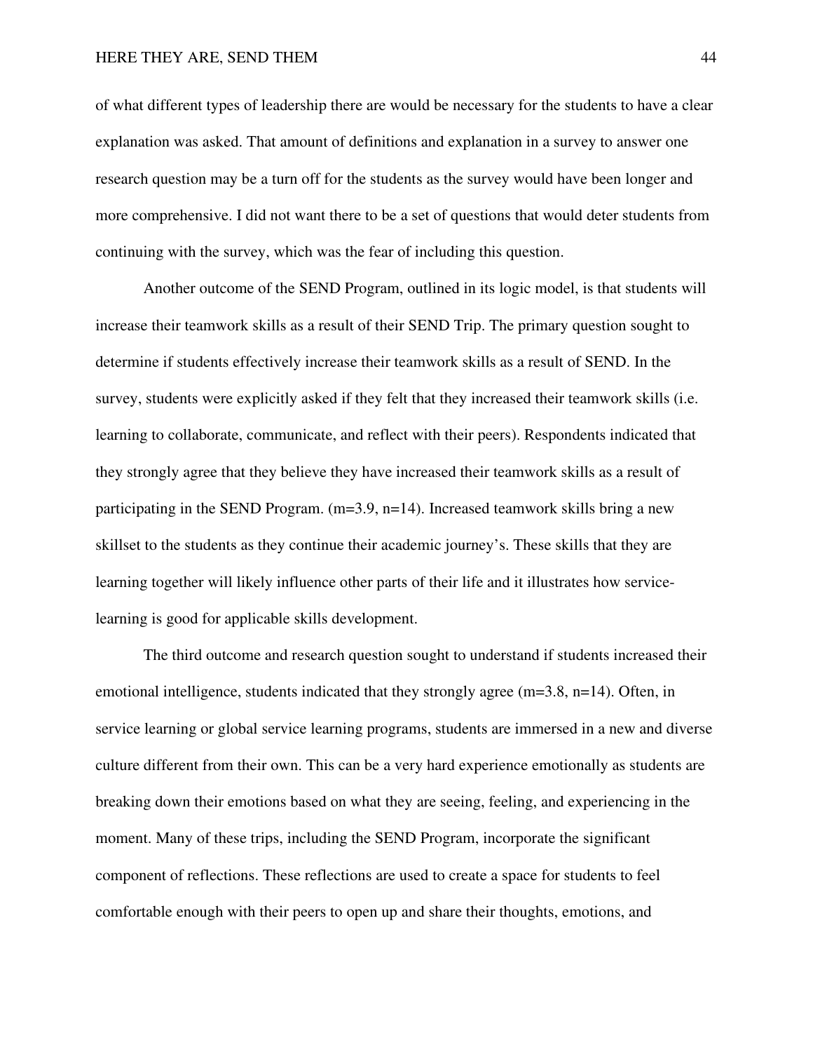of what different types of leadership there are would be necessary for the students to have a clear explanation was asked. That amount of definitions and explanation in a survey to answer one research question may be a turn off for the students as the survey would have been longer and more comprehensive. I did not want there to be a set of questions that would deter students from continuing with the survey, which was the fear of including this question.

Another outcome of the SEND Program, outlined in its logic model, is that students will increase their teamwork skills as a result of their SEND Trip. The primary question sought to determine if students effectively increase their teamwork skills as a result of SEND. In the survey, students were explicitly asked if they felt that they increased their teamwork skills (i.e. learning to collaborate, communicate, and reflect with their peers). Respondents indicated that they strongly agree that they believe they have increased their teamwork skills as a result of participating in the SEND Program. ($m=3.9$, $n=14$). Increased teamwork skills bring a new skillset to the students as they continue their academic journey's. These skills that they are learning together will likely influence other parts of their life and it illustrates how service-learning is good for applicable skills development.

The third outcome and research question sought to understand if students increased their emotional intelligence, students indicated that they strongly agree ($m=3.8$, $n=14$). Often, in service learning or global service learning programs, students are immersed in a new and diverse culture different from their own. This can be a very hard experience emotionally as students are breaking down their emotions based on what they are seeing, feeling, and experiencing in the moment. Many of these trips, including the SEND Program, incorporate the significant component of reflections. These reflections are used to create a space for students to feel comfortable enough with their peers to open up and share their thoughts, emotions, and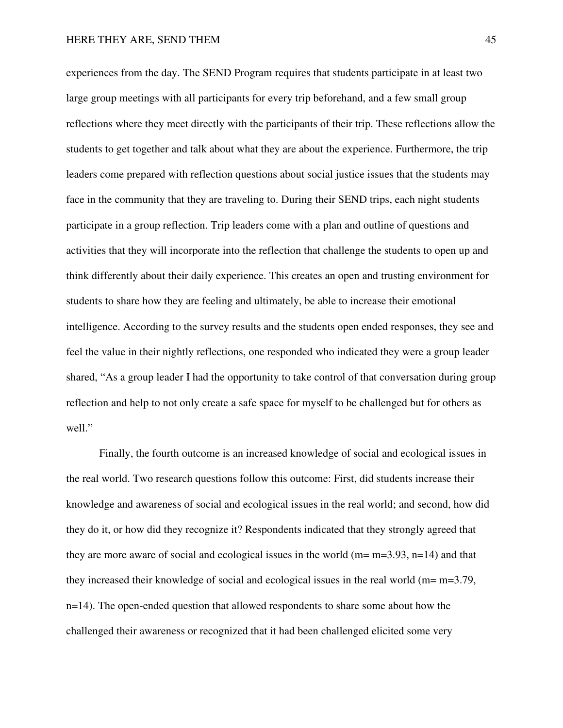experiences from the day. The SEND Program requires that students participate in at least two large group meetings with all participants for every trip beforehand, and a few small group reflections where they meet directly with the participants of their trip. These reflections allow the students to get together and talk about what they are about the experience. Furthermore, the trip leaders come prepared with reflection questions about social justice issues that the students may face in the community that they are traveling to. During their SEND trips, each night students participate in a group reflection. Trip leaders come with a plan and outline of questions and activities that they will incorporate into the reflection that challenge the students to open up and think differently about their daily experience. This creates an open and trusting environment for students to share how they are feeling and ultimately, be able to increase their emotional intelligence. According to the survey results and the students open ended responses, they see and feel the value in their nightly reflections, one responded who indicated they were a group leader shared, "As a group leader I had the opportunity to take control of that conversation during group reflection and help to not only create a safe space for myself to be challenged but for others as well."

Finally, the fourth outcome is an increased knowledge of social and ecological issues in the real world. Two research questions follow this outcome: First, did students increase their knowledge and awareness of social and ecological issues in the real world; and second, how did they do it, or how did they recognize it? Respondents indicated that they strongly agreed that they are more aware of social and ecological issues in the world (m= m=3.93, n=14) and that they increased their knowledge of social and ecological issues in the real world (m= m=3.79, n=14). The open-ended question that allowed respondents to share some about how the challenged their awareness or recognized that it had been challenged elicited some very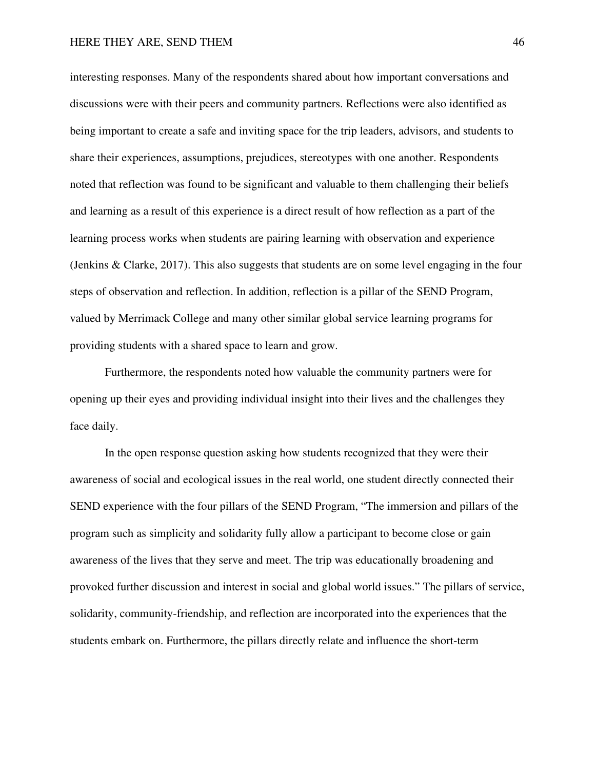interesting responses. Many of the respondents shared about how important conversations and discussions were with their peers and community partners. Reflections were also identified as being important to create a safe and inviting space for the trip leaders, advisors, and students to share their experiences, assumptions, prejudices, stereotypes with one another. Respondents noted that reflection was found to be significant and valuable to them challenging their beliefs and learning as a result of this experience is a direct result of how reflection as a part of the learning process works when students are pairing learning with observation and experience (Jenkins & Clarke, 2017). This also suggests that students are on some level engaging in the four steps of observation and reflection. In addition, reflection is a pillar of the SEND Program, valued by Merrimack College and many other similar global service learning programs for providing students with a shared space to learn and grow.

Furthermore, the respondents noted how valuable the community partners were for opening up their eyes and providing individual insight into their lives and the challenges they face daily.

In the open response question asking how students recognized that they were their awareness of social and ecological issues in the real world, one student directly connected their SEND experience with the four pillars of the SEND Program, "The immersion and pillars of the program such as simplicity and solidarity fully allow a participant to become close or gain awareness of the lives that they serve and meet. The trip was educationally broadening and provoked further discussion and interest in social and global world issues." The pillars of service, solidarity, community-friendship, and reflection are incorporated into the experiences that the students embark on. Furthermore, the pillars directly relate and influence the short-term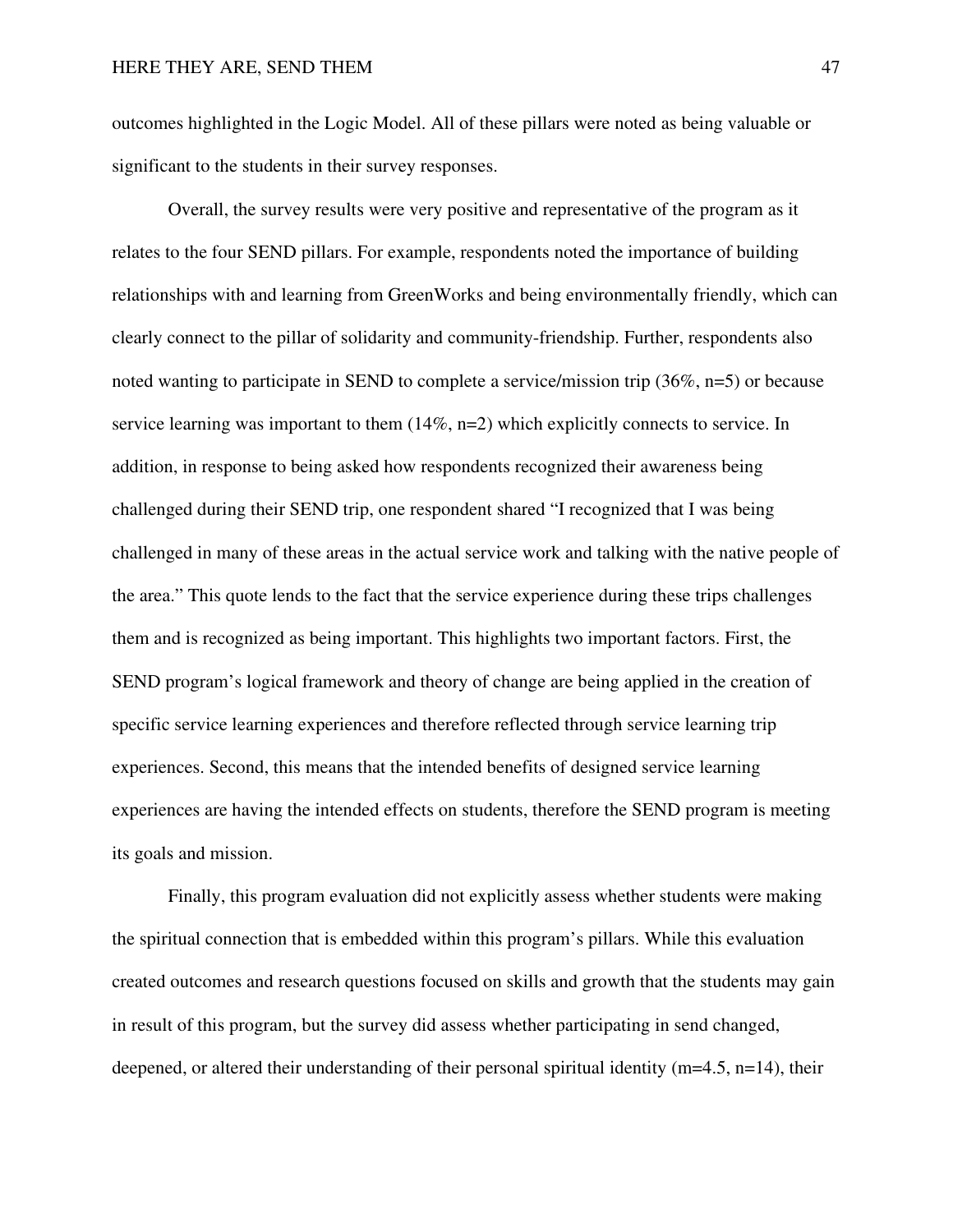outcomes highlighted in the Logic Model. All of these pillars were noted as being valuable or significant to the students in their survey responses.

Overall, the survey results were very positive and representative of the program as it relates to the four SEND pillars. For example, respondents noted the importance of building relationships with and learning from GreenWorks and being environmentally friendly, which can clearly connect to the pillar of solidarity and community-friendship. Further, respondents also noted wanting to participate in SEND to complete a service/mission trip (36%, n=5) or because service learning was important to them (14%, n=2) which explicitly connects to service. In addition, in response to being asked how respondents recognized their awareness being challenged during their SEND trip, one respondent shared "I recognized that I was being challenged in many of these areas in the actual service work and talking with the native people of the area." This quote lends to the fact that the service experience during these trips challenges them and is recognized as being important. This highlights two important factors. First, the SEND program's logical framework and theory of change are being applied in the creation of specific service learning experiences and therefore reflected through service learning trip experiences. Second, this means that the intended benefits of designed service learning experiences are having the intended effects on students, therefore the SEND program is meeting its goals and mission.

Finally, this program evaluation did not explicitly assess whether students were making the spiritual connection that is embedded within this program's pillars. While this evaluation created outcomes and research questions focused on skills and growth that the students may gain in result of this program, but the survey did assess whether participating in send changed, deepened, or altered their understanding of their personal spiritual identity (m=4.5, n=14), their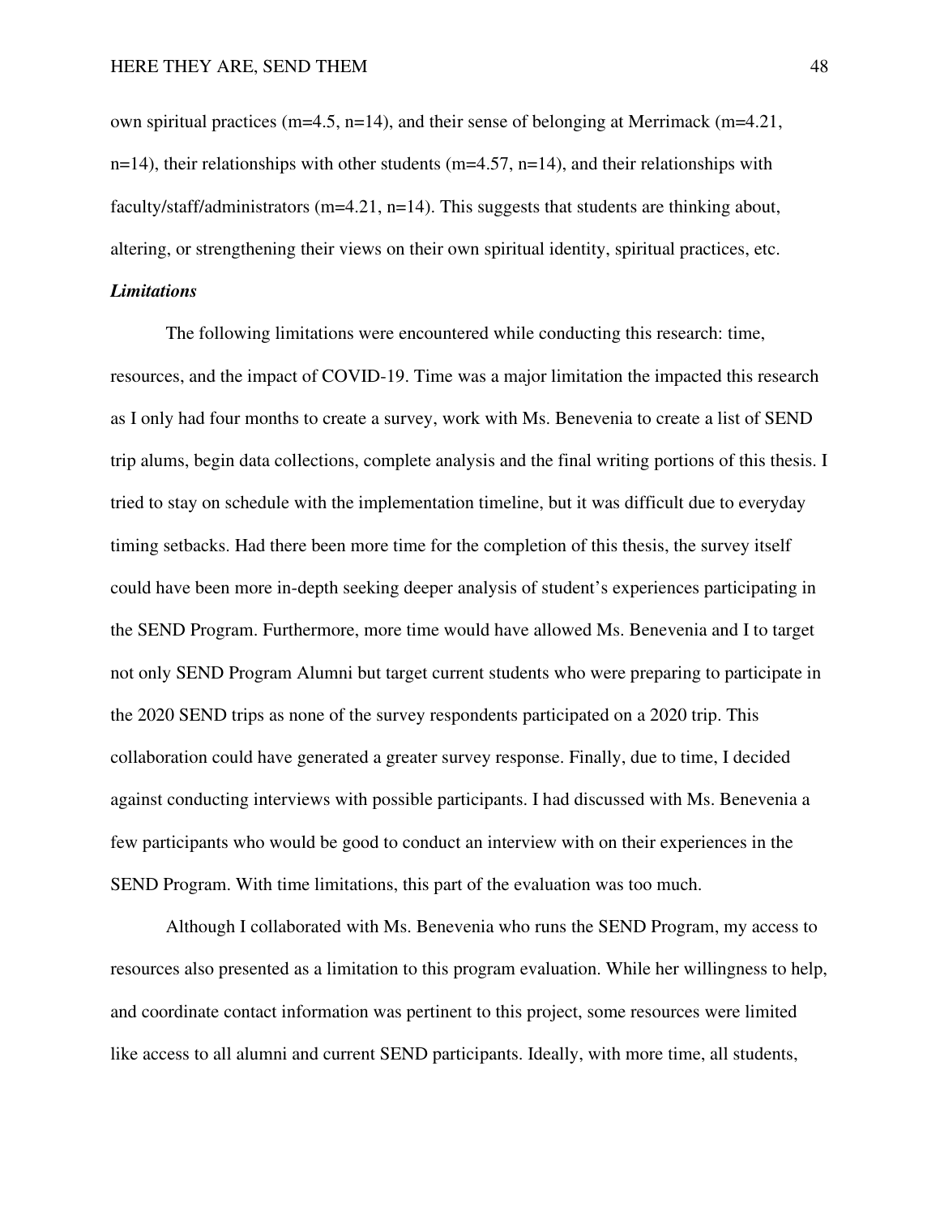own spiritual practices ($m=4.5$, $n=14$), and their sense of belonging at Merrimack ($m=4.21$, $n=14$), their relationships with other students ($m=4.57$, $n=14$), and their relationships with faculty/staff/administrators ($m=4.21$, $n=14$). This suggests that students are thinking about, altering, or strengthening their views on their own spiritual identity, spiritual practices, etc.

### *Limitations*

The following limitations were encountered while conducting this research: time, resources, and the impact of COVID-19. Time was a major limitation the impacted this research as I only had four months to create a survey, work with Ms. Benevenia to create a list of SEND trip alums, begin data collections, complete analysis and the final writing portions of this thesis. I tried to stay on schedule with the implementation timeline, but it was difficult due to everyday timing setbacks. Had there been more time for the completion of this thesis, the survey itself could have been more in-depth seeking deeper analysis of student's experiences participating in the SEND Program. Furthermore, more time would have allowed Ms. Benevenia and I to target not only SEND Program Alumni but target current students who were preparing to participate in the 2020 SEND trips as none of the survey respondents participated on a 2020 trip. This collaboration could have generated a greater survey response. Finally, due to time, I decided against conducting interviews with possible participants. I had discussed with Ms. Benevenia a few participants who would be good to conduct an interview with on their experiences in the SEND Program. With time limitations, this part of the evaluation was too much.

Although I collaborated with Ms. Benevenia who runs the SEND Program, my access to resources also presented as a limitation to this program evaluation. While her willingness to help, and coordinate contact information was pertinent to this project, some resources were limited like access to all alumni and current SEND participants. Ideally, with more time, all students,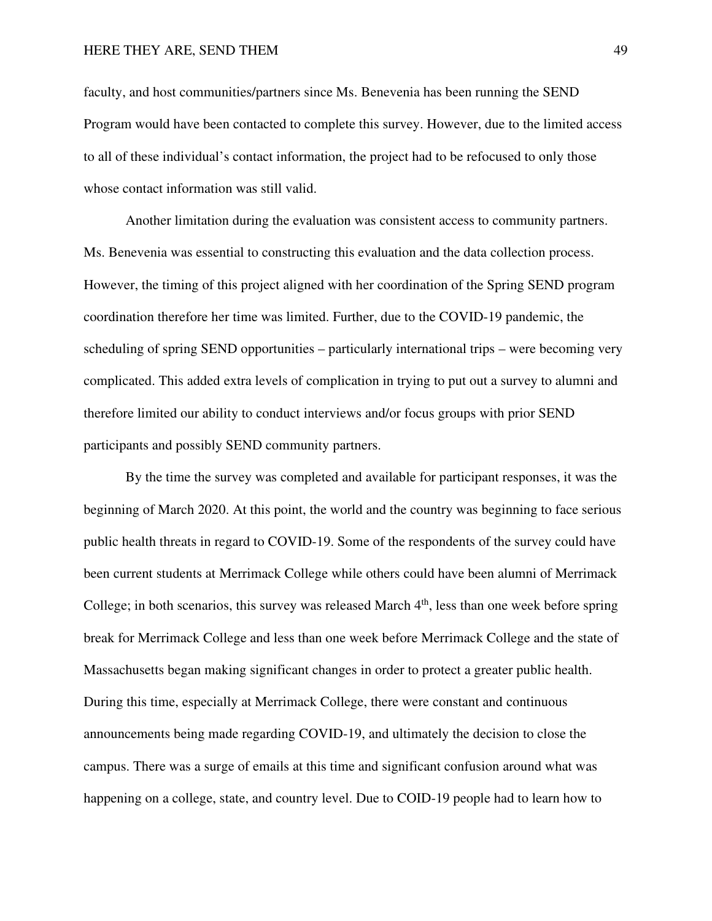faculty, and host communities/partners since Ms. Benevenia has been running the SEND Program would have been contacted to complete this survey. However, due to the limited access to all of these individual's contact information, the project had to be refocused to only those whose contact information was still valid.

Another limitation during the evaluation was consistent access to community partners. Ms. Benevenia was essential to constructing this evaluation and the data collection process. However, the timing of this project aligned with her coordination of the Spring SEND program coordination therefore her time was limited. Further, due to the COVID-19 pandemic, the scheduling of spring SEND opportunities – particularly international trips – were becoming very complicated. This added extra levels of complication in trying to put out a survey to alumni and therefore limited our ability to conduct interviews and/or focus groups with prior SEND participants and possibly SEND community partners.

By the time the survey was completed and available for participant responses, it was the beginning of March 2020. At this point, the world and the country was beginning to face serious public health threats in regard to COVID-19. Some of the respondents of the survey could have been current students at Merrimack College while others could have been alumni of Merrimack College; in both scenarios, this survey was released March 4th, less than one week before spring break for Merrimack College and less than one week before Merrimack College and the state of Massachusetts began making significant changes in order to protect a greater public health. During this time, especially at Merrimack College, there were constant and continuous announcements being made regarding COVID-19, and ultimately the decision to close the campus. There was a surge of emails at this time and significant confusion around what was happening on a college, state, and country level. Due to COID-19 people had to learn how to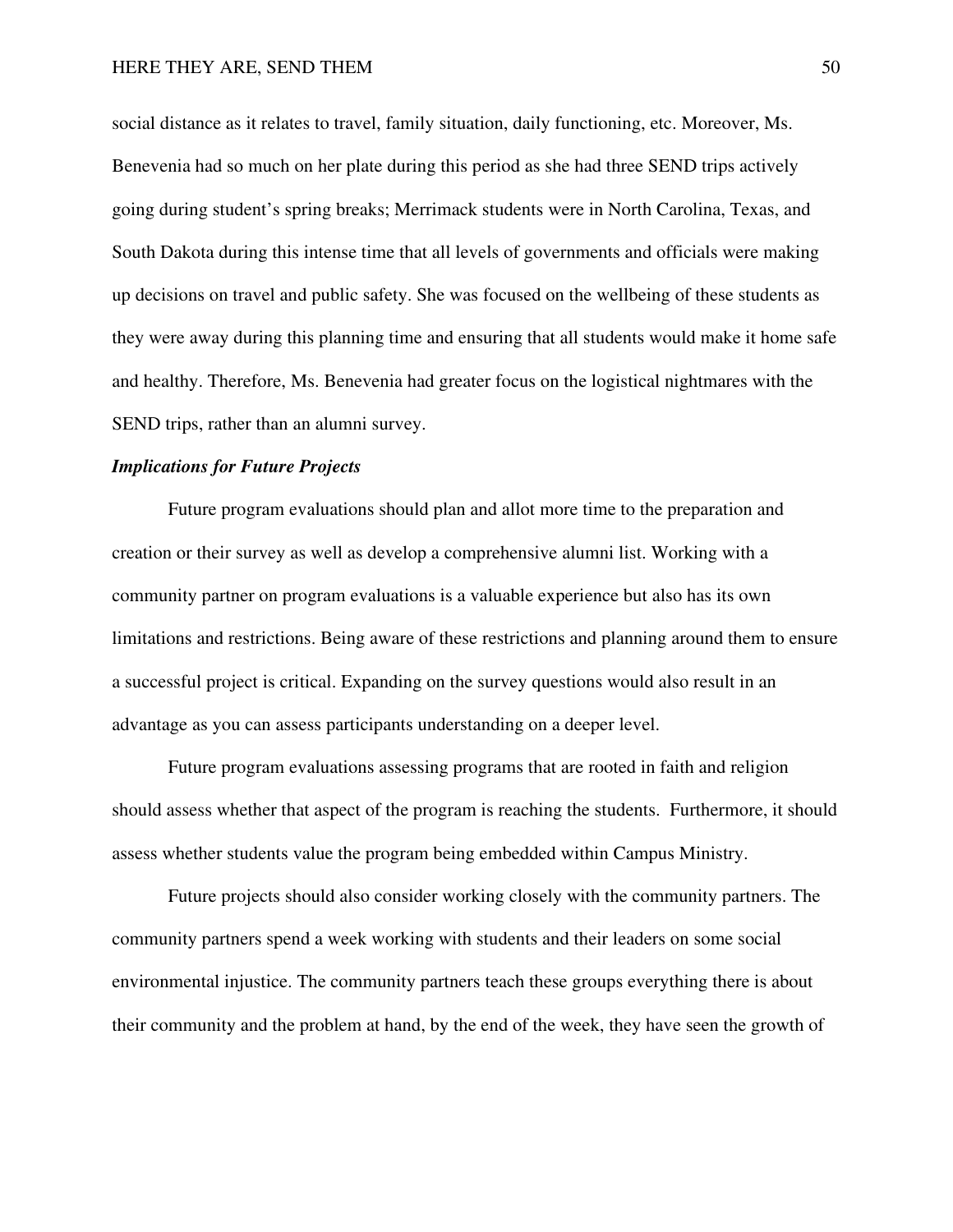social distance as it relates to travel, family situation, daily functioning, etc. Moreover, Ms. Benevenia had so much on her plate during this period as she had three SEND trips actively going during student's spring breaks; Merrimack students were in North Carolina, Texas, and South Dakota during this intense time that all levels of governments and officials were making up decisions on travel and public safety. She was focused on the wellbeing of these students as they were away during this planning time and ensuring that all students would make it home safe and healthy. Therefore, Ms. Benevenia had greater focus on the logistical nightmares with the SEND trips, rather than an alumni survey.

***Implications for Future Projects***

Future program evaluations should plan and allot more time to the preparation and creation or their survey as well as develop a comprehensive alumni list. Working with a community partner on program evaluations is a valuable experience but also has its own limitations and restrictions. Being aware of these restrictions and planning around them to ensure a successful project is critical. Expanding on the survey questions would also result in an advantage as you can assess participants understanding on a deeper level.

Future program evaluations assessing programs that are rooted in faith and religion should assess whether that aspect of the program is reaching the students. Furthermore, it should assess whether students value the program being embedded within Campus Ministry.

Future projects should also consider working closely with the community partners. The community partners spend a week working with students and their leaders on some social environmental injustice. The community partners teach these groups everything there is about their community and the problem at hand, by the end of the week, they have seen the growth of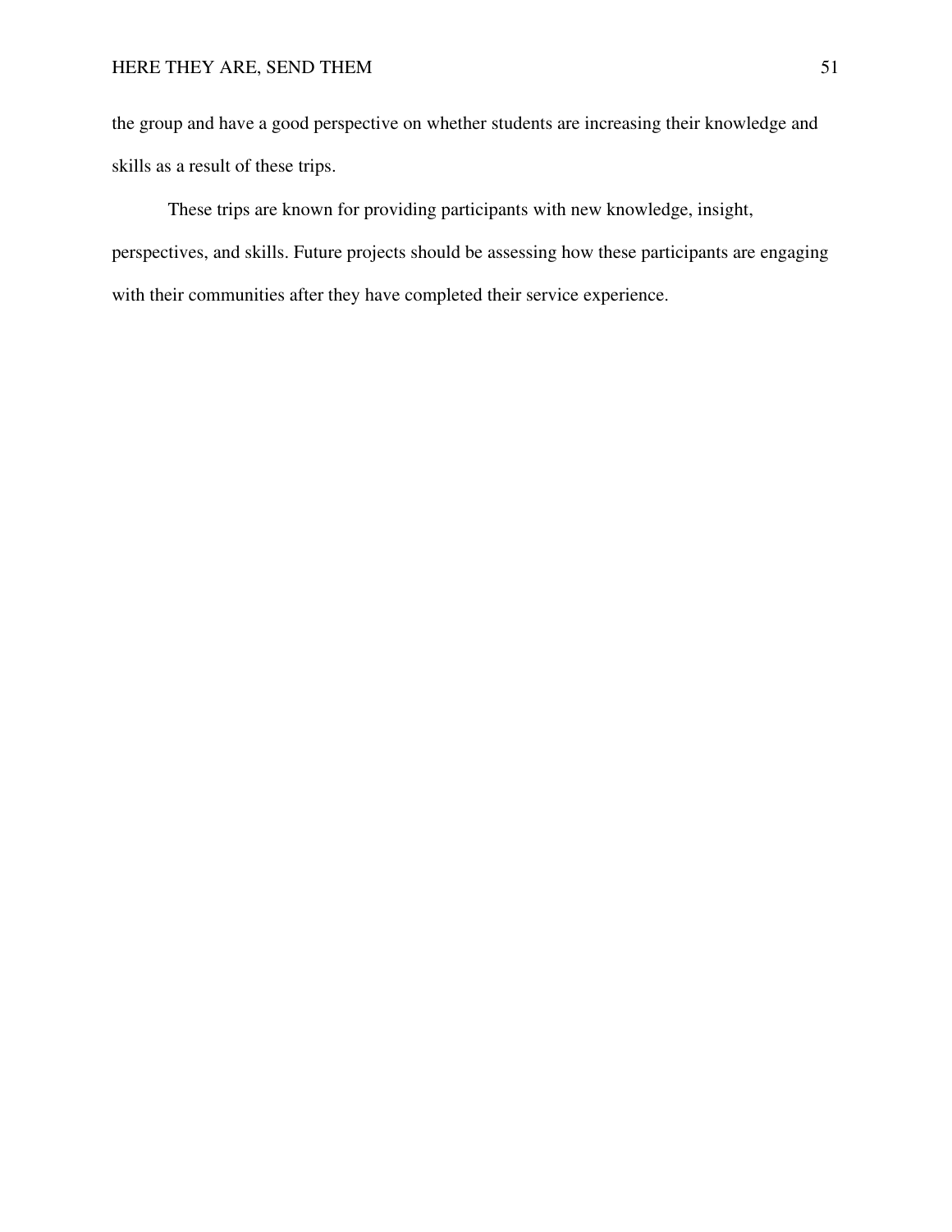the group and have a good perspective on whether students are increasing their knowledge and skills as a result of these trips.

These trips are known for providing participants with new knowledge, insight, perspectives, and skills. Future projects should be assessing how these participants are engaging with their communities after they have completed their service experience.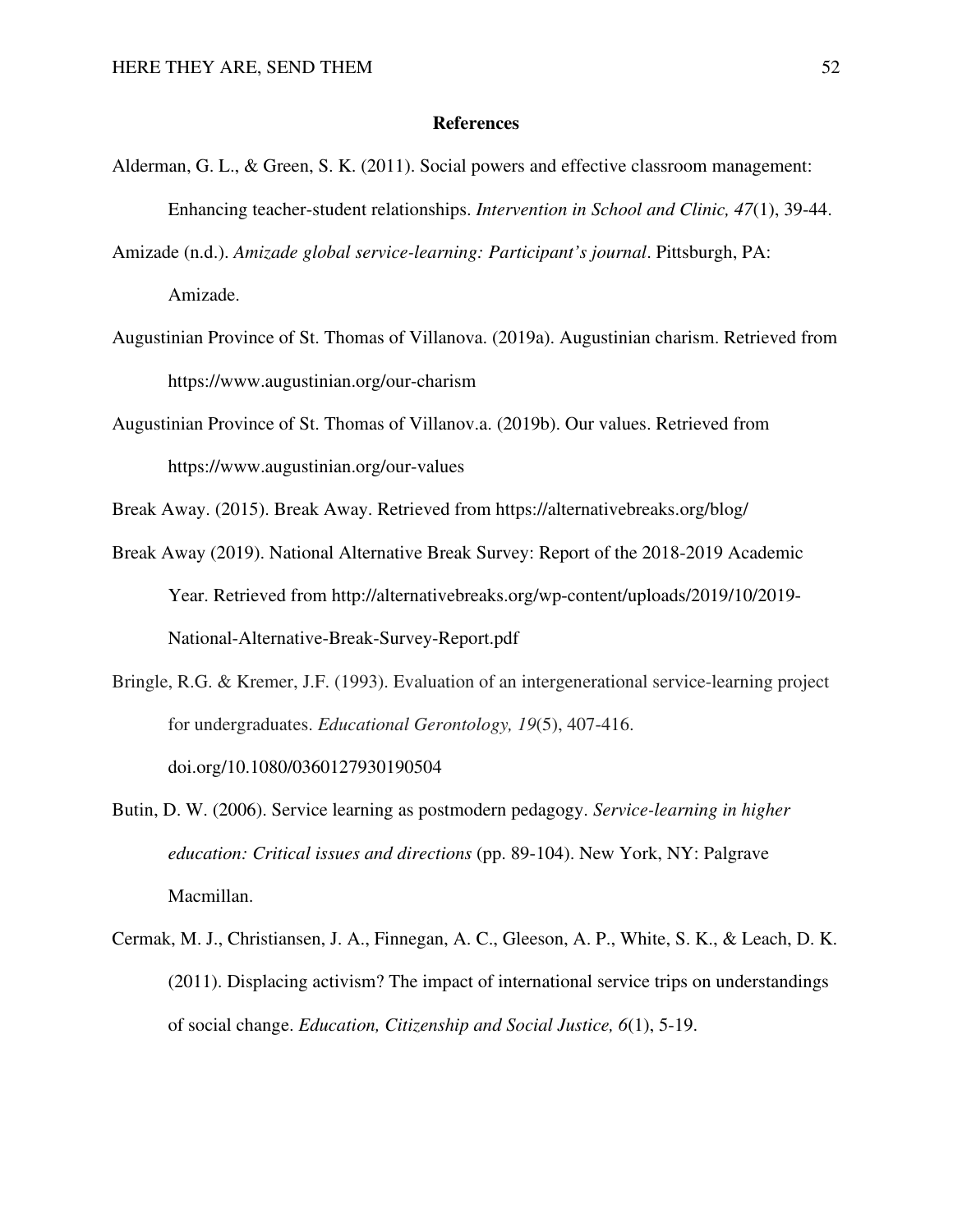# References

Alderman, G. L., & Green, S. K. (2011). Social powers and effective classroom management: Enhancing teacher-student relationships. *Intervention in School and Clinic, 47*(1), 39-44.

Amizade (n.d.). *Amizade global service-learning: Participant's journal*. Pittsburgh, PA: Amizade.

Augustinian Province of St. Thomas of Villanova. (2019a). Augustinian charism. Retrieved from https://www.augustinian.org/our-charism

Augustinian Province of St. Thomas of Villanov.a. (2019b). Our values. Retrieved from https://www.augustinian.org/our-values

Break Away. (2015). Break Away. Retrieved from https://alternativebreaks.org/blog/

Break Away (2019). National Alternative Break Survey: Report of the 2018-2019 Academic Year. Retrieved from http://alternativebreaks.org/wp-content/uploads/2019/10/2019-National-Alternative-Break-Survey-Report.pdf

Bringle, R.G. & Kremer, J.F. (1993). Evaluation of an intergenerational service-learning project for undergraduates. *Educational Gerontology, 19*(5), 407-416. doi.org/10.1080/0360127930190504

Butin, D. W. (2006). Service learning as postmodern pedagogy. *Service-learning in higher education: Critical issues and directions* (pp. 89-104). New York, NY: Palgrave Macmillan.

Cermak, M. J., Christiansen, J. A., Finnegan, A. C., Gleeson, A. P., White, S. K., & Leach, D. K. (2011). Displacing activism? The impact of international service trips on understandings of social change. *Education, Citizenship and Social Justice, 6*(1), 5-19.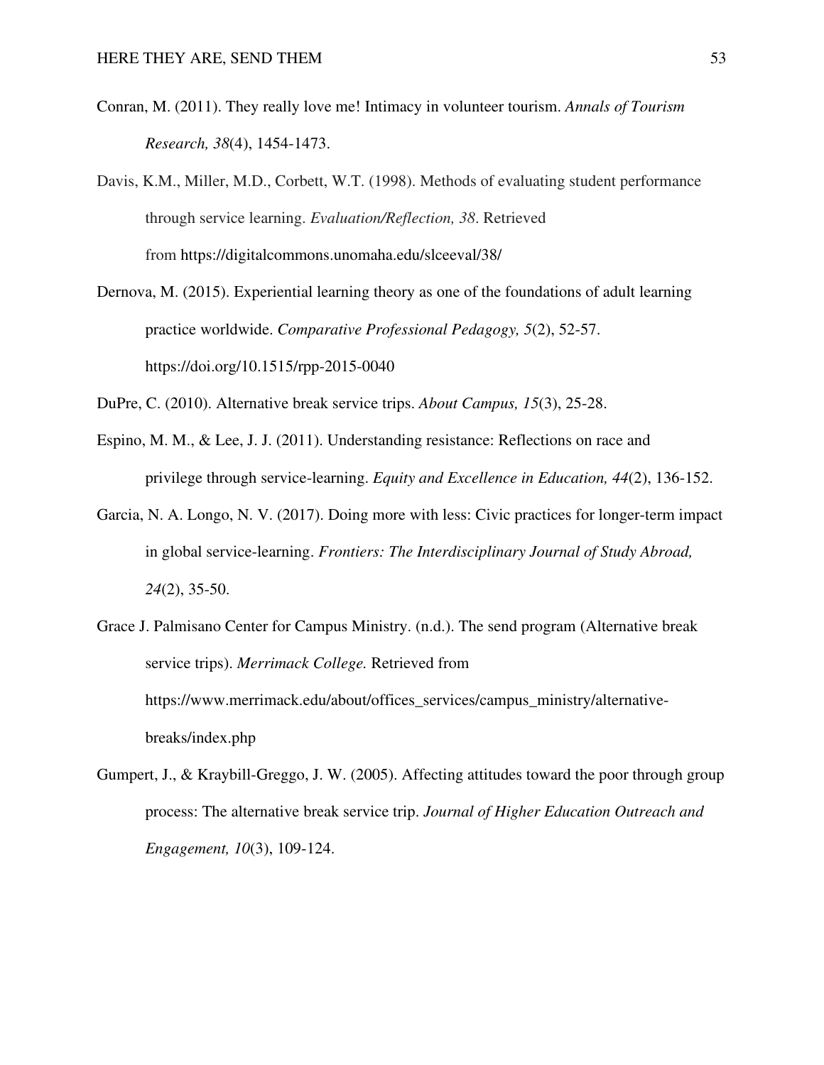Conran, M. (2011). They really love me! Intimacy in volunteer tourism. *Annals of Tourism Research, 38*(4), 1454-1473.

Davis, K.M., Miller, M.D., Corbett, W.T. (1998). Methods of evaluating student performance through service learning. *Evaluation/Reflection, 38*. Retrieved from https://digitalcommons.unomaha.edu/slceeval/38/

Dernova, M. (2015). Experiential learning theory as one of the foundations of adult learning practice worldwide. *Comparative Professional Pedagogy, 5*(2), 52-57. https://doi.org/10.1515/rpp-2015-0040

DuPre, C. (2010). Alternative break service trips. *About Campus, 15*(3), 25-28.

Espino, M. M., & Lee, J. J. (2011). Understanding resistance: Reflections on race and privilege through service-learning. *Equity and Excellence in Education, 44*(2), 136-152.

Garcia, N. A. Longo, N. V. (2017). Doing more with less: Civic practices for longer-term impact in global service-learning. *Frontiers: The Interdisciplinary Journal of Study Abroad, 24*(2), 35-50.

Grace J. Palmisano Center for Campus Ministry. (n.d.). The send program (Alternative break service trips). *Merrimack College.* Retrieved from https://www.merrimack.edu/about/offices_services/campus_ministry/alternative-breaks/index.php

Gumpert, J., & Kraybill-Greggo, J. W. (2005). Affecting attitudes toward the poor through group process: The alternative break service trip. *Journal of Higher Education Outreach and Engagement, 10*(3), 109-124.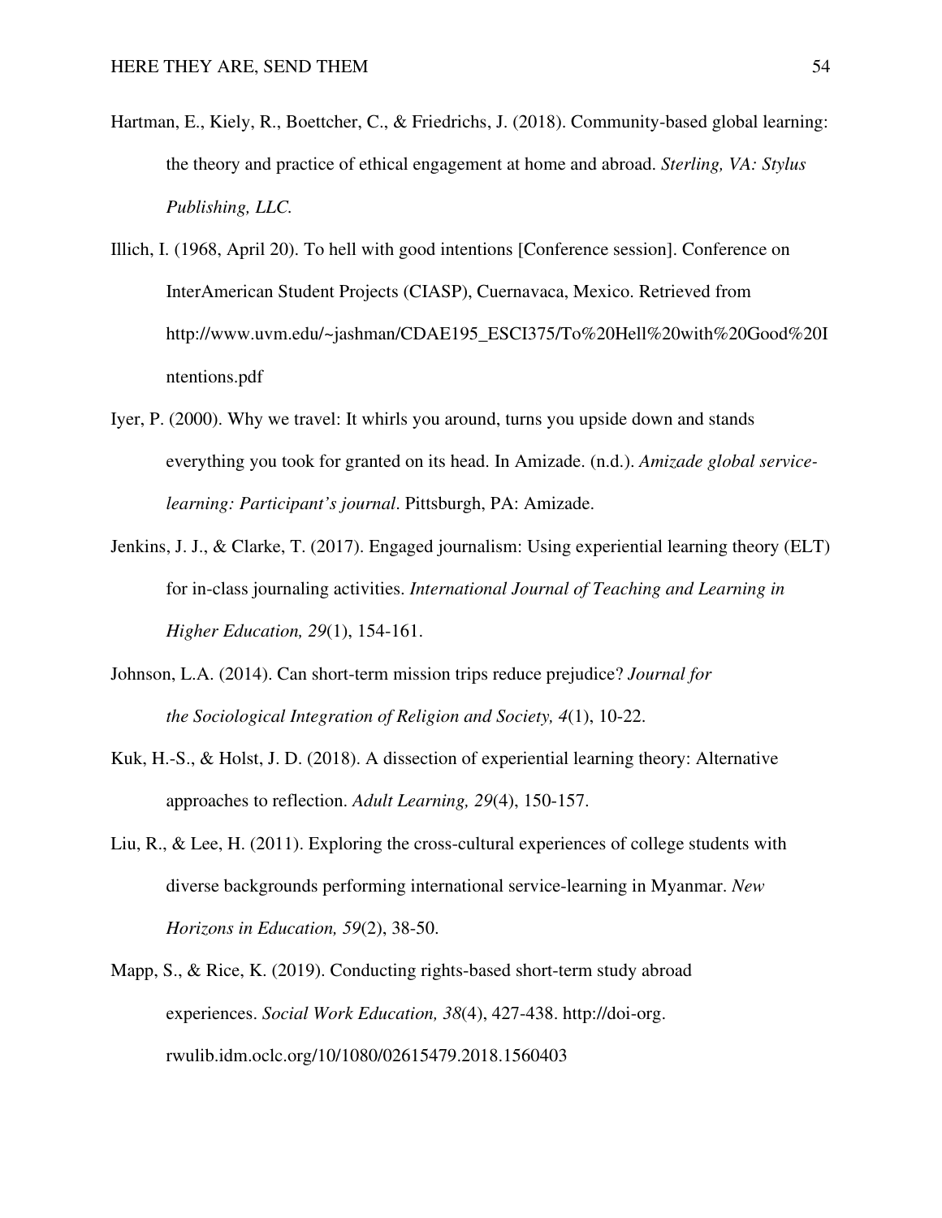Hartman, E., Kiely, R., Boettcher, C., & Friedrichs, J. (2018). Community-based global learning: the theory and practice of ethical engagement at home and abroad. *Sterling, VA: Stylus Publishing, LLC.*

Illich, I. (1968, April 20). To hell with good intentions [Conference session]. Conference on InterAmerican Student Projects (CIASP), Cuernavaca, Mexico. Retrieved from http://www.uvm.edu/~jashman/CDAE195_ESCI375/To%20Hell%20with%20Good%20Intentions.pdf

Iyer, P. (2000). Why we travel: It whirls you around, turns you upside down and stands everything you took for granted on its head. In Amizade. (n.d.). *Amizade global service-learning: Participant's journal*. Pittsburgh, PA: Amizade.

Jenkins, J. J., & Clarke, T. (2017). Engaged journalism: Using experiential learning theory (ELT) for in-class journaling activities. *International Journal of Teaching and Learning in Higher Education, 29*(1), 154-161.

Johnson, L.A. (2014). Can short-term mission trips reduce prejudice? *Journal for the Sociological Integration of Religion and Society, 4*(1), 10-22.

Kuk, H.-S., & Holst, J. D. (2018). A dissection of experiential learning theory: Alternative approaches to reflection. *Adult Learning, 29*(4), 150-157.

Liu, R., & Lee, H. (2011). Exploring the cross-cultural experiences of college students with diverse backgrounds performing international service-learning in Myanmar. *New Horizons in Education, 59*(2), 38-50.

Mapp, S., & Rice, K. (2019). Conducting rights-based short-term study abroad experiences. *Social Work Education, 38*(4), 427-438. http://doi-org.rwulib.idm.oclc.org/10/1080/02615479.2018.1560403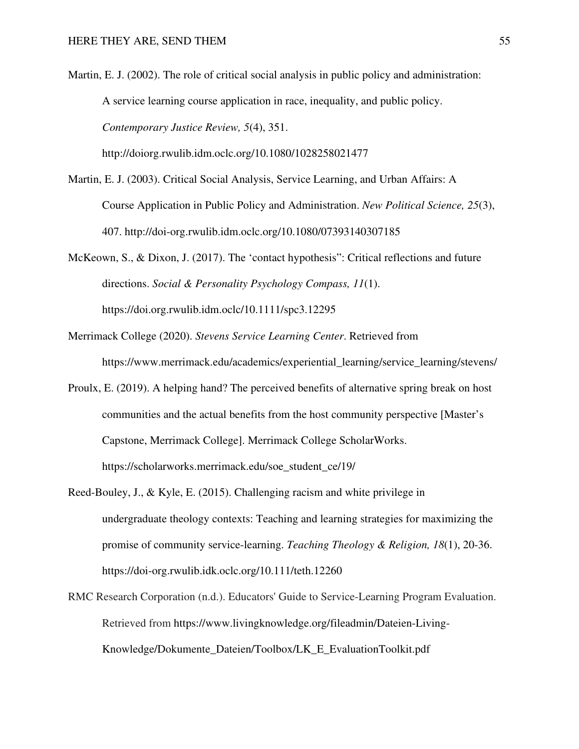Martin, E. J. (2002). The role of critical social analysis in public policy and administration: A service learning course application in race, inequality, and public policy. *Contemporary Justice Review, 5*(4), 351. http://doiorg.rwulib.idm.oclc.org/10.1080/1028258021477

Martin, E. J. (2003). Critical Social Analysis, Service Learning, and Urban Affairs: A Course Application in Public Policy and Administration. *New Political Science, 25*(3), 407. http://doi-org.rwulib.idm.oclc.org/10.1080/07393140307185

McKeown, S., & Dixon, J. (2017). The 'contact hypothesis": Critical reflections and future directions. *Social & Personality Psychology Compass, 11*(1). https://doi.org.rwulib.idm.oclc/10.1111/spc3.12295

Merrimack College (2020). *Stevens Service Learning Center*. Retrieved from https://www.merrimack.edu/academics/experiential_learning/service_learning/stevens/

Proulx, E. (2019). A helping hand? The perceived benefits of alternative spring break on host communities and the actual benefits from the host community perspective [Master's Capstone, Merrimack College]. Merrimack College ScholarWorks. https://scholarworks.merrimack.edu/soe_student_ce/19/

Reed-Bouley, J., & Kyle, E. (2015). Challenging racism and white privilege in undergraduate theology contexts: Teaching and learning strategies for maximizing the promise of community service-learning. *Teaching Theology & Religion, 18*(1), 20-36. https://doi-org.rwulib.idk.oclc.org/10.111/teth.12260

RMC Research Corporation (n.d.). Educators' Guide to Service-Learning Program Evaluation. Retrieved from https://www.livingknowledge.org/fileadmin/Dateien-Living-Knowledge/Dokumente_Dateien/Toolbox/LK_E_EvaluationToolkit.pdf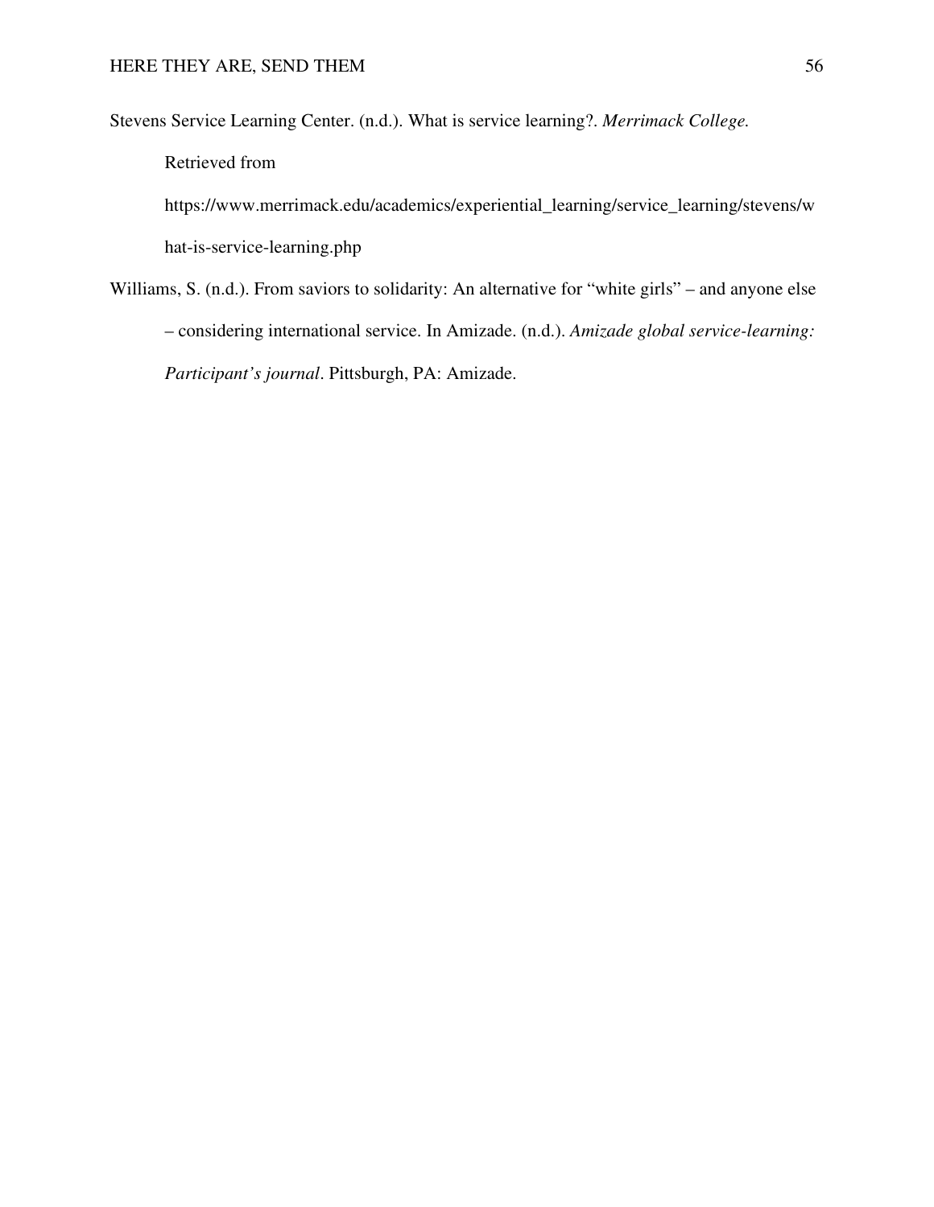Stevens Service Learning Center. (n.d.). What is service learning?. *Merrimack College.* Retrieved from https://www.merrimack.edu/academics/experiential_learning/service_learning/stevens/what-is-service-learning.php

Williams, S. (n.d.). From saviors to solidarity: An alternative for "white girls" – and anyone else – considering international service. In Amizade. (n.d.). *Amizade global service-learning: Participant's journal*. Pittsburgh, PA: Amizade.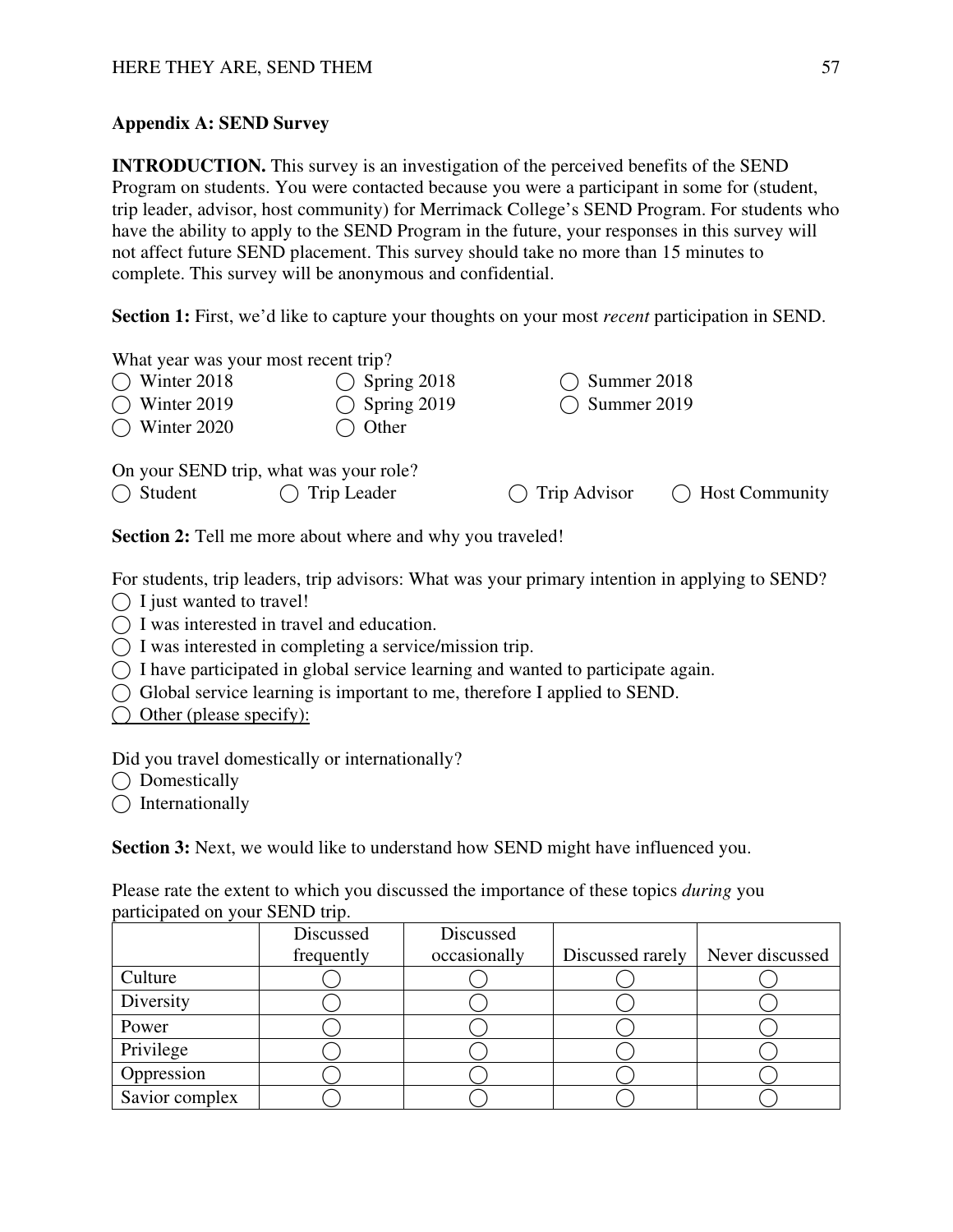## Appendix A: SEND Survey

**INTRODUCTION.** This survey is an investigation of the perceived benefits of the SEND Program on students. You were contacted because you were a participant in some for (student, trip leader, advisor, host community) for Merrimack College's SEND Program. For students who have the ability to apply to the SEND Program in the future, your responses in this survey will not affect future SEND placement. This survey should take no more than 15 minutes to complete. This survey will be anonymous and confidential.

**Section 1:** First, we'd like to capture your thoughts on your most *recent* participation in SEND.

What year was your most recent trip?

◯ Winter 2018 ◯ Spring 2018 ◯ Summer 2018
◯ Winter 2019 ◯ Spring 2019 ◯ Summer 2019
◯ Winter 2020 ◯ Other

On your SEND trip, what was your role?

◯ Student ◯ Trip Leader ◯ Trip Advisor ◯ Host Community

**Section 2:** Tell me more about where and why you traveled!

For students, trip leaders, trip advisors: What was your primary intention in applying to SEND?

◯ I just wanted to travel!
◯ I was interested in travel and education.
◯ I was interested in completing a service/mission trip.
◯ I have participated in global service learning and wanted to participate again.
◯ Global service learning is important to me, therefore I applied to SEND.
◯ Other (please specify):

Did you travel domestically or internationally?

◯ Domestically
◯ Internationally

**Section 3:** Next, we would like to understand how SEND might have influenced you.

Please rate the extent to which you discussed the importance of these topics *during* you participated on your SEND trip.

| | Discussed frequently | Discussed occasionally | Discussed rarely | Never discussed |
|---|---|---|---|---|
| Culture | ◯ | ◯ | ◯ | ◯ |
| Diversity | ◯ | ◯ | ◯ | ◯ |
| Power | ◯ | ◯ | ◯ | ◯ |
| Privilege | ◯ | ◯ | ◯ | ◯ |
| Oppression | ◯ | ◯ | ◯ | ◯ |
| Savior complex | ◯ | ◯ | ◯ | ◯ |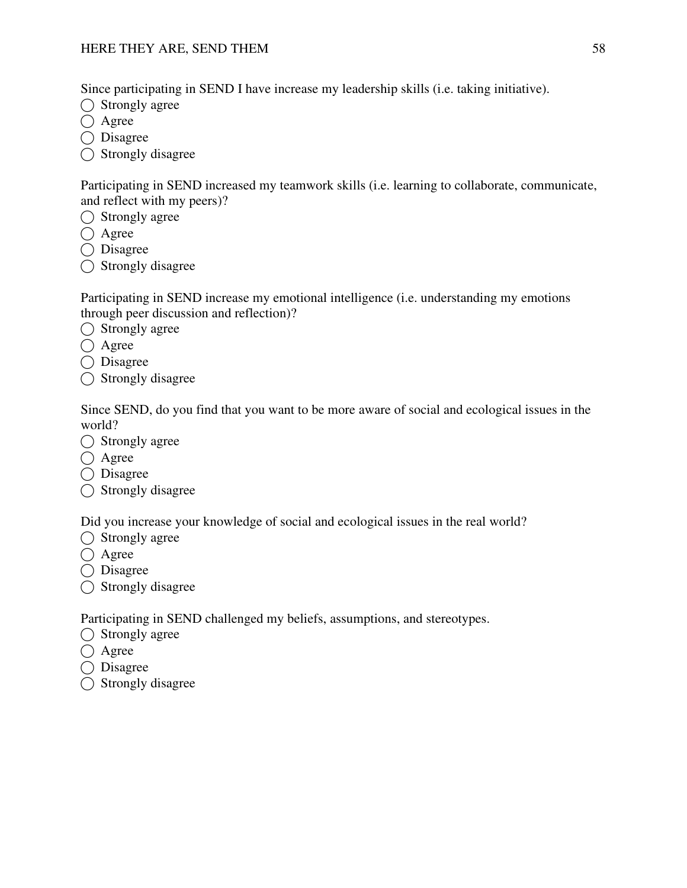Since participating in SEND I have increase my leadership skills (i.e. taking initiative).

◯ Strongly agree
◯ Agree
◯ Disagree
◯ Strongly disagree

Participating in SEND increased my teamwork skills (i.e. learning to collaborate, communicate, and reflect with my peers)?

◯ Strongly agree
◯ Agree
◯ Disagree
◯ Strongly disagree

Participating in SEND increase my emotional intelligence (i.e. understanding my emotions through peer discussion and reflection)?

◯ Strongly agree
◯ Agree
◯ Disagree
◯ Strongly disagree

Since SEND, do you find that you want to be more aware of social and ecological issues in the world?

◯ Strongly agree
◯ Agree
◯ Disagree
◯ Strongly disagree

Did you increase your knowledge of social and ecological issues in the real world?

◯ Strongly agree
◯ Agree
◯ Disagree
◯ Strongly disagree

Participating in SEND challenged my beliefs, assumptions, and stereotypes.

◯ Strongly agree
◯ Agree
◯ Disagree
◯ Strongly disagree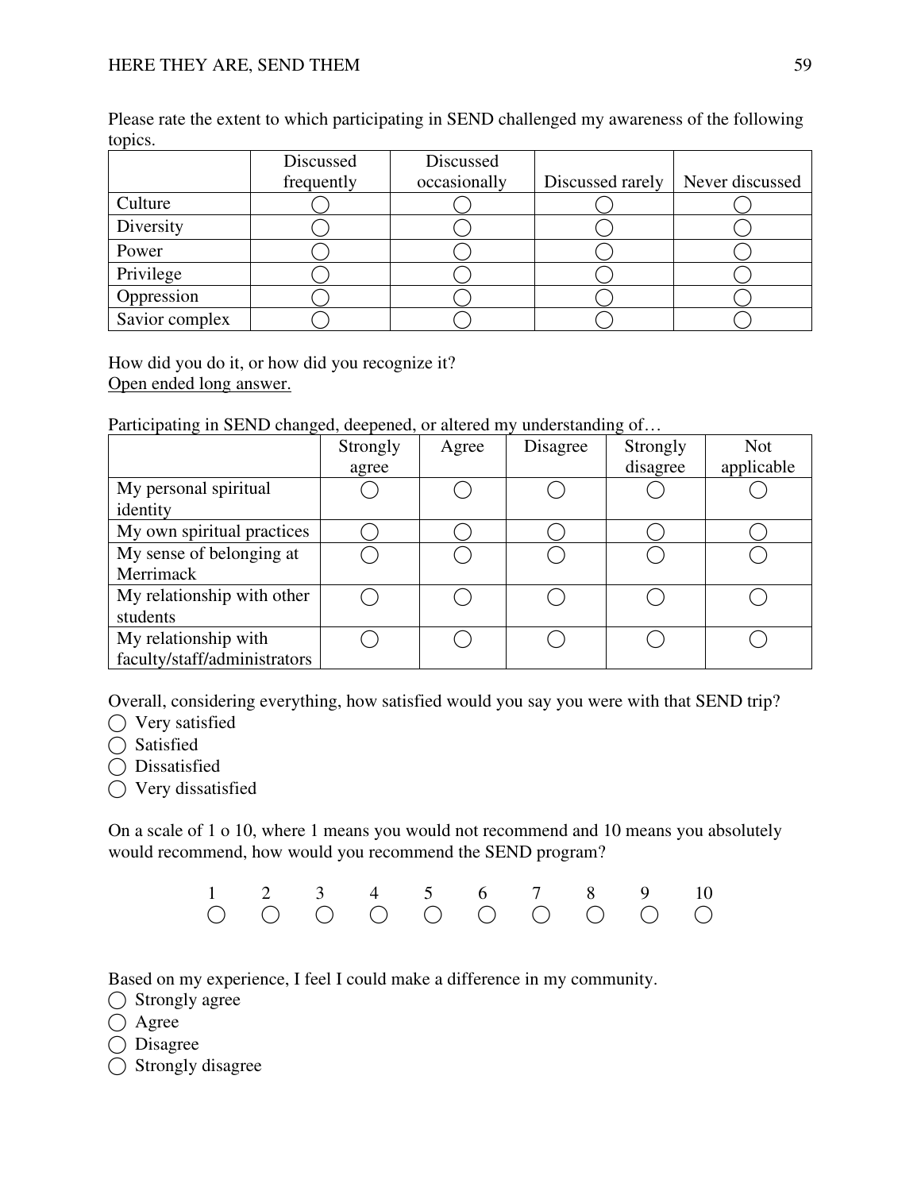Please rate the extent to which participating in SEND challenged my awareness of the following topics.

| | Discussed frequently | Discussed occasionally | Discussed rarely | Never discussed |
|---|---|---|---|---|
| Culture | ◯ | ◯ | ◯ | ◯ |
| Diversity | ◯ | ◯ | ◯ | ◯ |
| Power | ◯ | ◯ | ◯ | ◯ |
| Privilege | ◯ | ◯ | ◯ | ◯ |
| Oppression | ◯ | ◯ | ◯ | ◯ |
| Savior complex | ◯ | ◯ | ◯ | ◯ |

How did you do it, or how did you recognize it?
Open ended long answer.

Participating in SEND changed, deepened, or altered my understanding of…

| | Strongly agree | Agree | Disagree | Strongly disagree | Not applicable |
|---|---|---|---|---|---|
| My personal spiritual identity | ◯ | ◯ | ◯ | ◯ | ◯ |
| My own spiritual practices | ◯ | ◯ | ◯ | ◯ | ◯ |
| My sense of belonging at Merrimack | ◯ | ◯ | ◯ | ◯ | ◯ |
| My relationship with other students | ◯ | ◯ | ◯ | ◯ | ◯ |
| My relationship with faculty/staff/administrators | ◯ | ◯ | ◯ | ◯ | ◯ |

Overall, considering everything, how satisfied would you say you were with that SEND trip?

◯ Very satisfied
◯ Satisfied
◯ Dissatisfied
◯ Very dissatisfied

On a scale of 1 o 10, where 1 means you would not recommend and 10 means you absolutely would recommend, how would you recommend the SEND program?

| 1 | 2 | 3 | 4 | 5 | 6 | 7 | 8 | 9 | 10 |
|---|---|---|---|---|---|---|---|---|---|
| ◯ | ◯ | ◯ | ◯ | ◯ | ◯ | ◯ | ◯ | ◯ | ◯ |

Based on my experience, I feel I could make a difference in my community.

◯ Strongly agree
◯ Agree
◯ Disagree
◯ Strongly disagree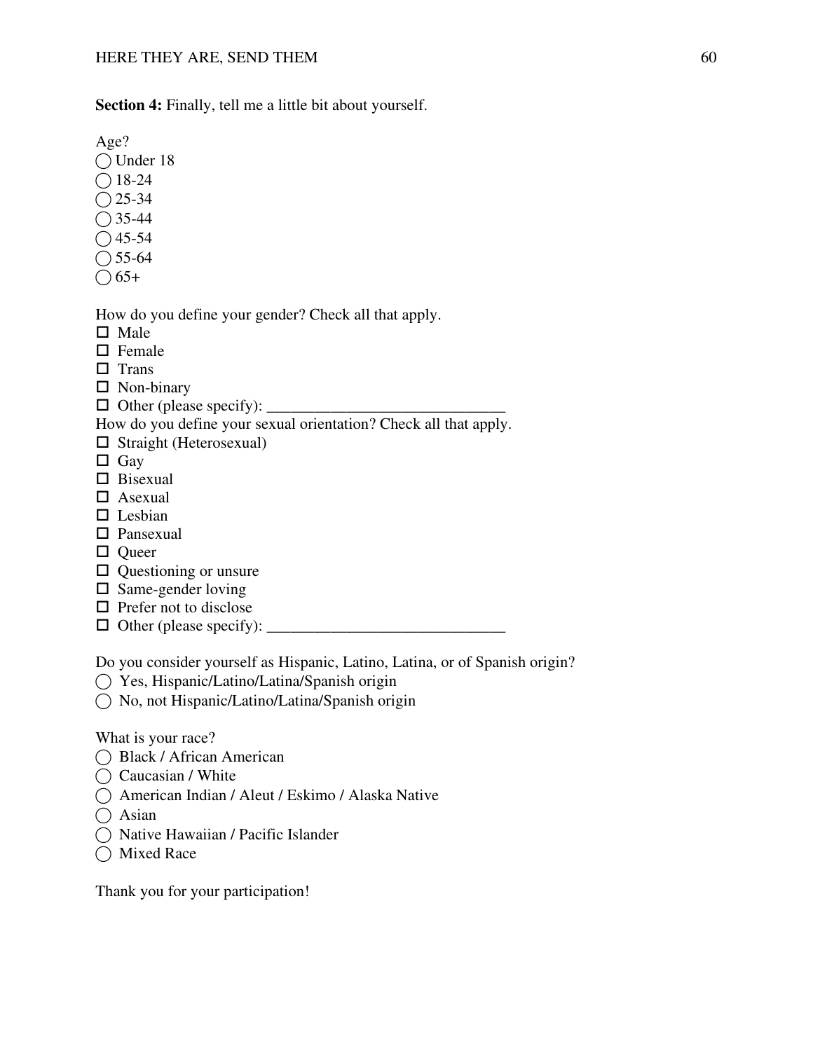**Section 4:** Finally, tell me a little bit about yourself.

Age?
◯ Under 18
◯ 18-24
◯ 25-34
◯ 35-44
◯ 45-54
◯ 55-64
◯ 65+

How do you define your gender? Check all that apply.
☐ Male
☐ Female
☐ Trans
☐ Non-binary
☐ Other (please specify): ______________________________

How do you define your sexual orientation? Check all that apply.
☐ Straight (Heterosexual)
☐ Gay
☐ Bisexual
☐ Asexual
☐ Lesbian
☐ Pansexual
☐ Queer
☐ Questioning or unsure
☐ Same-gender loving
☐ Prefer not to disclose
☐ Other (please specify): ______________________________

Do you consider yourself as Hispanic, Latino, Latina, or of Spanish origin?
◯ Yes, Hispanic/Latino/Latina/Spanish origin
◯ No, not Hispanic/Latino/Latina/Spanish origin

What is your race?
◯ Black / African American
◯ Caucasian / White
◯ American Indian / Aleut / Eskimo / Alaska Native
◯ Asian
◯ Native Hawaiian / Pacific Islander
◯ Mixed Race

Thank you for your participation!